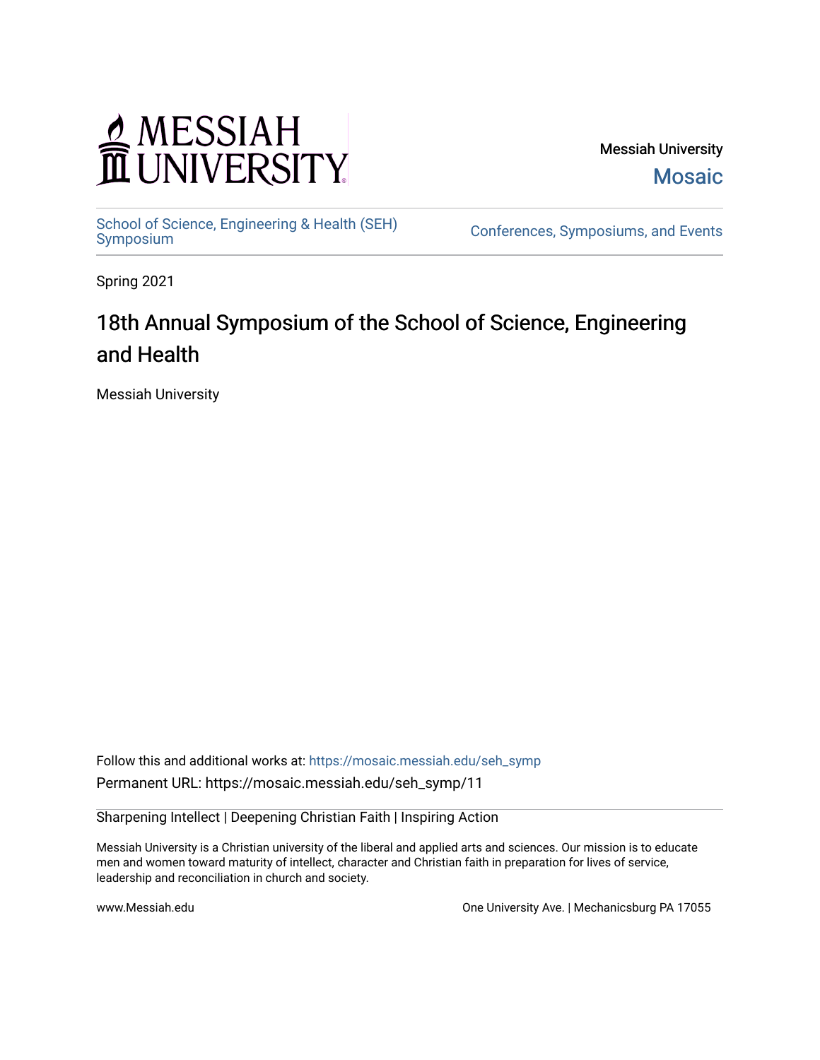# MESSIAH UNIVERSITY

Messiah University
Mosaic

School of Science, Engineering & Health (SEH) Symposium

Conferences, Symposiums, and Events

Spring 2021

## 18th Annual Symposium of the School of Science, Engineering and Health

Messiah University

Follow this and additional works at: https://mosaic.messiah.edu/seh_symp

Permanent URL: https://mosaic.messiah.edu/seh_symp/11

Sharpening Intellect | Deepening Christian Faith | Inspiring Action

Messiah University is a Christian university of the liberal and applied arts and sciences. Our mission is to educate men and women toward maturity of intellect, character and Christian faith in preparation for lives of service, leadership and reconciliation in church and society.

www.Messiah.edu

One University Ave. | Mechanicsburg PA 17055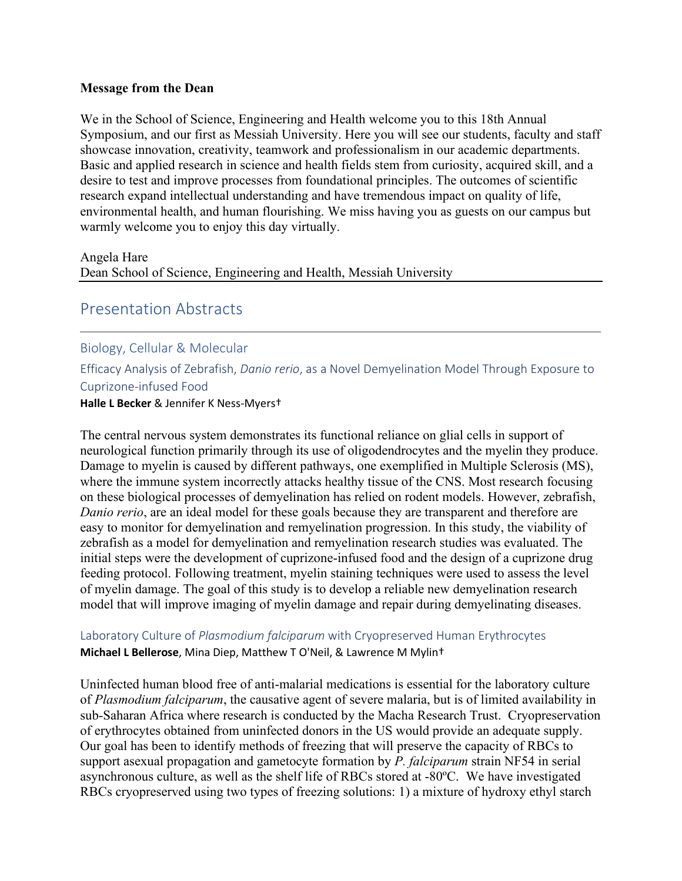**Message from the Dean**

We in the School of Science, Engineering and Health welcome you to this 18th Annual Symposium, and our first as Messiah University. Here you will see our students, faculty and staff showcase innovation, creativity, teamwork and professionalism in our academic departments. Basic and applied research in science and health fields stem from curiosity, acquired skill, and a desire to test and improve processes from foundational principles. The outcomes of scientific research expand intellectual understanding and have tremendous impact on quality of life, environmental health, and human flourishing. We miss having you as guests on our campus but warmly welcome you to enjoy this day virtually.

Angela Hare
Dean School of Science, Engineering and Health, Messiah University

# Presentation Abstracts

## Biology, Cellular & Molecular

### Efficacy Analysis of Zebrafish, *Danio rerio*, as a Novel Demyelination Model Through Exposure to Cuprizone-infused Food

**Halle L Becker** & Jennifer K Ness-Myers†

The central nervous system demonstrates its functional reliance on glial cells in support of neurological function primarily through its use of oligodendrocytes and the myelin they produce. Damage to myelin is caused by different pathways, one exemplified in Multiple Sclerosis (MS), where the immune system incorrectly attacks healthy tissue of the CNS. Most research focusing on these biological processes of demyelination has relied on rodent models. However, zebrafish, *Danio rerio*, are an ideal model for these goals because they are transparent and therefore are easy to monitor for demyelination and remyelination progression. In this study, the viability of zebrafish as a model for demyelination and remyelination research studies was evaluated. The initial steps were the development of cuprizone-infused food and the design of a cuprizone drug feeding protocol. Following treatment, myelin staining techniques were used to assess the level of myelin damage. The goal of this study is to develop a reliable new demyelination research model that will improve imaging of myelin damage and repair during demyelinating diseases.

### Laboratory Culture of *Plasmodium falciparum* with Cryopreserved Human Erythrocytes

**Michael L Bellerose**, Mina Diep, Matthew T O'Neil, & Lawrence M Mylin†

Uninfected human blood free of anti-malarial medications is essential for the laboratory culture of *Plasmodium falciparum*, the causative agent of severe malaria, but is of limited availability in sub-Saharan Africa where research is conducted by the Macha Research Trust. Cryopreservation of erythrocytes obtained from uninfected donors in the US would provide an adequate supply. Our goal has been to identify methods of freezing that will preserve the capacity of RBCs to support asexual propagation and gametocyte formation by *P. falciparum* strain NF54 in serial asynchronous culture, as well as the shelf life of RBCs stored at -80ºC. We have investigated RBCs cryopreserved using two types of freezing solutions: 1) a mixture of hydroxy ethyl starch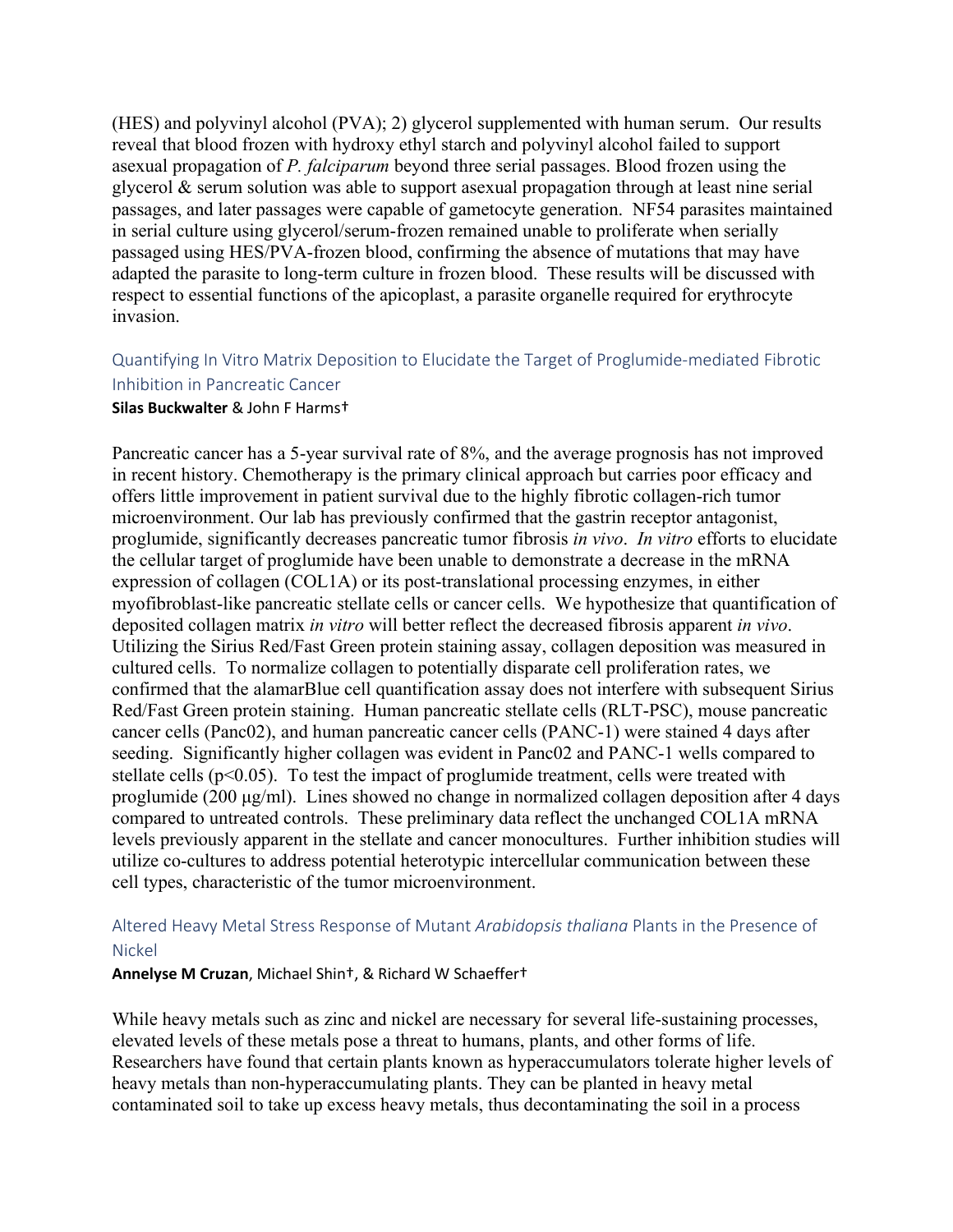(HES) and polyvinyl alcohol (PVA); 2) glycerol supplemented with human serum. Our results reveal that blood frozen with hydroxy ethyl starch and polyvinyl alcohol failed to support asexual propagation of *P. falciparum* beyond three serial passages. Blood frozen using the glycerol & serum solution was able to support asexual propagation through at least nine serial passages, and later passages were capable of gametocyte generation. NF54 parasites maintained in serial culture using glycerol/serum-frozen remained unable to proliferate when serially passaged using HES/PVA-frozen blood, confirming the absence of mutations that may have adapted the parasite to long-term culture in frozen blood. These results will be discussed with respect to essential functions of the apicoplast, a parasite organelle required for erythrocyte invasion.

### Quantifying In Vitro Matrix Deposition to Elucidate the Target of Proglumide-mediated Fibrotic Inhibition in Pancreatic Cancer

**Silas Buckwalter** & John F Harms†

Pancreatic cancer has a 5-year survival rate of 8%, and the average prognosis has not improved in recent history. Chemotherapy is the primary clinical approach but carries poor efficacy and offers little improvement in patient survival due to the highly fibrotic collagen-rich tumor microenvironment. Our lab has previously confirmed that the gastrin receptor antagonist, proglumide, significantly decreases pancreatic tumor fibrosis *in vivo*. *In vitro* efforts to elucidate the cellular target of proglumide have been unable to demonstrate a decrease in the mRNA expression of collagen (COL1A) or its post-translational processing enzymes, in either myofibroblast-like pancreatic stellate cells or cancer cells. We hypothesize that quantification of deposited collagen matrix *in vitro* will better reflect the decreased fibrosis apparent *in vivo*. Utilizing the Sirius Red/Fast Green protein staining assay, collagen deposition was measured in cultured cells. To normalize collagen to potentially disparate cell proliferation rates, we confirmed that the alamarBlue cell quantification assay does not interfere with subsequent Sirius Red/Fast Green protein staining. Human pancreatic stellate cells (RLT-PSC), mouse pancreatic cancer cells (Panc02), and human pancreatic cancer cells (PANC-1) were stained 4 days after seeding. Significantly higher collagen was evident in Panc02 and PANC-1 wells compared to stellate cells ($p<0.05$). To test the impact of proglumide treatment, cells were treated with proglumide (200 µg/ml). Lines showed no change in normalized collagen deposition after 4 days compared to untreated controls. These preliminary data reflect the unchanged COL1A mRNA levels previously apparent in the stellate and cancer monocultures. Further inhibition studies will utilize co-cultures to address potential heterotypic intercellular communication between these cell types, characteristic of the tumor microenvironment.

### Altered Heavy Metal Stress Response of Mutant *Arabidopsis thaliana* Plants in the Presence of Nickel

**Annelyse M Cruzan**, Michael Shin†, & Richard W Schaeffer†

While heavy metals such as zinc and nickel are necessary for several life-sustaining processes, elevated levels of these metals pose a threat to humans, plants, and other forms of life. Researchers have found that certain plants known as hyperaccumulators tolerate higher levels of heavy metals than non-hyperaccumulating plants. They can be planted in heavy metal contaminated soil to take up excess heavy metals, thus decontaminating the soil in a process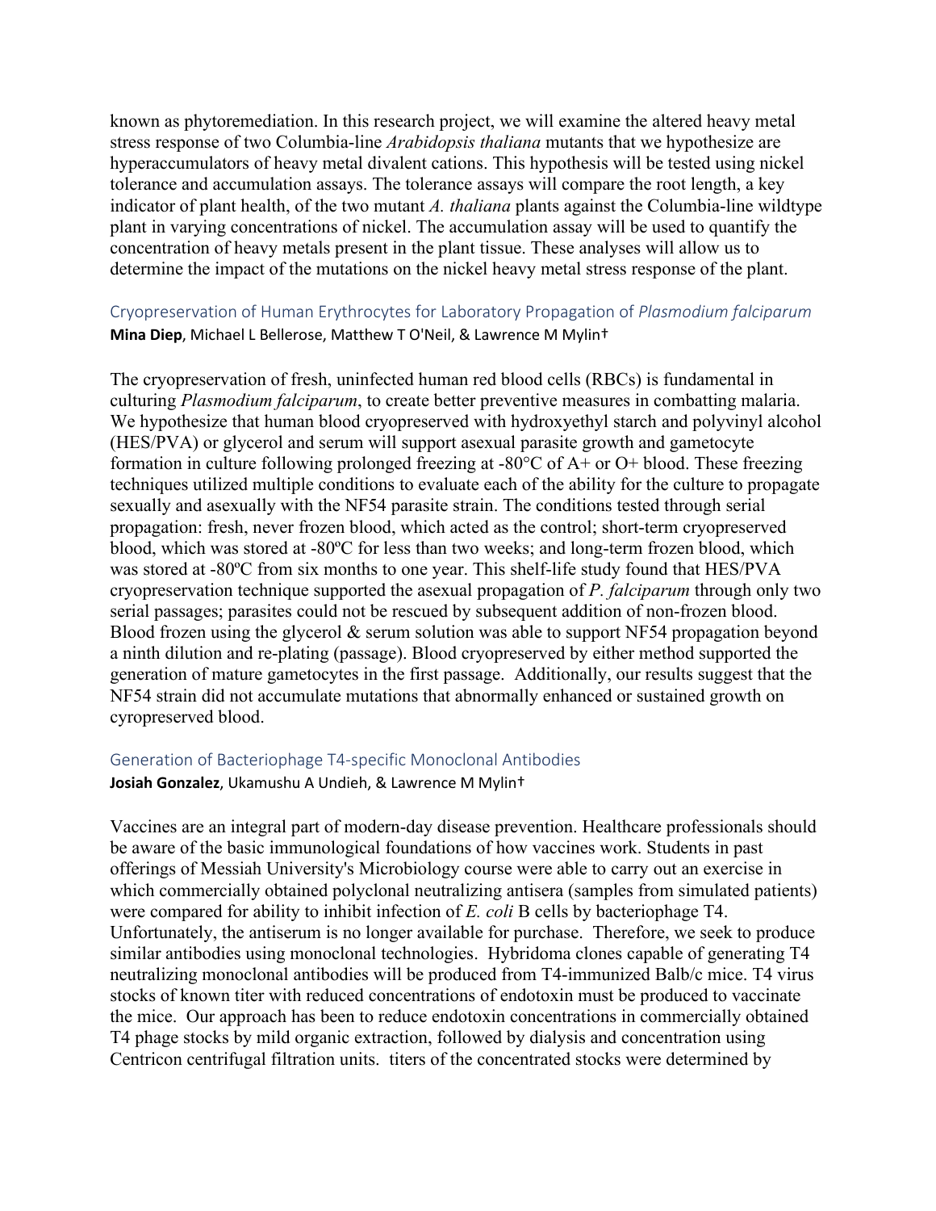known as phytoremediation. In this research project, we will examine the altered heavy metal stress response of two Columbia-line *Arabidopsis thaliana* mutants that we hypothesize are hyperaccumulators of heavy metal divalent cations. This hypothesis will be tested using nickel tolerance and accumulation assays. The tolerance assays will compare the root length, a key indicator of plant health, of the two mutant *A. thaliana* plants against the Columbia-line wildtype plant in varying concentrations of nickel. The accumulation assay will be used to quantify the concentration of heavy metals present in the plant tissue. These analyses will allow us to determine the impact of the mutations on the nickel heavy metal stress response of the plant.

### Cryopreservation of Human Erythrocytes for Laboratory Propagation of *Plasmodium falciparum*

**Mina Diep**, Michael L Bellerose, Matthew T O'Neil, & Lawrence M Mylin†

The cryopreservation of fresh, uninfected human red blood cells (RBCs) is fundamental in culturing *Plasmodium falciparum*, to create better preventive measures in combatting malaria. We hypothesize that human blood cryopreserved with hydroxyethyl starch and polyvinyl alcohol (HES/PVA) or glycerol and serum will support asexual parasite growth and gametocyte formation in culture following prolonged freezing at -80°C of A+ or O+ blood. These freezing techniques utilized multiple conditions to evaluate each of the ability for the culture to propagate sexually and asexually with the NF54 parasite strain. The conditions tested through serial propagation: fresh, never frozen blood, which acted as the control; short-term cryopreserved blood, which was stored at -80ºC for less than two weeks; and long-term frozen blood, which was stored at -80ºC from six months to one year. This shelf-life study found that HES/PVA cryopreservation technique supported the asexual propagation of *P. falciparum* through only two serial passages; parasites could not be rescued by subsequent addition of non-frozen blood. Blood frozen using the glycerol & serum solution was able to support NF54 propagation beyond a ninth dilution and re-plating (passage). Blood cryopreserved by either method supported the generation of mature gametocytes in the first passage. Additionally, our results suggest that the NF54 strain did not accumulate mutations that abnormally enhanced or sustained growth on cyropreserved blood.

### Generation of Bacteriophage T4-specific Monoclonal Antibodies

**Josiah Gonzalez**, Ukamushu A Undieh, & Lawrence M Mylin†

Vaccines are an integral part of modern-day disease prevention. Healthcare professionals should be aware of the basic immunological foundations of how vaccines work. Students in past offerings of Messiah University's Microbiology course were able to carry out an exercise in which commercially obtained polyclonal neutralizing antisera (samples from simulated patients) were compared for ability to inhibit infection of *E. coli* B cells by bacteriophage T4. Unfortunately, the antiserum is no longer available for purchase. Therefore, we seek to produce similar antibodies using monoclonal technologies. Hybridoma clones capable of generating T4 neutralizing monoclonal antibodies will be produced from T4-immunized Balb/c mice. T4 virus stocks of known titer with reduced concentrations of endotoxin must be produced to vaccinate the mice. Our approach has been to reduce endotoxin concentrations in commercially obtained T4 phage stocks by mild organic extraction, followed by dialysis and concentration using Centricon centrifugal filtration units. titers of the concentrated stocks were determined by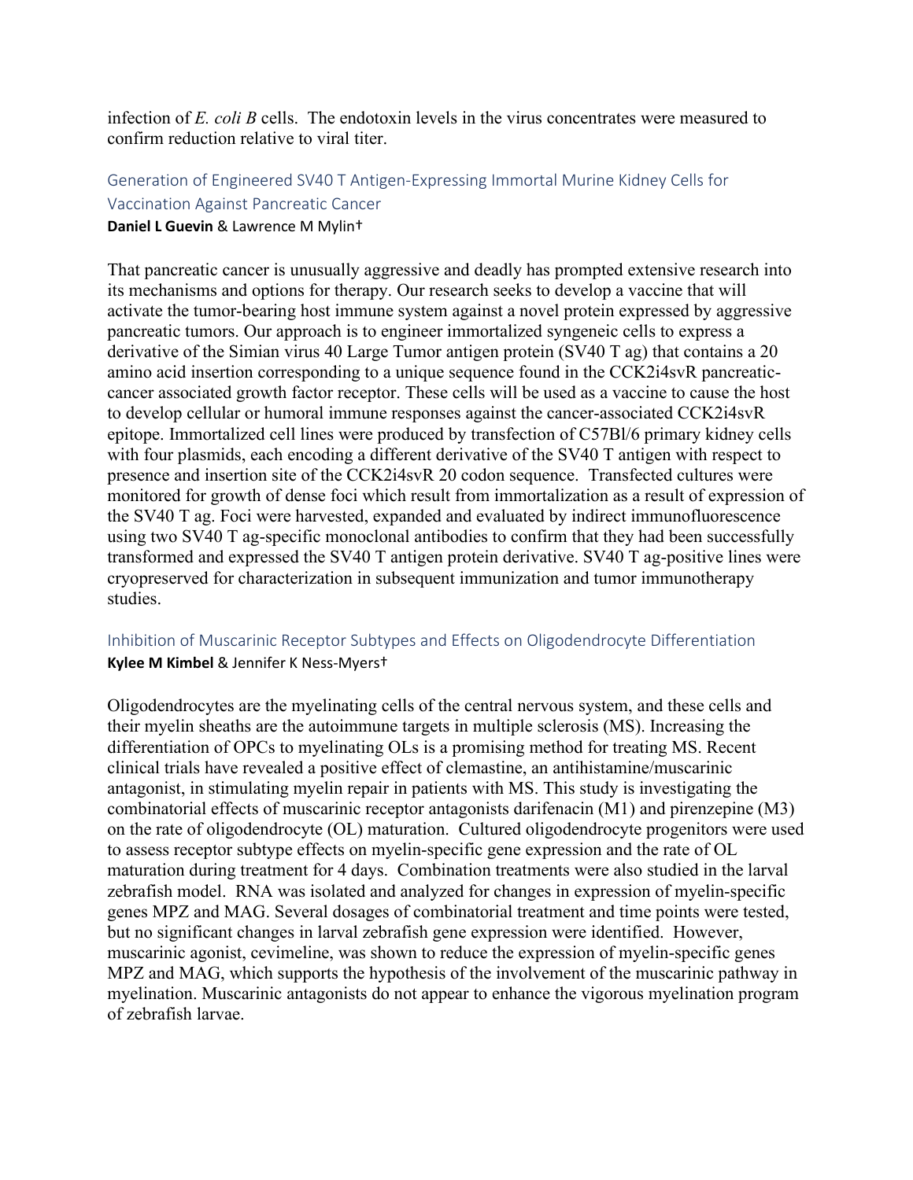infection of *E. coli B* cells. The endotoxin levels in the virus concentrates were measured to confirm reduction relative to viral titer.

### Generation of Engineered SV40 T Antigen-Expressing Immortal Murine Kidney Cells for Vaccination Against Pancreatic Cancer

**Daniel L Guevin** & Lawrence M Mylin†

That pancreatic cancer is unusually aggressive and deadly has prompted extensive research into its mechanisms and options for therapy. Our research seeks to develop a vaccine that will activate the tumor-bearing host immune system against a novel protein expressed by aggressive pancreatic tumors. Our approach is to engineer immortalized syngeneic cells to express a derivative of the Simian virus 40 Large Tumor antigen protein (SV40 T ag) that contains a 20 amino acid insertion corresponding to a unique sequence found in the CCK2i4svR pancreatic-cancer associated growth factor receptor. These cells will be used as a vaccine to cause the host to develop cellular or humoral immune responses against the cancer-associated CCK2i4svR epitope. Immortalized cell lines were produced by transfection of C57Bl/6 primary kidney cells with four plasmids, each encoding a different derivative of the SV40 T antigen with respect to presence and insertion site of the CCK2i4svR 20 codon sequence. Transfected cultures were monitored for growth of dense foci which result from immortalization as a result of expression of the SV40 T ag. Foci were harvested, expanded and evaluated by indirect immunofluorescence using two SV40 T ag-specific monoclonal antibodies to confirm that they had been successfully transformed and expressed the SV40 T antigen protein derivative. SV40 T ag-positive lines were cryopreserved for characterization in subsequent immunization and tumor immunotherapy studies.

### Inhibition of Muscarinic Receptor Subtypes and Effects on Oligodendrocyte Differentiation

**Kylee M Kimbel** & Jennifer K Ness-Myers†

Oligodendrocytes are the myelinating cells of the central nervous system, and these cells and their myelin sheaths are the autoimmune targets in multiple sclerosis (MS). Increasing the differentiation of OPCs to myelinating OLs is a promising method for treating MS. Recent clinical trials have revealed a positive effect of clemastine, an antihistamine/muscarinic antagonist, in stimulating myelin repair in patients with MS. This study is investigating the combinatorial effects of muscarinic receptor antagonists darifenacin (M1) and pirenzepine (M3) on the rate of oligodendrocyte (OL) maturation. Cultured oligodendrocyte progenitors were used to assess receptor subtype effects on myelin-specific gene expression and the rate of OL maturation during treatment for 4 days. Combination treatments were also studied in the larval zebrafish model. RNA was isolated and analyzed for changes in expression of myelin-specific genes MPZ and MAG. Several dosages of combinatorial treatment and time points were tested, but no significant changes in larval zebrafish gene expression were identified. However, muscarinic agonist, cevimeline, was shown to reduce the expression of myelin-specific genes MPZ and MAG, which supports the hypothesis of the involvement of the muscarinic pathway in myelination. Muscarinic antagonists do not appear to enhance the vigorous myelination program of zebrafish larvae.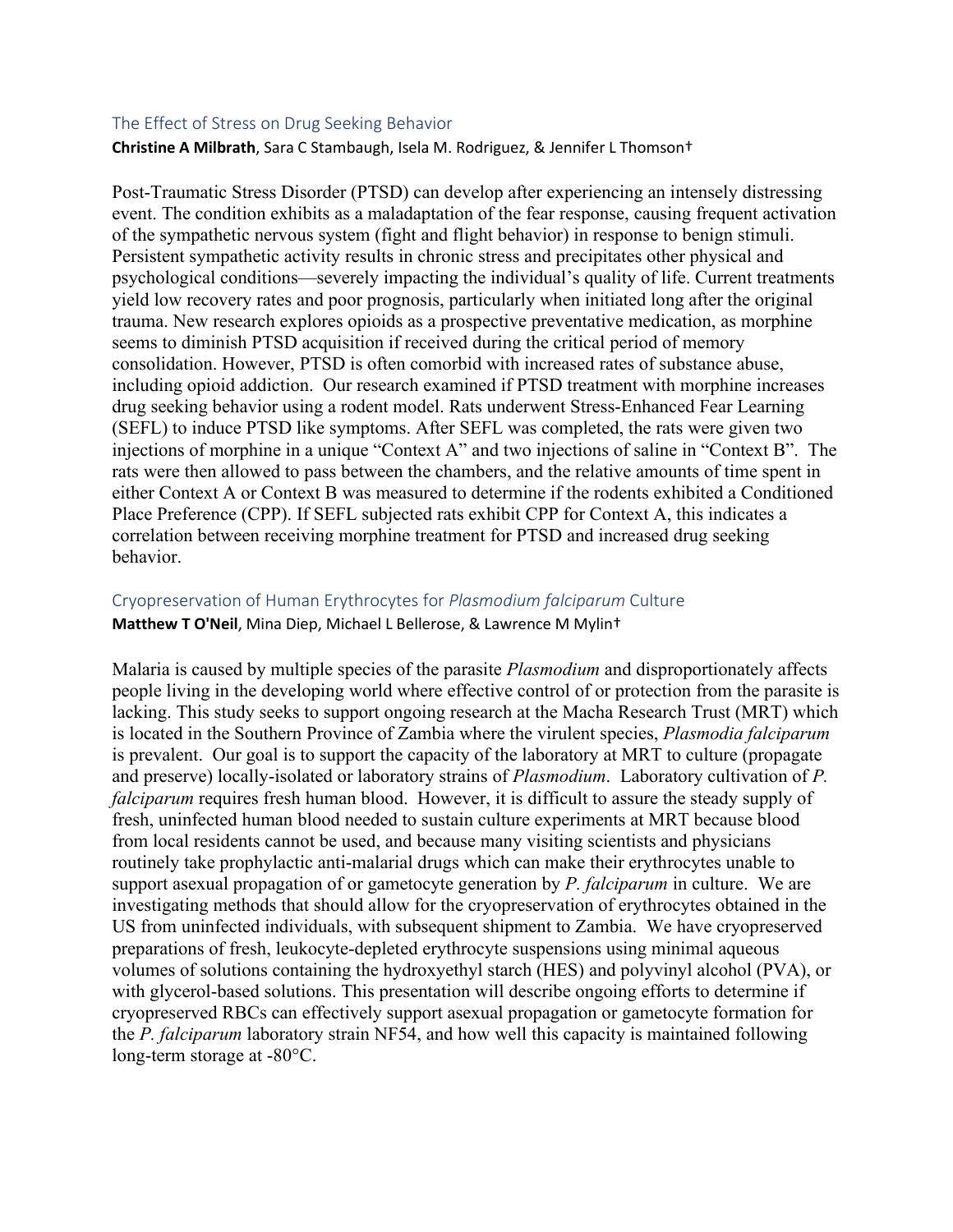## The Effect of Stress on Drug Seeking Behavior

**Christine A Milbrath**, Sara C Stambaugh, Isela M. Rodriguez, & Jennifer L Thomson†

Post-Traumatic Stress Disorder (PTSD) can develop after experiencing an intensely distressing event. The condition exhibits as a maladaptation of the fear response, causing frequent activation of the sympathetic nervous system (fight and flight behavior) in response to benign stimuli. Persistent sympathetic activity results in chronic stress and precipitates other physical and psychological conditions—severely impacting the individual's quality of life. Current treatments yield low recovery rates and poor prognosis, particularly when initiated long after the original trauma. New research explores opioids as a prospective preventative medication, as morphine seems to diminish PTSD acquisition if received during the critical period of memory consolidation. However, PTSD is often comorbid with increased rates of substance abuse, including opioid addiction. Our research examined if PTSD treatment with morphine increases drug seeking behavior using a rodent model. Rats underwent Stress-Enhanced Fear Learning (SEFL) to induce PTSD like symptoms. After SEFL was completed, the rats were given two injections of morphine in a unique "Context A" and two injections of saline in "Context B". The rats were then allowed to pass between the chambers, and the relative amounts of time spent in either Context A or Context B was measured to determine if the rodents exhibited a Conditioned Place Preference (CPP). If SEFL subjected rats exhibit CPP for Context A, this indicates a correlation between receiving morphine treatment for PTSD and increased drug seeking behavior.

## Cryopreservation of Human Erythrocytes for *Plasmodium falciparum* Culture

**Matthew T O'Neil**, Mina Diep, Michael L Bellerose, & Lawrence M Mylin†

Malaria is caused by multiple species of the parasite *Plasmodium* and disproportionately affects people living in the developing world where effective control of or protection from the parasite is lacking. This study seeks to support ongoing research at the Macha Research Trust (MRT) which is located in the Southern Province of Zambia where the virulent species, *Plasmodia falciparum* is prevalent. Our goal is to support the capacity of the laboratory at MRT to culture (propagate and preserve) locally-isolated or laboratory strains of *Plasmodium*. Laboratory cultivation of *P. falciparum* requires fresh human blood. However, it is difficult to assure the steady supply of fresh, uninfected human blood needed to sustain culture experiments at MRT because blood from local residents cannot be used, and because many visiting scientists and physicians routinely take prophylactic anti-malarial drugs which can make their erythrocytes unable to support asexual propagation of or gametocyte generation by *P. falciparum* in culture. We are investigating methods that should allow for the cryopreservation of erythrocytes obtained in the US from uninfected individuals, with subsequent shipment to Zambia. We have cryopreserved preparations of fresh, leukocyte-depleted erythrocyte suspensions using minimal aqueous volumes of solutions containing the hydroxyethyl starch (HES) and polyvinyl alcohol (PVA), or with glycerol-based solutions. This presentation will describe ongoing efforts to determine if cryopreserved RBCs can effectively support asexual propagation or gametocyte formation for the *P. falciparum* laboratory strain NF54, and how well this capacity is maintained following long-term storage at -80°C.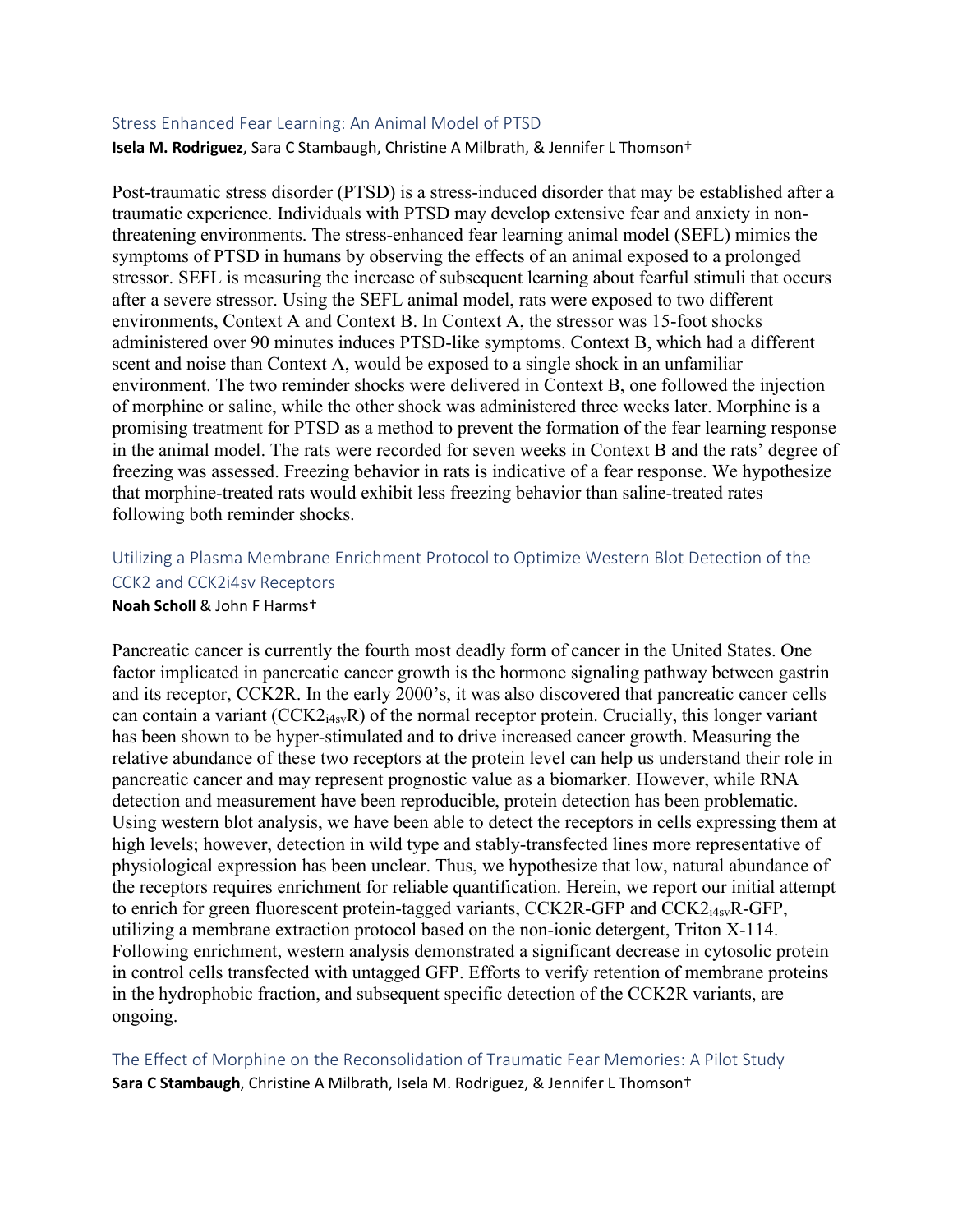### Stress Enhanced Fear Learning: An Animal Model of PTSD

**Isela M. Rodriguez**, Sara C Stambaugh, Christine A Milbrath, & Jennifer L Thomson†

Post-traumatic stress disorder (PTSD) is a stress-induced disorder that may be established after a traumatic experience. Individuals with PTSD may develop extensive fear and anxiety in non-threatening environments. The stress-enhanced fear learning animal model (SEFL) mimics the symptoms of PTSD in humans by observing the effects of an animal exposed to a prolonged stressor. SEFL is measuring the increase of subsequent learning about fearful stimuli that occurs after a severe stressor. Using the SEFL animal model, rats were exposed to two different environments, Context A and Context B. In Context A, the stressor was 15-foot shocks administered over 90 minutes induces PTSD-like symptoms. Context B, which had a different scent and noise than Context A, would be exposed to a single shock in an unfamiliar environment. The two reminder shocks were delivered in Context B, one followed the injection of morphine or saline, while the other shock was administered three weeks later. Morphine is a promising treatment for PTSD as a method to prevent the formation of the fear learning response in the animal model. The rats were recorded for seven weeks in Context B and the rats' degree of freezing was assessed. Freezing behavior in rats is indicative of a fear response. We hypothesize that morphine-treated rats would exhibit less freezing behavior than saline-treated rates following both reminder shocks.

### Utilizing a Plasma Membrane Enrichment Protocol to Optimize Western Blot Detection of the CCK2 and CCK2i4sv Receptors

**Noah Scholl** & John F Harms†

Pancreatic cancer is currently the fourth most deadly form of cancer in the United States. One factor implicated in pancreatic cancer growth is the hormone signaling pathway between gastrin and its receptor, CCK2R. In the early 2000's, it was also discovered that pancreatic cancer cells can contain a variant ($CCK2_{i4sv}R$) of the normal receptor protein. Crucially, this longer variant has been shown to be hyper-stimulated and to drive increased cancer growth. Measuring the relative abundance of these two receptors at the protein level can help us understand their role in pancreatic cancer and may represent prognostic value as a biomarker. However, while RNA detection and measurement have been reproducible, protein detection has been problematic. Using western blot analysis, we have been able to detect the receptors in cells expressing them at high levels; however, detection in wild type and stably-transfected lines more representative of physiological expression has been unclear. Thus, we hypothesize that low, natural abundance of the receptors requires enrichment for reliable quantification. Herein, we report our initial attempt to enrich for green fluorescent protein-tagged variants, CCK2R-GFP and $CCK2_{i4sv}R$-GFP, utilizing a membrane extraction protocol based on the non-ionic detergent, Triton X-114. Following enrichment, western analysis demonstrated a significant decrease in cytosolic protein in control cells transfected with untagged GFP. Efforts to verify retention of membrane proteins in the hydrophobic fraction, and subsequent specific detection of the CCK2R variants, are ongoing.

### The Effect of Morphine on the Reconsolidation of Traumatic Fear Memories: A Pilot Study

**Sara C Stambaugh**, Christine A Milbrath, Isela M. Rodriguez, & Jennifer L Thomson†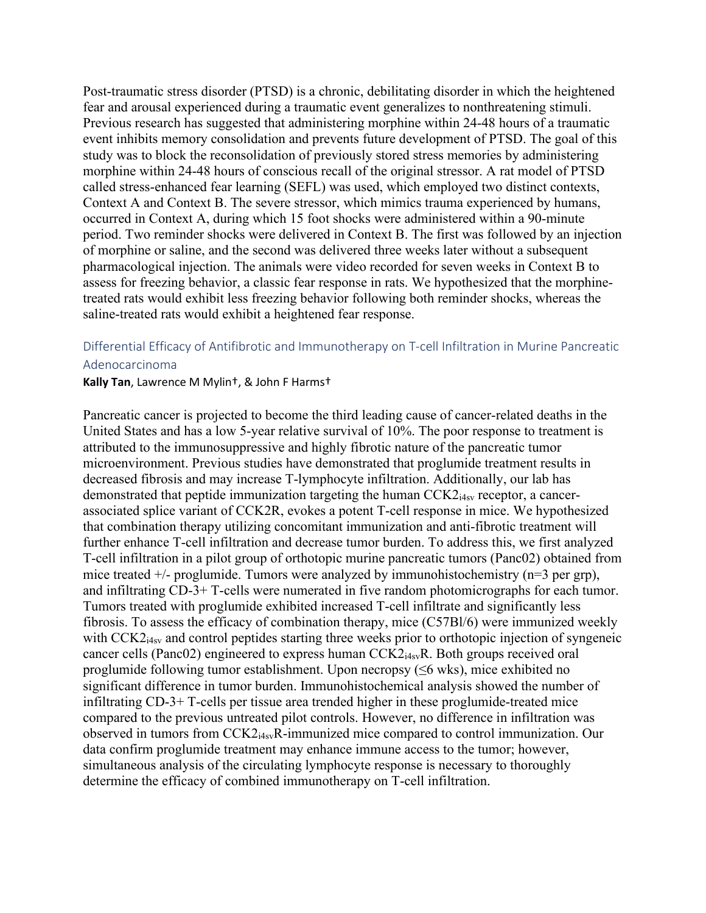Post-traumatic stress disorder (PTSD) is a chronic, debilitating disorder in which the heightened fear and arousal experienced during a traumatic event generalizes to nonthreatening stimuli. Previous research has suggested that administering morphine within 24-48 hours of a traumatic event inhibits memory consolidation and prevents future development of PTSD. The goal of this study was to block the reconsolidation of previously stored stress memories by administering morphine within 24-48 hours of conscious recall of the original stressor. A rat model of PTSD called stress-enhanced fear learning (SEFL) was used, which employed two distinct contexts, Context A and Context B. The severe stressor, which mimics trauma experienced by humans, occurred in Context A, during which 15 foot shocks were administered within a 90-minute period. Two reminder shocks were delivered in Context B. The first was followed by an injection of morphine or saline, and the second was delivered three weeks later without a subsequent pharmacological injection. The animals were video recorded for seven weeks in Context B to assess for freezing behavior, a classic fear response in rats. We hypothesized that the morphine-treated rats would exhibit less freezing behavior following both reminder shocks, whereas the saline-treated rats would exhibit a heightened fear response.

## Differential Efficacy of Antifibrotic and Immunotherapy on T-cell Infiltration in Murine Pancreatic Adenocarcinoma

**Kally Tan**, Lawrence M Mylin†, & John F Harms†

Pancreatic cancer is projected to become the third leading cause of cancer-related deaths in the United States and has a low 5-year relative survival of 10%. The poor response to treatment is attributed to the immunosuppressive and highly fibrotic nature of the pancreatic tumor microenvironment. Previous studies have demonstrated that proglumide treatment results in decreased fibrosis and may increase T-lymphocyte infiltration. Additionally, our lab has demonstrated that peptide immunization targeting the human $CCK2_{i4sv}$ receptor, a cancer-associated splice variant of CCK2R, evokes a potent T-cell response in mice. We hypothesized that combination therapy utilizing concomitant immunization and anti-fibrotic treatment will further enhance T-cell infiltration and decrease tumor burden. To address this, we first analyzed T-cell infiltration in a pilot group of orthotopic murine pancreatic tumors (Panc02) obtained from mice treated +/- proglumide. Tumors were analyzed by immunohistochemistry (n=3 per grp), and infiltrating CD-3+ T-cells were numerated in five random photomicrographs for each tumor. Tumors treated with proglumide exhibited increased T-cell infiltrate and significantly less fibrosis. To assess the efficacy of combination therapy, mice (C57Bl/6) were immunized weekly with $CCK2_{i4sv}$ and control peptides starting three weeks prior to orthotopic injection of syngeneic cancer cells (Panc02) engineered to express human $CCK2_{i4sv}R$. Both groups received oral proglumide following tumor establishment. Upon necropsy (≤6 wks), mice exhibited no significant difference in tumor burden. Immunohistochemical analysis showed the number of infiltrating CD-3+ T-cells per tissue area trended higher in these proglumide-treated mice compared to the previous untreated pilot controls. However, no difference in infiltration was observed in tumors from $CCK2_{i4sv}R$-immunized mice compared to control immunization. Our data confirm proglumide treatment may enhance immune access to the tumor; however, simultaneous analysis of the circulating lymphocyte response is necessary to thoroughly determine the efficacy of combined immunotherapy on T-cell infiltration.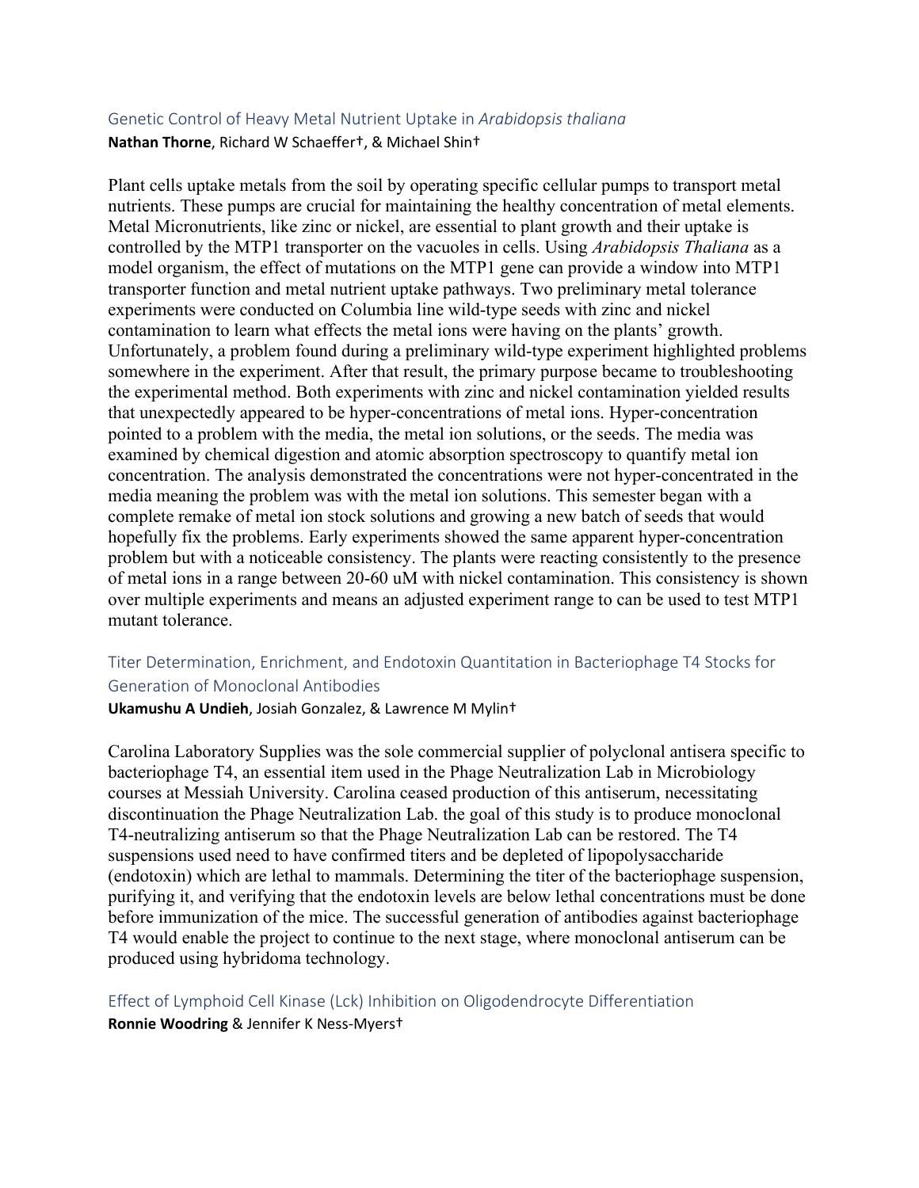## Genetic Control of Heavy Metal Nutrient Uptake in *Arabidopsis thaliana*

**Nathan Thorne**, Richard W Schaeffer†, & Michael Shin†

Plant cells uptake metals from the soil by operating specific cellular pumps to transport metal nutrients. These pumps are crucial for maintaining the healthy concentration of metal elements. Metal Micronutrients, like zinc or nickel, are essential to plant growth and their uptake is controlled by the MTP1 transporter on the vacuoles in cells. Using *Arabidopsis Thaliana* as a model organism, the effect of mutations on the MTP1 gene can provide a window into MTP1 transporter function and metal nutrient uptake pathways. Two preliminary metal tolerance experiments were conducted on Columbia line wild-type seeds with zinc and nickel contamination to learn what effects the metal ions were having on the plants' growth. Unfortunately, a problem found during a preliminary wild-type experiment highlighted problems somewhere in the experiment. After that result, the primary purpose became to troubleshooting the experimental method. Both experiments with zinc and nickel contamination yielded results that unexpectedly appeared to be hyper-concentrations of metal ions. Hyper-concentration pointed to a problem with the media, the metal ion solutions, or the seeds. The media was examined by chemical digestion and atomic absorption spectroscopy to quantify metal ion concentration. The analysis demonstrated the concentrations were not hyper-concentrated in the media meaning the problem was with the metal ion solutions. This semester began with a complete remake of metal ion stock solutions and growing a new batch of seeds that would hopefully fix the problems. Early experiments showed the same apparent hyper-concentration problem but with a noticeable consistency. The plants were reacting consistently to the presence of metal ions in a range between 20-60 uM with nickel contamination. This consistency is shown over multiple experiments and means an adjusted experiment range to can be used to test MTP1 mutant tolerance.

## Titer Determination, Enrichment, and Endotoxin Quantitation in Bacteriophage T4 Stocks for Generation of Monoclonal Antibodies

**Ukamushu A Undieh**, Josiah Gonzalez, & Lawrence M Mylin†

Carolina Laboratory Supplies was the sole commercial supplier of polyclonal antisera specific to bacteriophage T4, an essential item used in the Phage Neutralization Lab in Microbiology courses at Messiah University. Carolina ceased production of this antiserum, necessitating discontinuation the Phage Neutralization Lab. the goal of this study is to produce monoclonal T4-neutralizing antiserum so that the Phage Neutralization Lab can be restored. The T4 suspensions used need to have confirmed titers and be depleted of lipopolysaccharide (endotoxin) which are lethal to mammals. Determining the titer of the bacteriophage suspension, purifying it, and verifying that the endotoxin levels are below lethal concentrations must be done before immunization of the mice. The successful generation of antibodies against bacteriophage T4 would enable the project to continue to the next stage, where monoclonal antiserum can be produced using hybridoma technology.

## Effect of Lymphoid Cell Kinase (Lck) Inhibition on Oligodendrocyte Differentiation

**Ronnie Woodring** & Jennifer K Ness-Myers†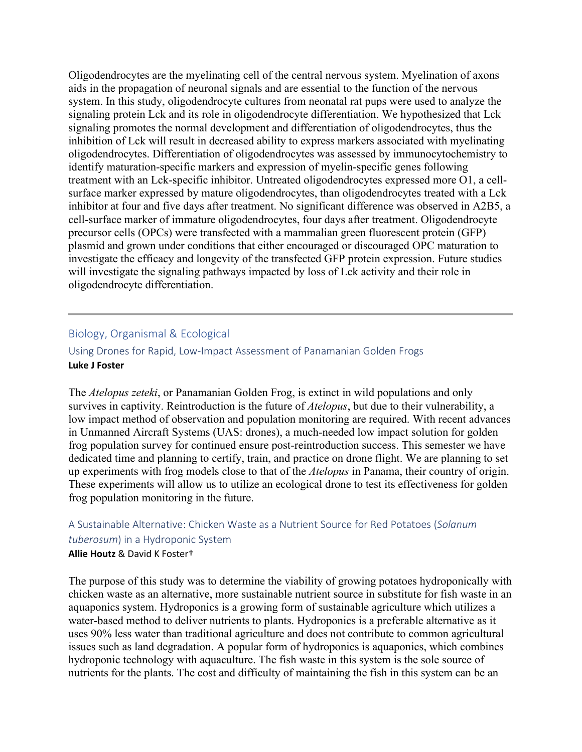Oligodendrocytes are the myelinating cell of the central nervous system. Myelination of axons aids in the propagation of neuronal signals and are essential to the function of the nervous system. In this study, oligodendrocyte cultures from neonatal rat pups were used to analyze the signaling protein Lck and its role in oligodendrocyte differentiation. We hypothesized that Lck signaling promotes the normal development and differentiation of oligodendrocytes, thus the inhibition of Lck will result in decreased ability to express markers associated with myelinating oligodendrocytes. Differentiation of oligodendrocytes was assessed by immunocytochemistry to identify maturation-specific markers and expression of myelin-specific genes following treatment with an Lck-specific inhibitor. Untreated oligodendrocytes expressed more O1, a cell-surface marker expressed by mature oligodendrocytes, than oligodendrocytes treated with a Lck inhibitor at four and five days after treatment. No significant difference was observed in A2B5, a cell-surface marker of immature oligodendrocytes, four days after treatment. Oligodendrocyte precursor cells (OPCs) were transfected with a mammalian green fluorescent protein (GFP) plasmid and grown under conditions that either encouraged or discouraged OPC maturation to investigate the efficacy and longevity of the transfected GFP protein expression. Future studies will investigate the signaling pathways impacted by loss of Lck activity and their role in oligodendrocyte differentiation.

---

## Biology, Organismal & Ecological

### Using Drones for Rapid, Low-Impact Assessment of Panamanian Golden Frogs

**Luke J Foster**

The *Atelopus zeteki*, or Panamanian Golden Frog, is extinct in wild populations and only survives in captivity. Reintroduction is the future of *Atelopus*, but due to their vulnerability, a low impact method of observation and population monitoring are required. With recent advances in Unmanned Aircraft Systems (UAS: drones), a much-needed low impact solution for golden frog population survey for continued ensure post-reintroduction success. This semester we have dedicated time and planning to certify, train, and practice on drone flight. We are planning to set up experiments with frog models close to that of the *Atelopus* in Panama, their country of origin. These experiments will allow us to utilize an ecological drone to test its effectiveness for golden frog population monitoring in the future.

### A Sustainable Alternative: Chicken Waste as a Nutrient Source for Red Potatoes (*Solanum tuberosum*) in a Hydroponic System

**Allie Houtz** & David K Foster†

The purpose of this study was to determine the viability of growing potatoes hydroponically with chicken waste as an alternative, more sustainable nutrient source in substitute for fish waste in an aquaponics system. Hydroponics is a growing form of sustainable agriculture which utilizes a water-based method to deliver nutrients to plants. Hydroponics is a preferable alternative as it uses 90% less water than traditional agriculture and does not contribute to common agricultural issues such as land degradation. A popular form of hydroponics is aquaponics, which combines hydroponic technology with aquaculture. The fish waste in this system is the sole source of nutrients for the plants. The cost and difficulty of maintaining the fish in this system can be an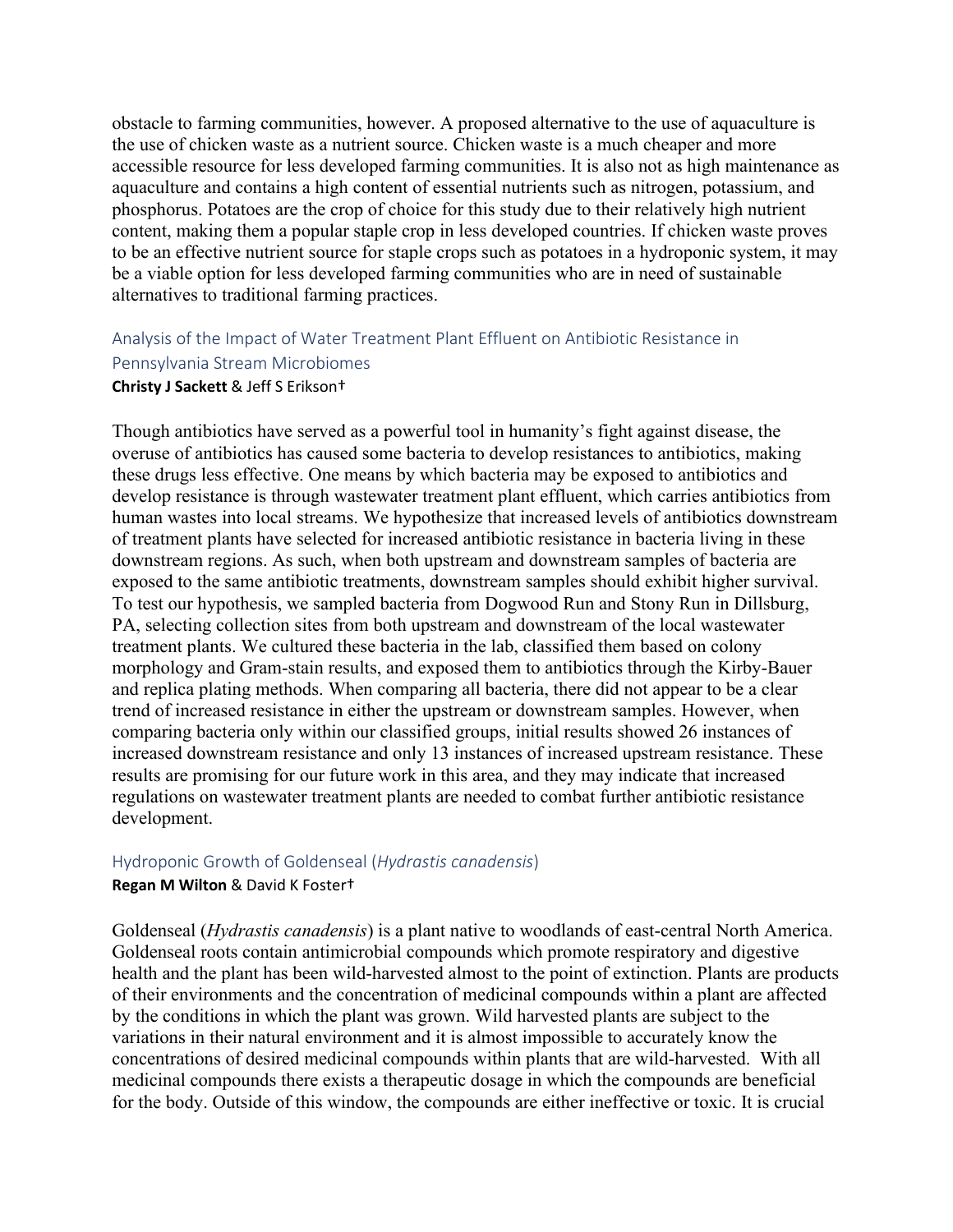obstacle to farming communities, however. A proposed alternative to the use of aquaculture is the use of chicken waste as a nutrient source. Chicken waste is a much cheaper and more accessible resource for less developed farming communities. It is also not as high maintenance as aquaculture and contains a high content of essential nutrients such as nitrogen, potassium, and phosphorus. Potatoes are the crop of choice for this study due to their relatively high nutrient content, making them a popular staple crop in less developed countries. If chicken waste proves to be an effective nutrient source for staple crops such as potatoes in a hydroponic system, it may be a viable option for less developed farming communities who are in need of sustainable alternatives to traditional farming practices.

### Analysis of the Impact of Water Treatment Plant Effluent on Antibiotic Resistance in Pennsylvania Stream Microbiomes

**Christy J Sackett** & Jeff S Erikson†

Though antibiotics have served as a powerful tool in humanity's fight against disease, the overuse of antibiotics has caused some bacteria to develop resistances to antibiotics, making these drugs less effective. One means by which bacteria may be exposed to antibiotics and develop resistance is through wastewater treatment plant effluent, which carries antibiotics from human wastes into local streams. We hypothesize that increased levels of antibiotics downstream of treatment plants have selected for increased antibiotic resistance in bacteria living in these downstream regions. As such, when both upstream and downstream samples of bacteria are exposed to the same antibiotic treatments, downstream samples should exhibit higher survival. To test our hypothesis, we sampled bacteria from Dogwood Run and Stony Run in Dillsburg, PA, selecting collection sites from both upstream and downstream of the local wastewater treatment plants. We cultured these bacteria in the lab, classified them based on colony morphology and Gram-stain results, and exposed them to antibiotics through the Kirby-Bauer and replica plating methods. When comparing all bacteria, there did not appear to be a clear trend of increased resistance in either the upstream or downstream samples. However, when comparing bacteria only within our classified groups, initial results showed 26 instances of increased downstream resistance and only 13 instances of increased upstream resistance. These results are promising for our future work in this area, and they may indicate that increased regulations on wastewater treatment plants are needed to combat further antibiotic resistance development.

### Hydroponic Growth of Goldenseal (*Hydrastis canadensis*)

**Regan M Wilton** & David K Foster†

Goldenseal (*Hydrastis canadensis*) is a plant native to woodlands of east-central North America. Goldenseal roots contain antimicrobial compounds which promote respiratory and digestive health and the plant has been wild-harvested almost to the point of extinction. Plants are products of their environments and the concentration of medicinal compounds within a plant are affected by the conditions in which the plant was grown. Wild harvested plants are subject to the variations in their natural environment and it is almost impossible to accurately know the concentrations of desired medicinal compounds within plants that are wild-harvested. With all medicinal compounds there exists a therapeutic dosage in which the compounds are beneficial for the body. Outside of this window, the compounds are either ineffective or toxic. It is crucial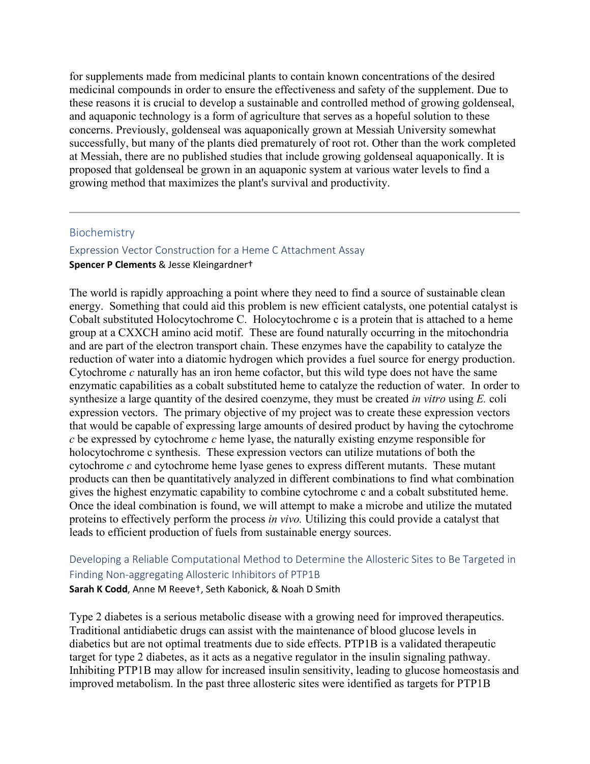for supplements made from medicinal plants to contain known concentrations of the desired medicinal compounds in order to ensure the effectiveness and safety of the supplement. Due to these reasons it is crucial to develop a sustainable and controlled method of growing goldenseal, and aquaponic technology is a form of agriculture that serves as a hopeful solution to these concerns. Previously, goldenseal was aquaponically grown at Messiah University somewhat successfully, but many of the plants died prematurely of root rot. Other than the work completed at Messiah, there are no published studies that include growing goldenseal aquaponically. It is proposed that goldenseal be grown in an aquaponic system at various water levels to find a growing method that maximizes the plant's survival and productivity.

---

## Biochemistry

### Expression Vector Construction for a Heme C Attachment Assay

**Spencer P Clements** & Jesse Kleingardner†

The world is rapidly approaching a point where they need to find a source of sustainable clean energy. Something that could aid this problem is new efficient catalysts, one potential catalyst is Cobalt substituted Holocytochrome C. Holocytochrome c is a protein that is attached to a heme group at a CXXCH amino acid motif. These are found naturally occurring in the mitochondria and are part of the electron transport chain. These enzymes have the capability to catalyze the reduction of water into a diatomic hydrogen which provides a fuel source for energy production. Cytochrome *c* naturally has an iron heme cofactor, but this wild type does not have the same enzymatic capabilities as a cobalt substituted heme to catalyze the reduction of water. In order to synthesize a large quantity of the desired coenzyme, they must be created *in vitro* using *E.* coli expression vectors. The primary objective of my project was to create these expression vectors that would be capable of expressing large amounts of desired product by having the cytochrome *c* be expressed by cytochrome *c* heme lyase, the naturally existing enzyme responsible for holocytochrome c synthesis. These expression vectors can utilize mutations of both the cytochrome *c* and cytochrome heme lyase genes to express different mutants. These mutant products can then be quantitatively analyzed in different combinations to find what combination gives the highest enzymatic capability to combine cytochrome c and a cobalt substituted heme. Once the ideal combination is found, we will attempt to make a microbe and utilize the mutated proteins to effectively perform the process *in vivo.* Utilizing this could provide a catalyst that leads to efficient production of fuels from sustainable energy sources.

### Developing a Reliable Computational Method to Determine the Allosteric Sites to Be Targeted in Finding Non-aggregating Allosteric Inhibitors of PTP1B

**Sarah K Codd**, Anne M Reeve†, Seth Kabonick, & Noah D Smith

Type 2 diabetes is a serious metabolic disease with a growing need for improved therapeutics. Traditional antidiabetic drugs can assist with the maintenance of blood glucose levels in diabetics but are not optimal treatments due to side effects. PTP1B is a validated therapeutic target for type 2 diabetes, as it acts as a negative regulator in the insulin signaling pathway. Inhibiting PTP1B may allow for increased insulin sensitivity, leading to glucose homeostasis and improved metabolism. In the past three allosteric sites were identified as targets for PTP1B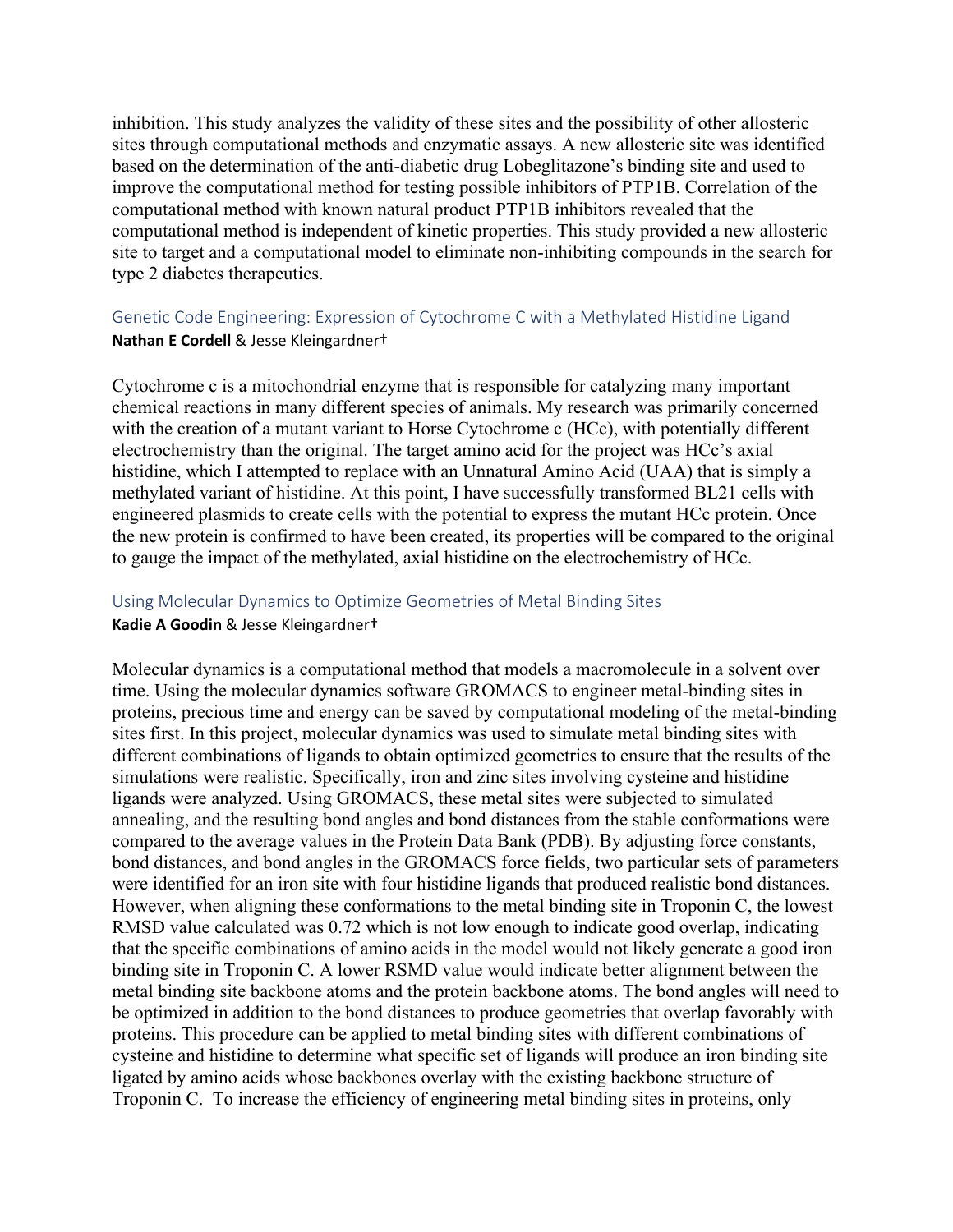inhibition. This study analyzes the validity of these sites and the possibility of other allosteric sites through computational methods and enzymatic assays. A new allosteric site was identified based on the determination of the anti-diabetic drug Lobeglitazone's binding site and used to improve the computational method for testing possible inhibitors of PTP1B. Correlation of the computational method with known natural product PTP1B inhibitors revealed that the computational method is independent of kinetic properties. This study provided a new allosteric site to target and a computational model to eliminate non-inhibiting compounds in the search for type 2 diabetes therapeutics.

### Genetic Code Engineering: Expression of Cytochrome C with a Methylated Histidine Ligand

**Nathan E Cordell** & Jesse Kleingardner†

Cytochrome c is a mitochondrial enzyme that is responsible for catalyzing many important chemical reactions in many different species of animals. My research was primarily concerned with the creation of a mutant variant to Horse Cytochrome c (HCc), with potentially different electrochemistry than the original. The target amino acid for the project was HCc's axial histidine, which I attempted to replace with an Unnatural Amino Acid (UAA) that is simply a methylated variant of histidine. At this point, I have successfully transformed BL21 cells with engineered plasmids to create cells with the potential to express the mutant HCc protein. Once the new protein is confirmed to have been created, its properties will be compared to the original to gauge the impact of the methylated, axial histidine on the electrochemistry of HCc.

### Using Molecular Dynamics to Optimize Geometries of Metal Binding Sites

**Kadie A Goodin** & Jesse Kleingardner†

Molecular dynamics is a computational method that models a macromolecule in a solvent over time. Using the molecular dynamics software GROMACS to engineer metal-binding sites in proteins, precious time and energy can be saved by computational modeling of the metal-binding sites first. In this project, molecular dynamics was used to simulate metal binding sites with different combinations of ligands to obtain optimized geometries to ensure that the results of the simulations were realistic. Specifically, iron and zinc sites involving cysteine and histidine ligands were analyzed. Using GROMACS, these metal sites were subjected to simulated annealing, and the resulting bond angles and bond distances from the stable conformations were compared to the average values in the Protein Data Bank (PDB). By adjusting force constants, bond distances, and bond angles in the GROMACS force fields, two particular sets of parameters were identified for an iron site with four histidine ligands that produced realistic bond distances. However, when aligning these conformations to the metal binding site in Troponin C, the lowest RMSD value calculated was 0.72 which is not low enough to indicate good overlap, indicating that the specific combinations of amino acids in the model would not likely generate a good iron binding site in Troponin C. A lower RSMD value would indicate better alignment between the metal binding site backbone atoms and the protein backbone atoms. The bond angles will need to be optimized in addition to the bond distances to produce geometries that overlap favorably with proteins. This procedure can be applied to metal binding sites with different combinations of cysteine and histidine to determine what specific set of ligands will produce an iron binding site ligated by amino acids whose backbones overlay with the existing backbone structure of Troponin C. To increase the efficiency of engineering metal binding sites in proteins, only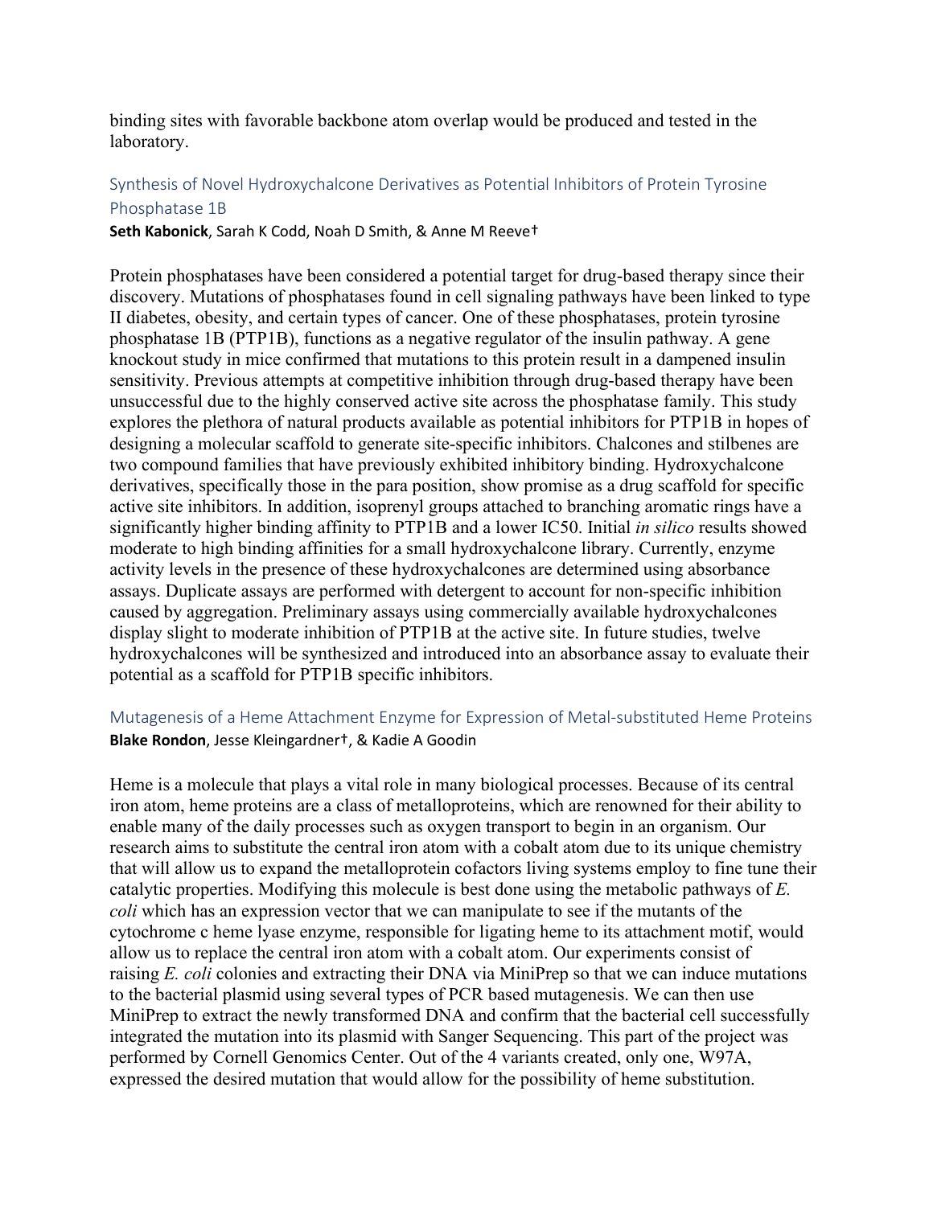binding sites with favorable backbone atom overlap would be produced and tested in the laboratory.

### Synthesis of Novel Hydroxychalcone Derivatives as Potential Inhibitors of Protein Tyrosine Phosphatase 1B

**Seth Kabonick**, Sarah K Codd, Noah D Smith, & Anne M Reeve†

Protein phosphatases have been considered a potential target for drug-based therapy since their discovery. Mutations of phosphatases found in cell signaling pathways have been linked to type II diabetes, obesity, and certain types of cancer. One of these phosphatases, protein tyrosine phosphatase 1B (PTP1B), functions as a negative regulator of the insulin pathway. A gene knockout study in mice confirmed that mutations to this protein result in a dampened insulin sensitivity. Previous attempts at competitive inhibition through drug-based therapy have been unsuccessful due to the highly conserved active site across the phosphatase family. This study explores the plethora of natural products available as potential inhibitors for PTP1B in hopes of designing a molecular scaffold to generate site-specific inhibitors. Chalcones and stilbenes are two compound families that have previously exhibited inhibitory binding. Hydroxychalcone derivatives, specifically those in the para position, show promise as a drug scaffold for specific active site inhibitors. In addition, isoprenyl groups attached to branching aromatic rings have a significantly higher binding affinity to PTP1B and a lower IC50. Initial *in silico* results showed moderate to high binding affinities for a small hydroxychalcone library. Currently, enzyme activity levels in the presence of these hydroxychalcones are determined using absorbance assays. Duplicate assays are performed with detergent to account for non-specific inhibition caused by aggregation. Preliminary assays using commercially available hydroxychalcones display slight to moderate inhibition of PTP1B at the active site. In future studies, twelve hydroxychalcones will be synthesized and introduced into an absorbance assay to evaluate their potential as a scaffold for PTP1B specific inhibitors.

### Mutagenesis of a Heme Attachment Enzyme for Expression of Metal-substituted Heme Proteins

**Blake Rondon**, Jesse Kleingardner†, & Kadie A Goodin

Heme is a molecule that plays a vital role in many biological processes. Because of its central iron atom, heme proteins are a class of metalloproteins, which are renowned for their ability to enable many of the daily processes such as oxygen transport to begin in an organism. Our research aims to substitute the central iron atom with a cobalt atom due to its unique chemistry that will allow us to expand the metalloprotein cofactors living systems employ to fine tune their catalytic properties. Modifying this molecule is best done using the metabolic pathways of *E. coli* which has an expression vector that we can manipulate to see if the mutants of the cytochrome c heme lyase enzyme, responsible for ligating heme to its attachment motif, would allow us to replace the central iron atom with a cobalt atom. Our experiments consist of raising *E. coli* colonies and extracting their DNA via MiniPrep so that we can induce mutations to the bacterial plasmid using several types of PCR based mutagenesis. We can then use MiniPrep to extract the newly transformed DNA and confirm that the bacterial cell successfully integrated the mutation into its plasmid with Sanger Sequencing. This part of the project was performed by Cornell Genomics Center. Out of the 4 variants created, only one, W97A, expressed the desired mutation that would allow for the possibility of heme substitution.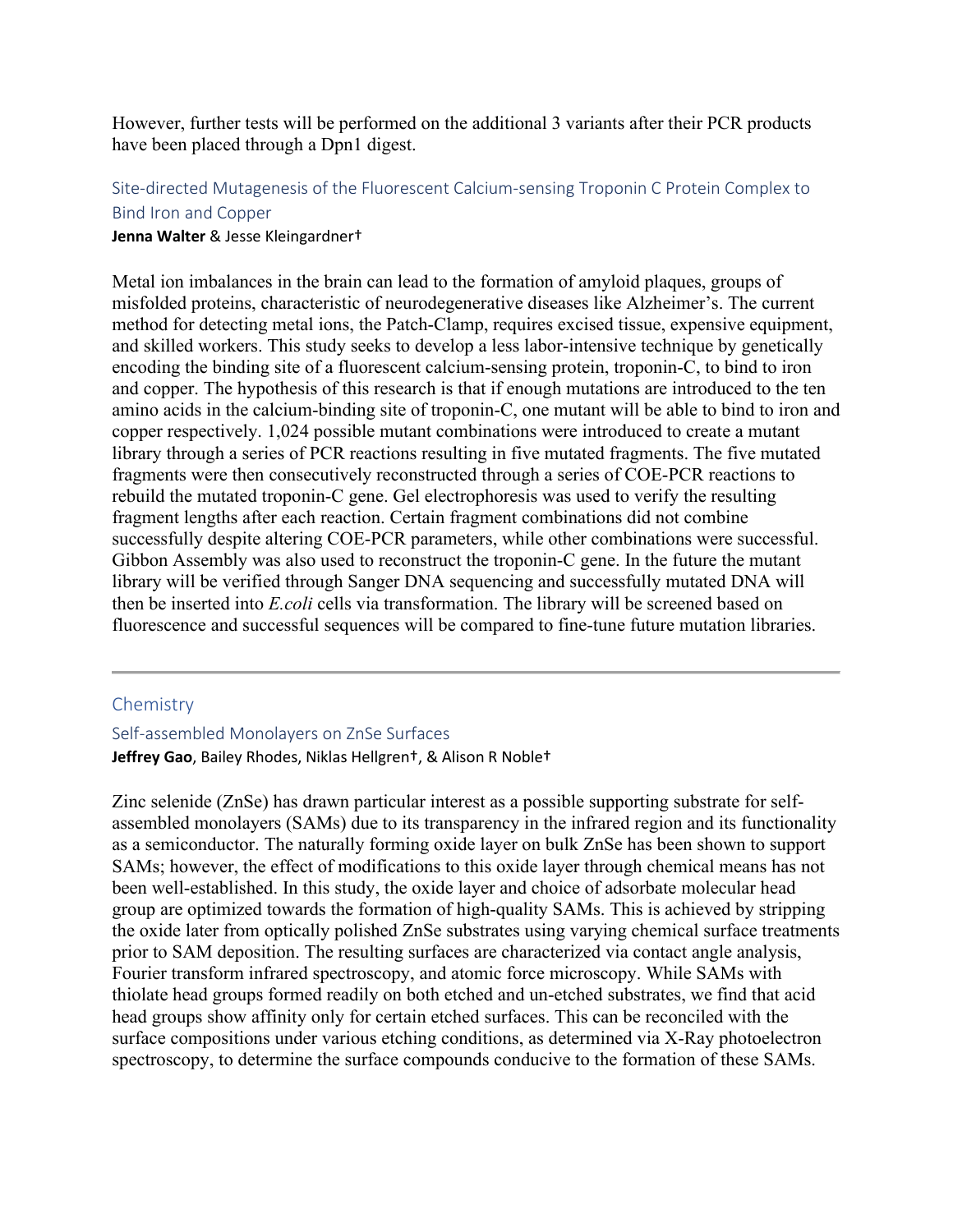However, further tests will be performed on the additional 3 variants after their PCR products have been placed through a Dpn1 digest.

### Site-directed Mutagenesis of the Fluorescent Calcium-sensing Troponin C Protein Complex to Bind Iron and Copper

**Jenna Walter** & Jesse Kleingardner†

Metal ion imbalances in the brain can lead to the formation of amyloid plaques, groups of misfolded proteins, characteristic of neurodegenerative diseases like Alzheimer's. The current method for detecting metal ions, the Patch-Clamp, requires excised tissue, expensive equipment, and skilled workers. This study seeks to develop a less labor-intensive technique by genetically encoding the binding site of a fluorescent calcium-sensing protein, troponin-C, to bind to iron and copper. The hypothesis of this research is that if enough mutations are introduced to the ten amino acids in the calcium-binding site of troponin-C, one mutant will be able to bind to iron and copper respectively. 1,024 possible mutant combinations were introduced to create a mutant library through a series of PCR reactions resulting in five mutated fragments. The five mutated fragments were then consecutively reconstructed through a series of COE-PCR reactions to rebuild the mutated troponin-C gene. Gel electrophoresis was used to verify the resulting fragment lengths after each reaction. Certain fragment combinations did not combine successfully despite altering COE-PCR parameters, while other combinations were successful. Gibbon Assembly was also used to reconstruct the troponin-C gene. In the future the mutant library will be verified through Sanger DNA sequencing and successfully mutated DNA will then be inserted into *E.coli* cells via transformation. The library will be screened based on fluorescence and successful sequences will be compared to fine-tune future mutation libraries.

---

## Chemistry

### Self-assembled Monolayers on ZnSe Surfaces

**Jeffrey Gao**, Bailey Rhodes, Niklas Hellgren†, & Alison R Noble†

Zinc selenide (ZnSe) has drawn particular interest as a possible supporting substrate for self-assembled monolayers (SAMs) due to its transparency in the infrared region and its functionality as a semiconductor. The naturally forming oxide layer on bulk ZnSe has been shown to support SAMs; however, the effect of modifications to this oxide layer through chemical means has not been well-established. In this study, the oxide layer and choice of adsorbate molecular head group are optimized towards the formation of high-quality SAMs. This is achieved by stripping the oxide later from optically polished ZnSe substrates using varying chemical surface treatments prior to SAM deposition. The resulting surfaces are characterized via contact angle analysis, Fourier transform infrared spectroscopy, and atomic force microscopy. While SAMs with thiolate head groups formed readily on both etched and un-etched substrates, we find that acid head groups show affinity only for certain etched surfaces. This can be reconciled with the surface compositions under various etching conditions, as determined via X-Ray photoelectron spectroscopy, to determine the surface compounds conducive to the formation of these SAMs.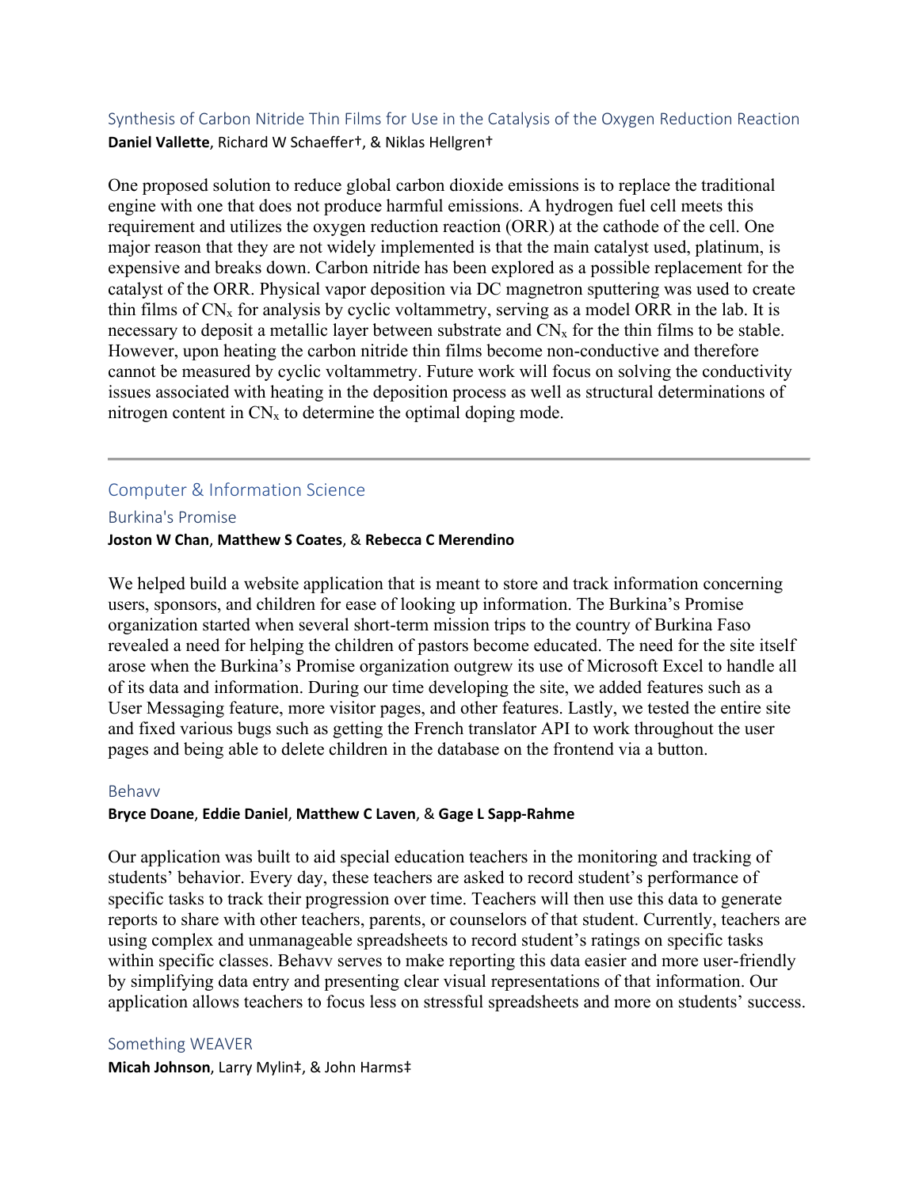### Synthesis of Carbon Nitride Thin Films for Use in the Catalysis of the Oxygen Reduction Reaction

**Daniel Vallette**, Richard W Schaeffer†, & Niklas Hellgren†

One proposed solution to reduce global carbon dioxide emissions is to replace the traditional engine with one that does not produce harmful emissions. A hydrogen fuel cell meets this requirement and utilizes the oxygen reduction reaction (ORR) at the cathode of the cell. One major reason that they are not widely implemented is that the main catalyst used, platinum, is expensive and breaks down. Carbon nitride has been explored as a possible replacement for the catalyst of the ORR. Physical vapor deposition via DC magnetron sputtering was used to create thin films of $CN_x$ for analysis by cyclic voltammetry, serving as a model ORR in the lab. It is necessary to deposit a metallic layer between substrate and $CN_x$ for the thin films to be stable. However, upon heating the carbon nitride thin films become non-conductive and therefore cannot be measured by cyclic voltammetry. Future work will focus on solving the conductivity issues associated with heating in the deposition process as well as structural determinations of nitrogen content in $CN_x$ to determine the optimal doping mode.

---

## Computer & Information Science

### Burkina's Promise

**Joston W Chan**, **Matthew S Coates**, & **Rebecca C Merendino**

We helped build a website application that is meant to store and track information concerning users, sponsors, and children for ease of looking up information. The Burkina's Promise organization started when several short-term mission trips to the country of Burkina Faso revealed a need for helping the children of pastors become educated. The need for the site itself arose when the Burkina's Promise organization outgrew its use of Microsoft Excel to handle all of its data and information. During our time developing the site, we added features such as a User Messaging feature, more visitor pages, and other features. Lastly, we tested the entire site and fixed various bugs such as getting the French translator API to work throughout the user pages and being able to delete children in the database on the frontend via a button.

### Behavv

**Bryce Doane**, **Eddie Daniel**, **Matthew C Laven**, & **Gage L Sapp-Rahme**

Our application was built to aid special education teachers in the monitoring and tracking of students' behavior. Every day, these teachers are asked to record student's performance of specific tasks to track their progression over time. Teachers will then use this data to generate reports to share with other teachers, parents, or counselors of that student. Currently, teachers are using complex and unmanageable spreadsheets to record student's ratings on specific tasks within specific classes. Behavv serves to make reporting this data easier and more user-friendly by simplifying data entry and presenting clear visual representations of that information. Our application allows teachers to focus less on stressful spreadsheets and more on students' success.

### Something WEAVER

**Micah Johnson**, Larry Mylin‡, & John Harms‡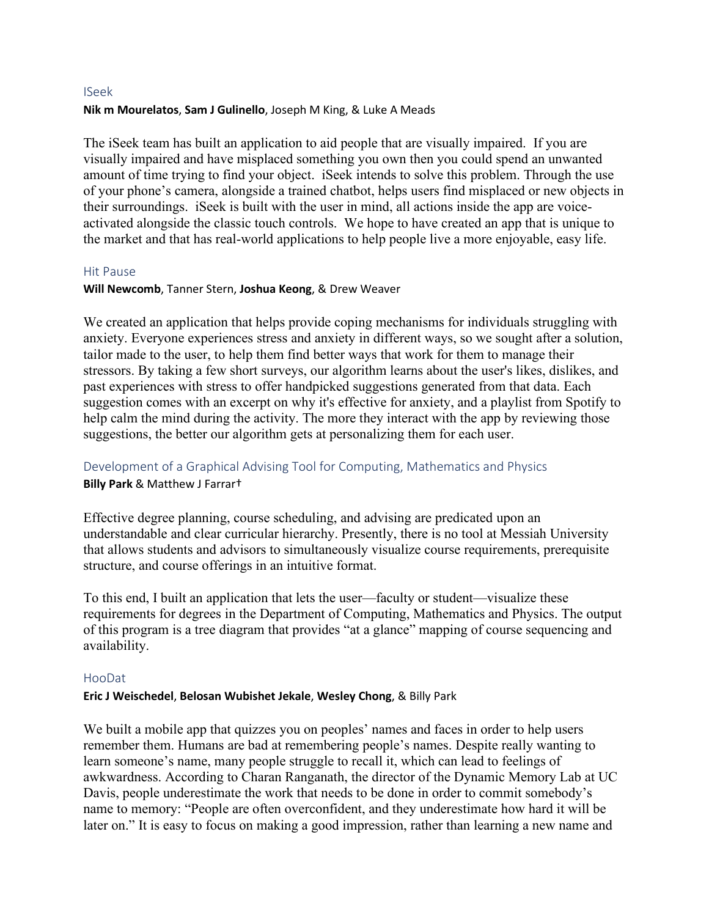## ISeek

**Nik m Mourelatos**, **Sam J Gulinello**, Joseph M King, & Luke A Meads

The iSeek team has built an application to aid people that are visually impaired. If you are visually impaired and have misplaced something you own then you could spend an unwanted amount of time trying to find your object. iSeek intends to solve this problem. Through the use of your phone's camera, alongside a trained chatbot, helps users find misplaced or new objects in their surroundings. iSeek is built with the user in mind, all actions inside the app are voice-activated alongside the classic touch controls. We hope to have created an app that is unique to the market and that has real-world applications to help people live a more enjoyable, easy life.

## Hit Pause

**Will Newcomb**, Tanner Stern, **Joshua Keong**, & Drew Weaver

We created an application that helps provide coping mechanisms for individuals struggling with anxiety. Everyone experiences stress and anxiety in different ways, so we sought after a solution, tailor made to the user, to help them find better ways that work for them to manage their stressors. By taking a few short surveys, our algorithm learns about the user's likes, dislikes, and past experiences with stress to offer handpicked suggestions generated from that data. Each suggestion comes with an excerpt on why it's effective for anxiety, and a playlist from Spotify to help calm the mind during the activity. The more they interact with the app by reviewing those suggestions, the better our algorithm gets at personalizing them for each user.

## Development of a Graphical Advising Tool for Computing, Mathematics and Physics

**Billy Park** & Matthew J Farrar†

Effective degree planning, course scheduling, and advising are predicated upon an understandable and clear curricular hierarchy. Presently, there is no tool at Messiah University that allows students and advisors to simultaneously visualize course requirements, prerequisite structure, and course offerings in an intuitive format.

To this end, I built an application that lets the user—faculty or student—visualize these requirements for degrees in the Department of Computing, Mathematics and Physics. The output of this program is a tree diagram that provides "at a glance" mapping of course sequencing and availability.

## HooDat

**Eric J Weischedel**, **Belosan Wubishet Jekale**, **Wesley Chong**, & Billy Park

We built a mobile app that quizzes you on peoples' names and faces in order to help users remember them. Humans are bad at remembering people's names. Despite really wanting to learn someone's name, many people struggle to recall it, which can lead to feelings of awkwardness. According to Charan Ranganath, the director of the Dynamic Memory Lab at UC Davis, people underestimate the work that needs to be done in order to commit somebody's name to memory: "People are often overconfident, and they underestimate how hard it will be later on." It is easy to focus on making a good impression, rather than learning a new name and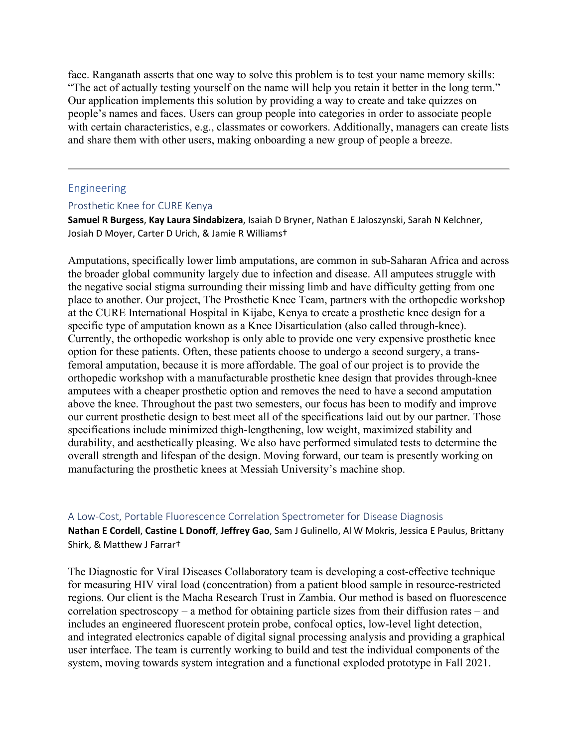face. Ranganath asserts that one way to solve this problem is to test your name memory skills: "The act of actually testing yourself on the name will help you retain it better in the long term." Our application implements this solution by providing a way to create and take quizzes on people's names and faces. Users can group people into categories in order to associate people with certain characteristics, e.g., classmates or coworkers. Additionally, managers can create lists and share them with other users, making onboarding a new group of people a breeze.

---

## Engineering

### Prosthetic Knee for CURE Kenya

**Samuel R Burgess**, **Kay Laura Sindabizera**, Isaiah D Bryner, Nathan E Jaloszynski, Sarah N Kelchner, Josiah D Moyer, Carter D Urich, & Jamie R Williams†

Amputations, specifically lower limb amputations, are common in sub-Saharan Africa and across the broader global community largely due to infection and disease. All amputees struggle with the negative social stigma surrounding their missing limb and have difficulty getting from one place to another. Our project, The Prosthetic Knee Team, partners with the orthopedic workshop at the CURE International Hospital in Kijabe, Kenya to create a prosthetic knee design for a specific type of amputation known as a Knee Disarticulation (also called through-knee). Currently, the orthopedic workshop is only able to provide one very expensive prosthetic knee option for these patients. Often, these patients choose to undergo a second surgery, a trans-femoral amputation, because it is more affordable. The goal of our project is to provide the orthopedic workshop with a manufacturable prosthetic knee design that provides through-knee amputees with a cheaper prosthetic option and removes the need to have a second amputation above the knee. Throughout the past two semesters, our focus has been to modify and improve our current prosthetic design to best meet all of the specifications laid out by our partner. Those specifications include minimized thigh-lengthening, low weight, maximized stability and durability, and aesthetically pleasing. We also have performed simulated tests to determine the overall strength and lifespan of the design. Moving forward, our team is presently working on manufacturing the prosthetic knees at Messiah University's machine shop.

### A Low-Cost, Portable Fluorescence Correlation Spectrometer for Disease Diagnosis

**Nathan E Cordell**, **Castine L Donoff**, **Jeffrey Gao**, Sam J Gulinello, Al W Mokris, Jessica E Paulus, Brittany Shirk, & Matthew J Farrar†

The Diagnostic for Viral Diseases Collaboratory team is developing a cost-effective technique for measuring HIV viral load (concentration) from a patient blood sample in resource-restricted regions. Our client is the Macha Research Trust in Zambia. Our method is based on fluorescence correlation spectroscopy – a method for obtaining particle sizes from their diffusion rates – and includes an engineered fluorescent protein probe, confocal optics, low-level light detection, and integrated electronics capable of digital signal processing analysis and providing a graphical user interface. The team is currently working to build and test the individual components of the system, moving towards system integration and a functional exploded prototype in Fall 2021.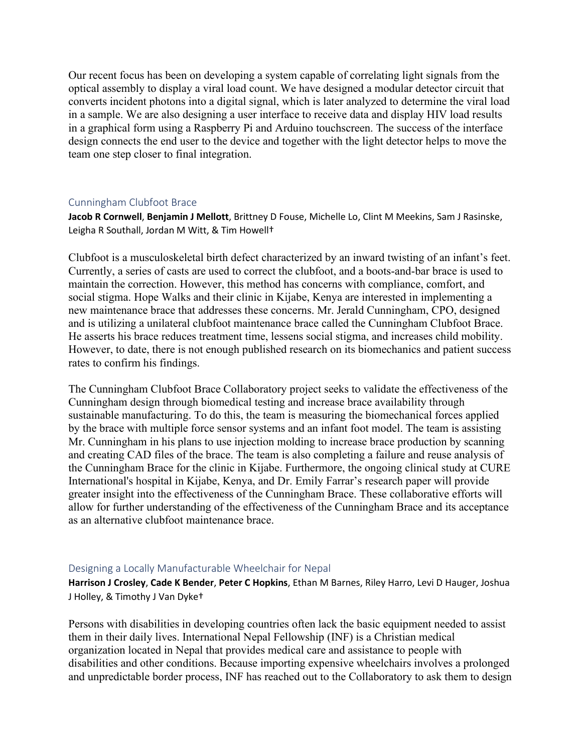Our recent focus has been on developing a system capable of correlating light signals from the optical assembly to display a viral load count. We have designed a modular detector circuit that converts incident photons into a digital signal, which is later analyzed to determine the viral load in a sample. We are also designing a user interface to receive data and display HIV load results in a graphical form using a Raspberry Pi and Arduino touchscreen. The success of the interface design connects the end user to the device and together with the light detector helps to move the team one step closer to final integration.

### Cunningham Clubfoot Brace

**Jacob R Cornwell**, **Benjamin J Mellott**, Brittney D Fouse, Michelle Lo, Clint M Meekins, Sam J Rasinske, Leigha R Southall, Jordan M Witt, & Tim Howell†

Clubfoot is a musculoskeletal birth defect characterized by an inward twisting of an infant's feet. Currently, a series of casts are used to correct the clubfoot, and a boots-and-bar brace is used to maintain the correction. However, this method has concerns with compliance, comfort, and social stigma. Hope Walks and their clinic in Kijabe, Kenya are interested in implementing a new maintenance brace that addresses these concerns. Mr. Jerald Cunningham, CPO, designed and is utilizing a unilateral clubfoot maintenance brace called the Cunningham Clubfoot Brace. He asserts his brace reduces treatment time, lessens social stigma, and increases child mobility. However, to date, there is not enough published research on its biomechanics and patient success rates to confirm his findings.

The Cunningham Clubfoot Brace Collaboratory project seeks to validate the effectiveness of the Cunningham design through biomedical testing and increase brace availability through sustainable manufacturing. To do this, the team is measuring the biomechanical forces applied by the brace with multiple force sensor systems and an infant foot model. The team is assisting Mr. Cunningham in his plans to use injection molding to increase brace production by scanning and creating CAD files of the brace. The team is also completing a failure and reuse analysis of the Cunningham Brace for the clinic in Kijabe. Furthermore, the ongoing clinical study at CURE International's hospital in Kijabe, Kenya, and Dr. Emily Farrar's research paper will provide greater insight into the effectiveness of the Cunningham Brace. These collaborative efforts will allow for further understanding of the effectiveness of the Cunningham Brace and its acceptance as an alternative clubfoot maintenance brace.

### Designing a Locally Manufacturable Wheelchair for Nepal

**Harrison J Crosley**, **Cade K Bender**, **Peter C Hopkins**, Ethan M Barnes, Riley Harro, Levi D Hauger, Joshua J Holley, & Timothy J Van Dyke†

Persons with disabilities in developing countries often lack the basic equipment needed to assist them in their daily lives. International Nepal Fellowship (INF) is a Christian medical organization located in Nepal that provides medical care and assistance to people with disabilities and other conditions. Because importing expensive wheelchairs involves a prolonged and unpredictable border process, INF has reached out to the Collaboratory to ask them to design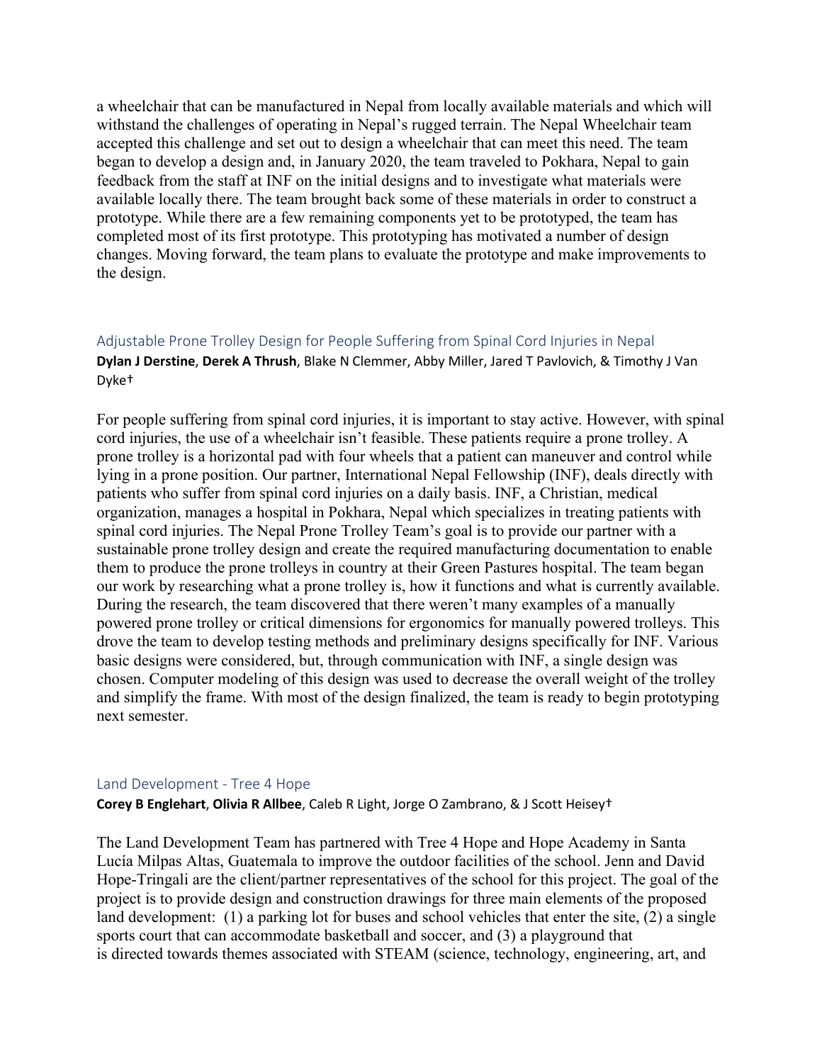a wheelchair that can be manufactured in Nepal from locally available materials and which will withstand the challenges of operating in Nepal's rugged terrain. The Nepal Wheelchair team accepted this challenge and set out to design a wheelchair that can meet this need. The team began to develop a design and, in January 2020, the team traveled to Pokhara, Nepal to gain feedback from the staff at INF on the initial designs and to investigate what materials were available locally there. The team brought back some of these materials in order to construct a prototype. While there are a few remaining components yet to be prototyped, the team has completed most of its first prototype. This prototyping has motivated a number of design changes. Moving forward, the team plans to evaluate the prototype and make improvements to the design.

### Adjustable Prone Trolley Design for People Suffering from Spinal Cord Injuries in Nepal

**Dylan J Derstine**, **Derek A Thrush**, Blake N Clemmer, Abby Miller, Jared T Pavlovich, & Timothy J Van Dyke†

For people suffering from spinal cord injuries, it is important to stay active. However, with spinal cord injuries, the use of a wheelchair isn't feasible. These patients require a prone trolley. A prone trolley is a horizontal pad with four wheels that a patient can maneuver and control while lying in a prone position. Our partner, International Nepal Fellowship (INF), deals directly with patients who suffer from spinal cord injuries on a daily basis. INF, a Christian, medical organization, manages a hospital in Pokhara, Nepal which specializes in treating patients with spinal cord injuries. The Nepal Prone Trolley Team's goal is to provide our partner with a sustainable prone trolley design and create the required manufacturing documentation to enable them to produce the prone trolleys in country at their Green Pastures hospital. The team began our work by researching what a prone trolley is, how it functions and what is currently available. During the research, the team discovered that there weren't many examples of a manually powered prone trolley or critical dimensions for ergonomics for manually powered trolleys. This drove the team to develop testing methods and preliminary designs specifically for INF. Various basic designs were considered, but, through communication with INF, a single design was chosen. Computer modeling of this design was used to decrease the overall weight of the trolley and simplify the frame. With most of the design finalized, the team is ready to begin prototyping next semester.

### Land Development - Tree 4 Hope

**Corey B Englehart**, **Olivia R Allbee**, Caleb R Light, Jorge O Zambrano, & J Scott Heisey†

The Land Development Team has partnered with Tree 4 Hope and Hope Academy in Santa Lucía Milpas Altas, Guatemala to improve the outdoor facilities of the school. Jenn and David Hope-Tringali are the client/partner representatives of the school for this project. The goal of the project is to provide design and construction drawings for three main elements of the proposed land development: (1) a parking lot for buses and school vehicles that enter the site, (2) a single sports court that can accommodate basketball and soccer, and (3) a playground that is directed towards themes associated with STEAM (science, technology, engineering, art, and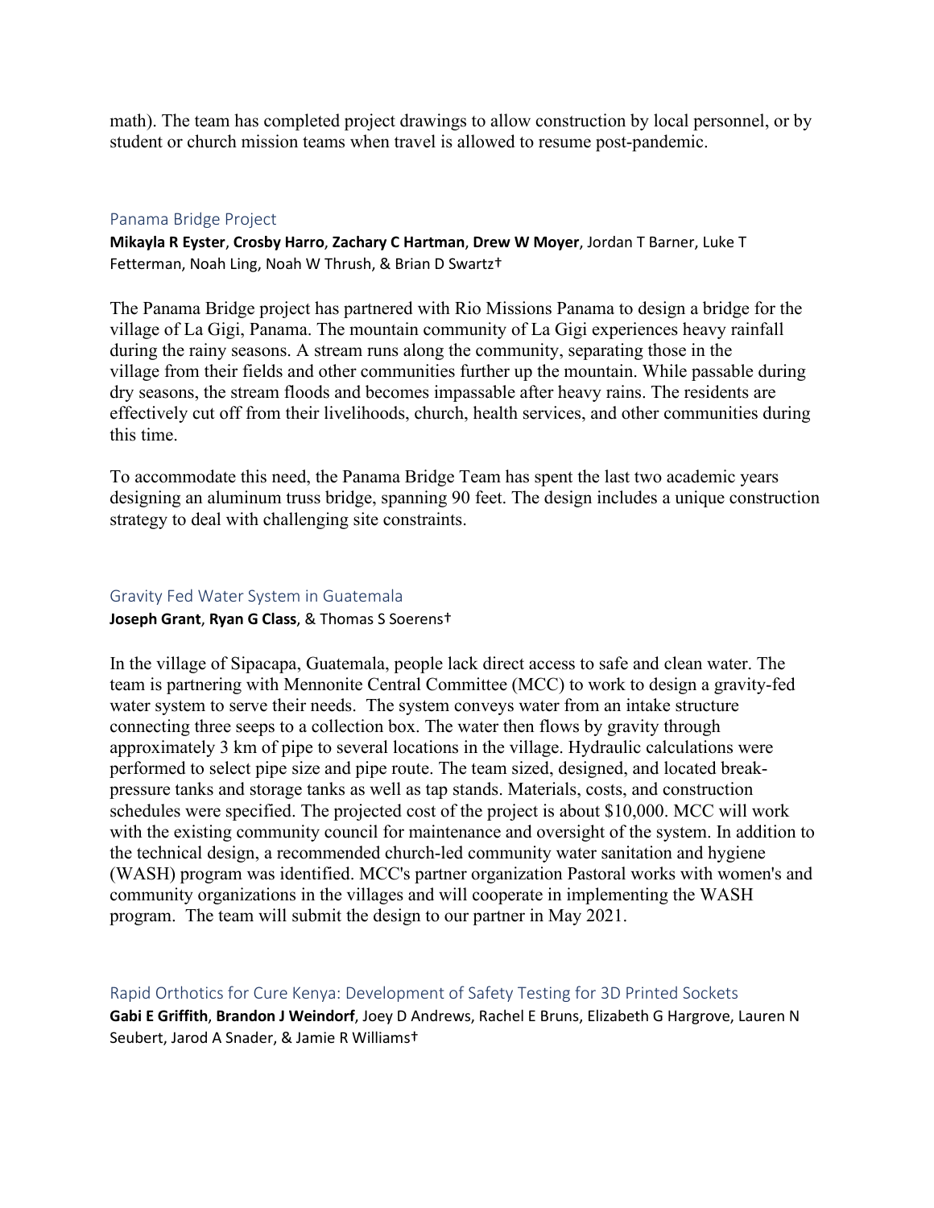math). The team has completed project drawings to allow construction by local personnel, or by student or church mission teams when travel is allowed to resume post-pandemic.

### Panama Bridge Project

**Mikayla R Eyster**, **Crosby Harro**, **Zachary C Hartman**, **Drew W Moyer**, Jordan T Barner, Luke T Fetterman, Noah Ling, Noah W Thrush, & Brian D Swartz†

The Panama Bridge project has partnered with Rio Missions Panama to design a bridge for the village of La Gigi, Panama. The mountain community of La Gigi experiences heavy rainfall during the rainy seasons. A stream runs along the community, separating those in the village from their fields and other communities further up the mountain. While passable during dry seasons, the stream floods and becomes impassable after heavy rains. The residents are effectively cut off from their livelihoods, church, health services, and other communities during this time.

To accommodate this need, the Panama Bridge Team has spent the last two academic years designing an aluminum truss bridge, spanning 90 feet. The design includes a unique construction strategy to deal with challenging site constraints.

### Gravity Fed Water System in Guatemala

**Joseph Grant**, **Ryan G Class**, & Thomas S Soerens†

In the village of Sipacapa, Guatemala, people lack direct access to safe and clean water. The team is partnering with Mennonite Central Committee (MCC) to work to design a gravity-fed water system to serve their needs. The system conveys water from an intake structure connecting three seeps to a collection box. The water then flows by gravity through approximately 3 km of pipe to several locations in the village. Hydraulic calculations were performed to select pipe size and pipe route. The team sized, designed, and located break-pressure tanks and storage tanks as well as tap stands. Materials, costs, and construction schedules were specified. The projected cost of the project is about $10,000. MCC will work with the existing community council for maintenance and oversight of the system. In addition to the technical design, a recommended church-led community water sanitation and hygiene (WASH) program was identified. MCC's partner organization Pastoral works with women's and community organizations in the villages and will cooperate in implementing the WASH program. The team will submit the design to our partner in May 2021.

### Rapid Orthotics for Cure Kenya: Development of Safety Testing for 3D Printed Sockets

**Gabi E Griffith**, **Brandon J Weindorf**, Joey D Andrews, Rachel E Bruns, Elizabeth G Hargrove, Lauren N Seubert, Jarod A Snader, & Jamie R Williams†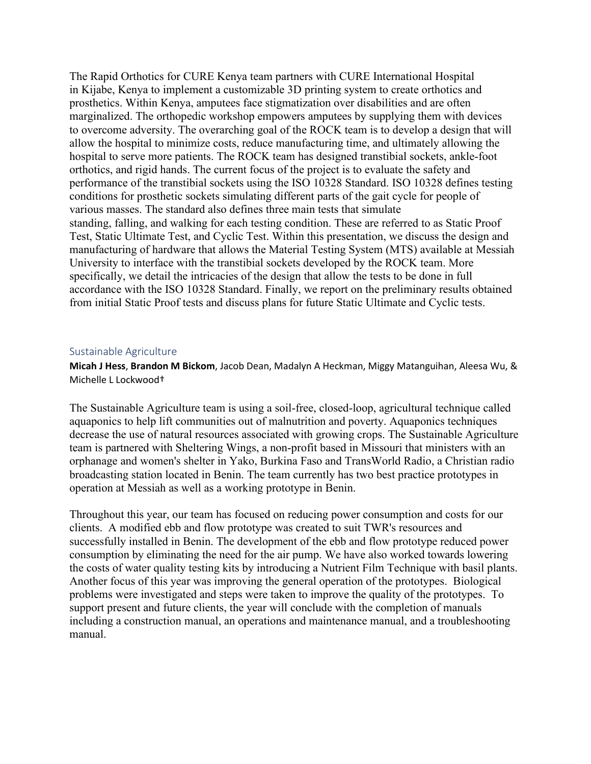The Rapid Orthotics for CURE Kenya team partners with CURE International Hospital in Kijabe, Kenya to implement a customizable 3D printing system to create orthotics and prosthetics. Within Kenya, amputees face stigmatization over disabilities and are often marginalized. The orthopedic workshop empowers amputees by supplying them with devices to overcome adversity. The overarching goal of the ROCK team is to develop a design that will allow the hospital to minimize costs, reduce manufacturing time, and ultimately allowing the hospital to serve more patients. The ROCK team has designed transtibial sockets, ankle-foot orthotics, and rigid hands. The current focus of the project is to evaluate the safety and performance of the transtibial sockets using the ISO 10328 Standard. ISO 10328 defines testing conditions for prosthetic sockets simulating different parts of the gait cycle for people of various masses. The standard also defines three main tests that simulate standing, falling, and walking for each testing condition. These are referred to as Static Proof Test, Static Ultimate Test, and Cyclic Test. Within this presentation, we discuss the design and manufacturing of hardware that allows the Material Testing System (MTS) available at Messiah University to interface with the transtibial sockets developed by the ROCK team. More specifically, we detail the intricacies of the design that allow the tests to be done in full accordance with the ISO 10328 Standard. Finally, we report on the preliminary results obtained from initial Static Proof tests and discuss plans for future Static Ultimate and Cyclic tests.

## Sustainable Agriculture

**Micah J Hess**, **Brandon M Bickom**, Jacob Dean, Madalyn A Heckman, Miggy Matanguihan, Aleesa Wu, & Michelle L Lockwood†

The Sustainable Agriculture team is using a soil-free, closed-loop, agricultural technique called aquaponics to help lift communities out of malnutrition and poverty. Aquaponics techniques decrease the use of natural resources associated with growing crops. The Sustainable Agriculture team is partnered with Sheltering Wings, a non-profit based in Missouri that ministers with an orphanage and women's shelter in Yako, Burkina Faso and TransWorld Radio, a Christian radio broadcasting station located in Benin. The team currently has two best practice prototypes in operation at Messiah as well as a working prototype in Benin.

Throughout this year, our team has focused on reducing power consumption and costs for our clients. A modified ebb and flow prototype was created to suit TWR's resources and successfully installed in Benin. The development of the ebb and flow prototype reduced power consumption by eliminating the need for the air pump. We have also worked towards lowering the costs of water quality testing kits by introducing a Nutrient Film Technique with basil plants. Another focus of this year was improving the general operation of the prototypes. Biological problems were investigated and steps were taken to improve the quality of the prototypes. To support present and future clients, the year will conclude with the completion of manuals including a construction manual, an operations and maintenance manual, and a troubleshooting manual.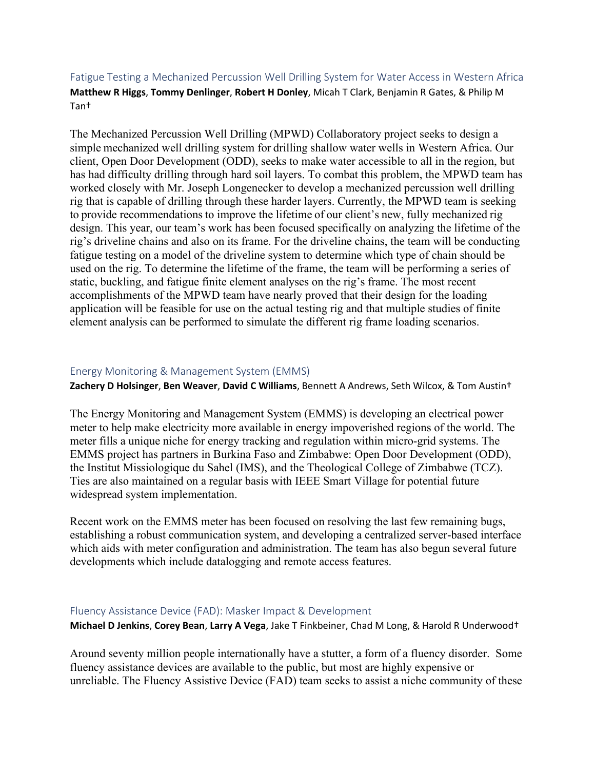## Fatigue Testing a Mechanized Percussion Well Drilling System for Water Access in Western Africa

**Matthew R Higgs**, **Tommy Denlinger**, **Robert H Donley**, Micah T Clark, Benjamin R Gates, & Philip M Tan†

The Mechanized Percussion Well Drilling (MPWD) Collaboratory project seeks to design a simple mechanized well drilling system for drilling shallow water wells in Western Africa. Our client, Open Door Development (ODD), seeks to make water accessible to all in the region, but has had difficulty drilling through hard soil layers. To combat this problem, the MPWD team has worked closely with Mr. Joseph Longenecker to develop a mechanized percussion well drilling rig that is capable of drilling through these harder layers. Currently, the MPWD team is seeking to provide recommendations to improve the lifetime of our client's new, fully mechanized rig design. This year, our team's work has been focused specifically on analyzing the lifetime of the rig's driveline chains and also on its frame. For the driveline chains, the team will be conducting fatigue testing on a model of the driveline system to determine which type of chain should be used on the rig. To determine the lifetime of the frame, the team will be performing a series of static, buckling, and fatigue finite element analyses on the rig's frame. The most recent accomplishments of the MPWD team have nearly proved that their design for the loading application will be feasible for use on the actual testing rig and that multiple studies of finite element analysis can be performed to simulate the different rig frame loading scenarios.

## Energy Monitoring & Management System (EMMS)

**Zachery D Holsinger**, **Ben Weaver**, **David C Williams**, Bennett A Andrews, Seth Wilcox, & Tom Austin†

The Energy Monitoring and Management System (EMMS) is developing an electrical power meter to help make electricity more available in energy impoverished regions of the world. The meter fills a unique niche for energy tracking and regulation within micro-grid systems. The EMMS project has partners in Burkina Faso and Zimbabwe: Open Door Development (ODD), the Institut Missiologique du Sahel (IMS), and the Theological College of Zimbabwe (TCZ). Ties are also maintained on a regular basis with IEEE Smart Village for potential future widespread system implementation.

Recent work on the EMMS meter has been focused on resolving the last few remaining bugs, establishing a robust communication system, and developing a centralized server-based interface which aids with meter configuration and administration. The team has also begun several future developments which include datalogging and remote access features.

## Fluency Assistance Device (FAD): Masker Impact & Development

**Michael D Jenkins**, **Corey Bean**, **Larry A Vega**, Jake T Finkbeiner, Chad M Long, & Harold R Underwood†

Around seventy million people internationally have a stutter, a form of a fluency disorder. Some fluency assistance devices are available to the public, but most are highly expensive or unreliable. The Fluency Assistive Device (FAD) team seeks to assist a niche community of these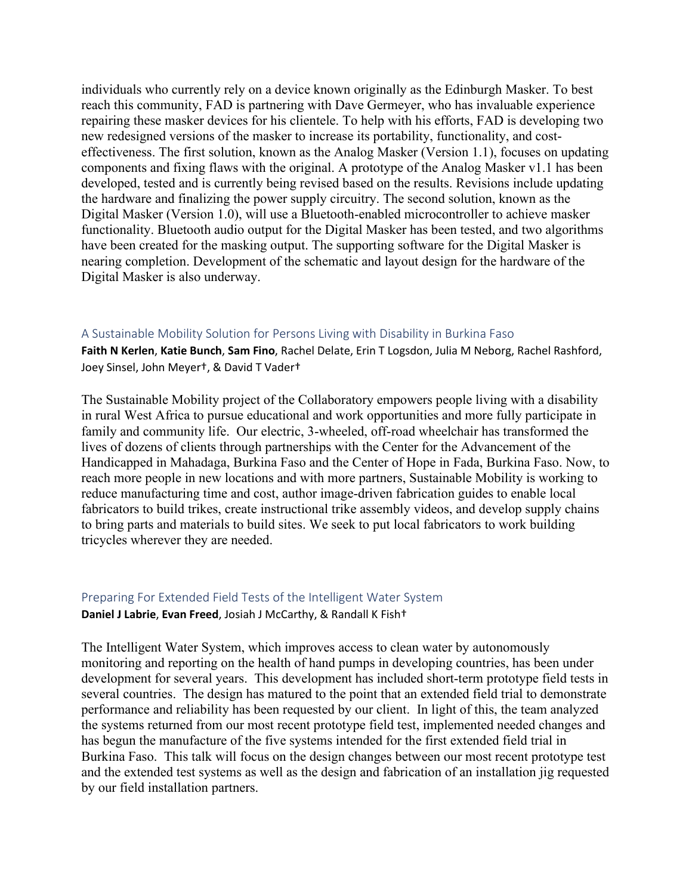individuals who currently rely on a device known originally as the Edinburgh Masker. To best reach this community, FAD is partnering with Dave Germeyer, who has invaluable experience repairing these masker devices for his clientele. To help with his efforts, FAD is developing two new redesigned versions of the masker to increase its portability, functionality, and cost-effectiveness. The first solution, known as the Analog Masker (Version 1.1), focuses on updating components and fixing flaws with the original. A prototype of the Analog Masker v1.1 has been developed, tested and is currently being revised based on the results. Revisions include updating the hardware and finalizing the power supply circuitry. The second solution, known as the Digital Masker (Version 1.0), will use a Bluetooth-enabled microcontroller to achieve masker functionality. Bluetooth audio output for the Digital Masker has been tested, and two algorithms have been created for the masking output. The supporting software for the Digital Masker is nearing completion. Development of the schematic and layout design for the hardware of the Digital Masker is also underway.

### A Sustainable Mobility Solution for Persons Living with Disability in Burkina Faso

**Faith N Kerlen**, **Katie Bunch**, **Sam Fino**, Rachel Delate, Erin T Logsdon, Julia M Neborg, Rachel Rashford, Joey Sinsel, John Meyer†, & David T Vader†

The Sustainable Mobility project of the Collaboratory empowers people living with a disability in rural West Africa to pursue educational and work opportunities and more fully participate in family and community life. Our electric, 3-wheeled, off-road wheelchair has transformed the lives of dozens of clients through partnerships with the Center for the Advancement of the Handicapped in Mahadaga, Burkina Faso and the Center of Hope in Fada, Burkina Faso. Now, to reach more people in new locations and with more partners, Sustainable Mobility is working to reduce manufacturing time and cost, author image-driven fabrication guides to enable local fabricators to build trikes, create instructional trike assembly videos, and develop supply chains to bring parts and materials to build sites. We seek to put local fabricators to work building tricycles wherever they are needed.

### Preparing For Extended Field Tests of the Intelligent Water System

**Daniel J Labrie**, **Evan Freed**, Josiah J McCarthy, & Randall K Fish†

The Intelligent Water System, which improves access to clean water by autonomously monitoring and reporting on the health of hand pumps in developing countries, has been under development for several years. This development has included short-term prototype field tests in several countries. The design has matured to the point that an extended field trial to demonstrate performance and reliability has been requested by our client. In light of this, the team analyzed the systems returned from our most recent prototype field test, implemented needed changes and has begun the manufacture of the five systems intended for the first extended field trial in Burkina Faso. This talk will focus on the design changes between our most recent prototype test and the extended test systems as well as the design and fabrication of an installation jig requested by our field installation partners.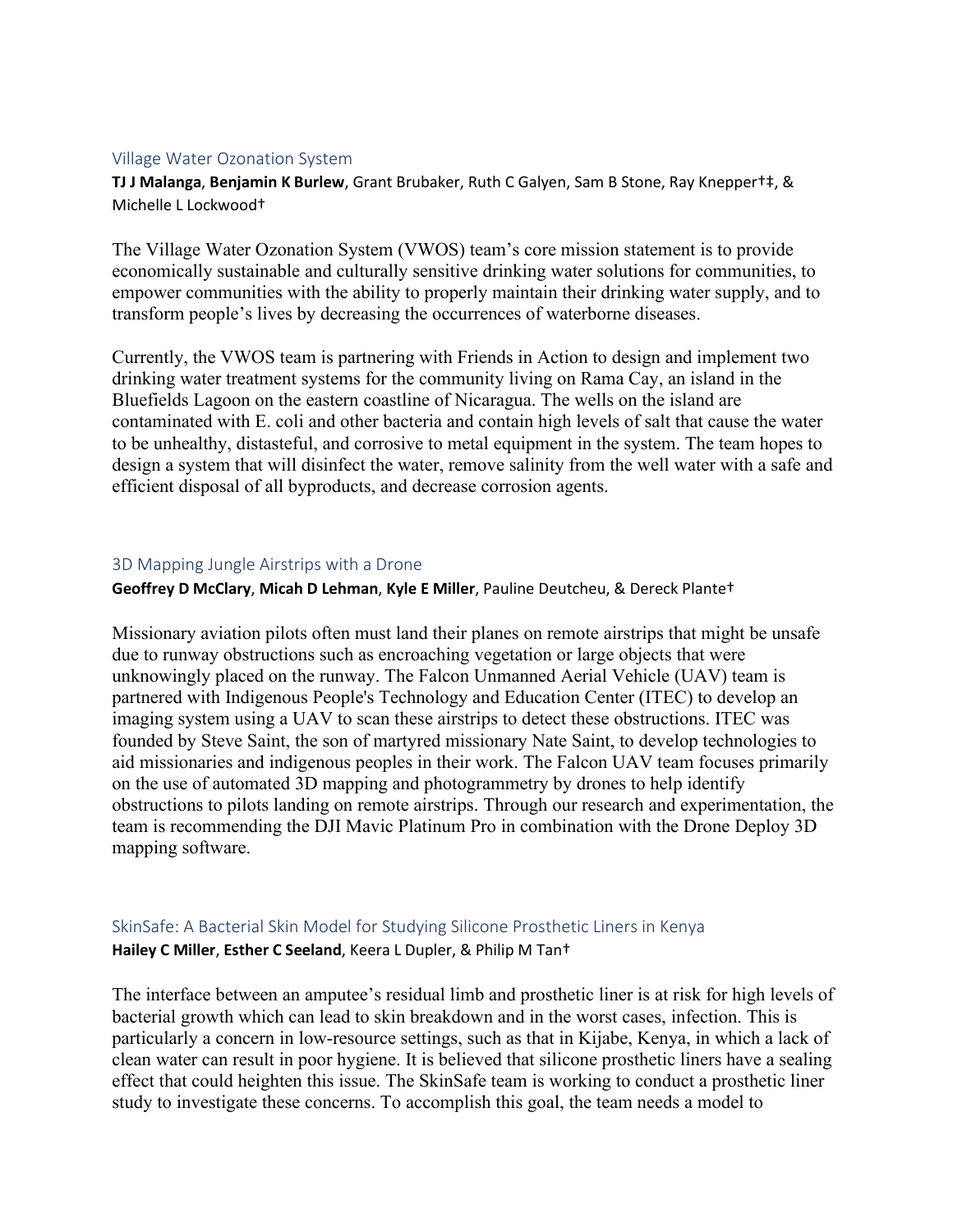### Village Water Ozonation System

**TJ J Malanga**, **Benjamin K Burlew**, Grant Brubaker, Ruth C Galyen, Sam B Stone, Ray Knepper†‡, & Michelle L Lockwood†

The Village Water Ozonation System (VWOS) team's core mission statement is to provide economically sustainable and culturally sensitive drinking water solutions for communities, to empower communities with the ability to properly maintain their drinking water supply, and to transform people's lives by decreasing the occurrences of waterborne diseases.

Currently, the VWOS team is partnering with Friends in Action to design and implement two drinking water treatment systems for the community living on Rama Cay, an island in the Bluefields Lagoon on the eastern coastline of Nicaragua. The wells on the island are contaminated with E. coli and other bacteria and contain high levels of salt that cause the water to be unhealthy, distasteful, and corrosive to metal equipment in the system. The team hopes to design a system that will disinfect the water, remove salinity from the well water with a safe and efficient disposal of all byproducts, and decrease corrosion agents.

### 3D Mapping Jungle Airstrips with a Drone

**Geoffrey D McClary**, **Micah D Lehman**, **Kyle E Miller**, Pauline Deutcheu, & Dereck Plante†

Missionary aviation pilots often must land their planes on remote airstrips that might be unsafe due to runway obstructions such as encroaching vegetation or large objects that were unknowingly placed on the runway. The Falcon Unmanned Aerial Vehicle (UAV) team is partnered with Indigenous People's Technology and Education Center (ITEC) to develop an imaging system using a UAV to scan these airstrips to detect these obstructions. ITEC was founded by Steve Saint, the son of martyred missionary Nate Saint, to develop technologies to aid missionaries and indigenous peoples in their work. The Falcon UAV team focuses primarily on the use of automated 3D mapping and photogrammetry by drones to help identify obstructions to pilots landing on remote airstrips. Through our research and experimentation, the team is recommending the DJI Mavic Platinum Pro in combination with the Drone Deploy 3D mapping software.

### SkinSafe: A Bacterial Skin Model for Studying Silicone Prosthetic Liners in Kenya

**Hailey C Miller**, **Esther C Seeland**, Keera L Dupler, & Philip M Tan†

The interface between an amputee's residual limb and prosthetic liner is at risk for high levels of bacterial growth which can lead to skin breakdown and in the worst cases, infection. This is particularly a concern in low-resource settings, such as that in Kijabe, Kenya, in which a lack of clean water can result in poor hygiene. It is believed that silicone prosthetic liners have a sealing effect that could heighten this issue. The SkinSafe team is working to conduct a prosthetic liner study to investigate these concerns. To accomplish this goal, the team needs a model to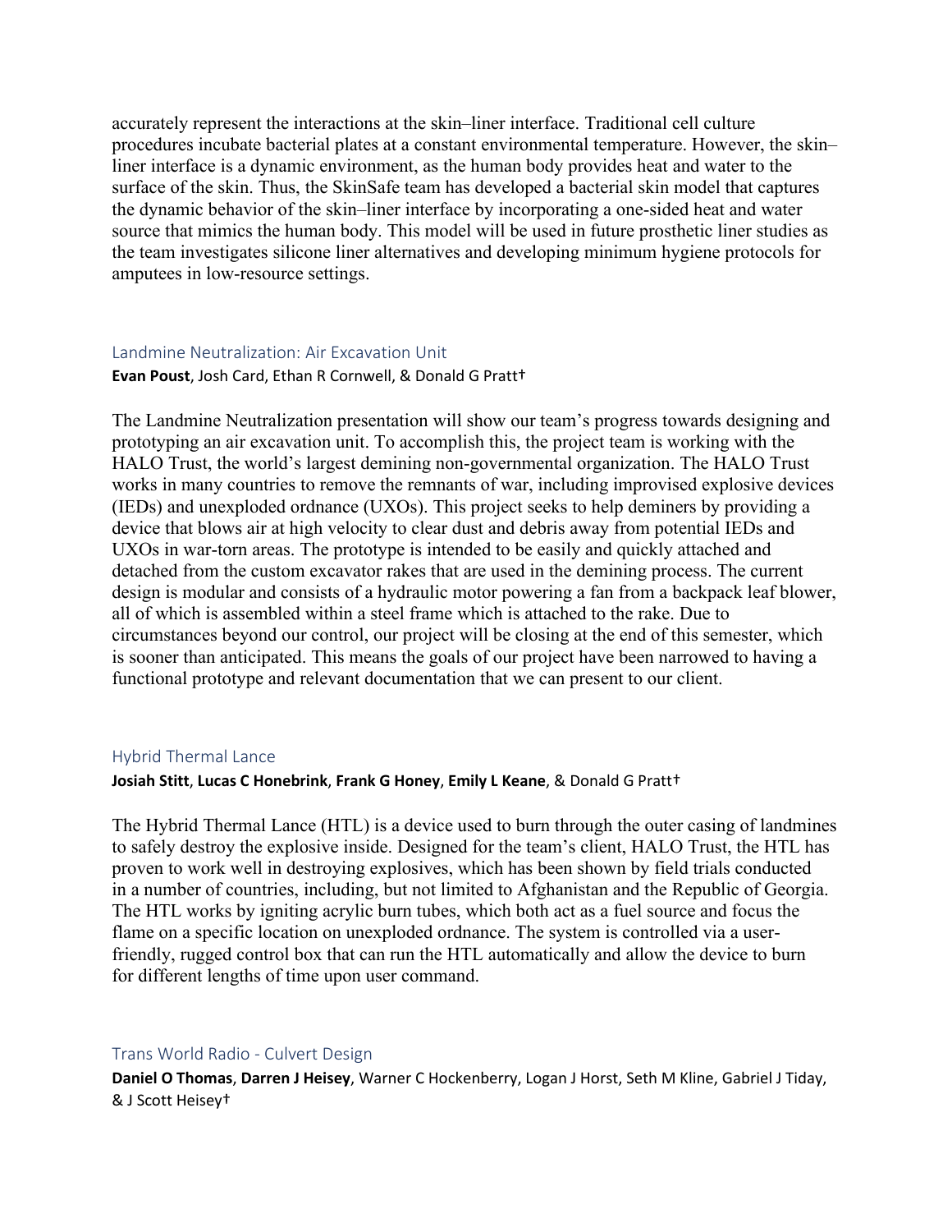accurately represent the interactions at the skin–liner interface. Traditional cell culture procedures incubate bacterial plates at a constant environmental temperature. However, the skin–liner interface is a dynamic environment, as the human body provides heat and water to the surface of the skin. Thus, the SkinSafe team has developed a bacterial skin model that captures the dynamic behavior of the skin–liner interface by incorporating a one-sided heat and water source that mimics the human body. This model will be used in future prosthetic liner studies as the team investigates silicone liner alternatives and developing minimum hygiene protocols for amputees in low-resource settings.

### Landmine Neutralization: Air Excavation Unit

**Evan Poust**, Josh Card, Ethan R Cornwell, & Donald G Pratt†

The Landmine Neutralization presentation will show our team's progress towards designing and prototyping an air excavation unit. To accomplish this, the project team is working with the HALO Trust, the world's largest demining non-governmental organization. The HALO Trust works in many countries to remove the remnants of war, including improvised explosive devices (IEDs) and unexploded ordnance (UXOs). This project seeks to help deminers by providing a device that blows air at high velocity to clear dust and debris away from potential IEDs and UXOs in war-torn areas. The prototype is intended to be easily and quickly attached and detached from the custom excavator rakes that are used in the demining process. The current design is modular and consists of a hydraulic motor powering a fan from a backpack leaf blower, all of which is assembled within a steel frame which is attached to the rake. Due to circumstances beyond our control, our project will be closing at the end of this semester, which is sooner than anticipated. This means the goals of our project have been narrowed to having a functional prototype and relevant documentation that we can present to our client.

### Hybrid Thermal Lance

**Josiah Stitt**, **Lucas C Honebrink**, **Frank G Honey**, **Emily L Keane**, & Donald G Pratt†

The Hybrid Thermal Lance (HTL) is a device used to burn through the outer casing of landmines to safely destroy the explosive inside. Designed for the team's client, HALO Trust, the HTL has proven to work well in destroying explosives, which has been shown by field trials conducted in a number of countries, including, but not limited to Afghanistan and the Republic of Georgia. The HTL works by igniting acrylic burn tubes, which both act as a fuel source and focus the flame on a specific location on unexploded ordnance. The system is controlled via a user-friendly, rugged control box that can run the HTL automatically and allow the device to burn for different lengths of time upon user command.

### Trans World Radio - Culvert Design

**Daniel O Thomas**, **Darren J Heisey**, Warner C Hockenberry, Logan J Horst, Seth M Kline, Gabriel J Tiday, & J Scott Heisey†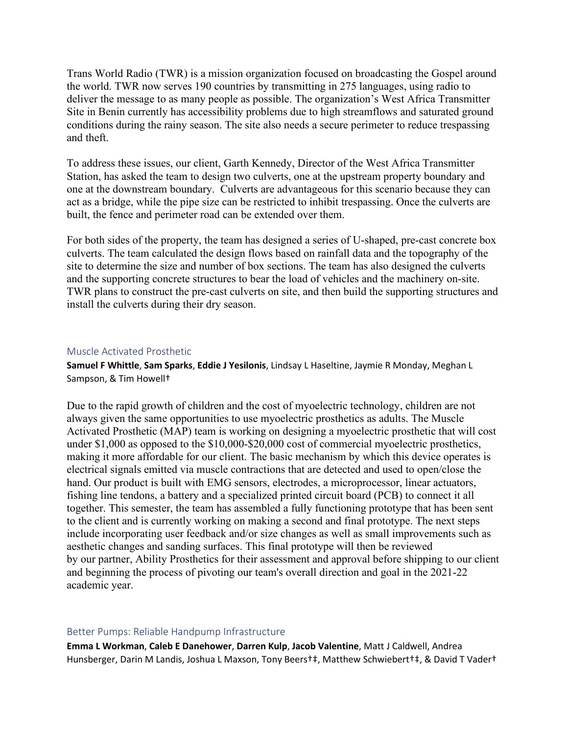Trans World Radio (TWR) is a mission organization focused on broadcasting the Gospel around the world. TWR now serves 190 countries by transmitting in 275 languages, using radio to deliver the message to as many people as possible. The organization's West Africa Transmitter Site in Benin currently has accessibility problems due to high streamflows and saturated ground conditions during the rainy season. The site also needs a secure perimeter to reduce trespassing and theft.

To address these issues, our client, Garth Kennedy, Director of the West Africa Transmitter Station, has asked the team to design two culverts, one at the upstream property boundary and one at the downstream boundary. Culverts are advantageous for this scenario because they can act as a bridge, while the pipe size can be restricted to inhibit trespassing. Once the culverts are built, the fence and perimeter road can be extended over them.

For both sides of the property, the team has designed a series of U-shaped, pre-cast concrete box culverts. The team calculated the design flows based on rainfall data and the topography of the site to determine the size and number of box sections. The team has also designed the culverts and the supporting concrete structures to bear the load of vehicles and the machinery on-site. TWR plans to construct the pre-cast culverts on site, and then build the supporting structures and install the culverts during their dry season.

### Muscle Activated Prosthetic

**Samuel F Whittle**, **Sam Sparks**, **Eddie J Yesilonis**, Lindsay L Haseltine, Jaymie R Monday, Meghan L Sampson, & Tim Howell†

Due to the rapid growth of children and the cost of myoelectric technology, children are not always given the same opportunities to use myoelectric prosthetics as adults. The Muscle Activated Prosthetic (MAP) team is working on designing a myoelectric prosthetic that will cost under $1,000 as opposed to the $10,000-$20,000 cost of commercial myoelectric prosthetics, making it more affordable for our client. The basic mechanism by which this device operates is electrical signals emitted via muscle contractions that are detected and used to open/close the hand. Our product is built with EMG sensors, electrodes, a microprocessor, linear actuators, fishing line tendons, a battery and a specialized printed circuit board (PCB) to connect it all together. This semester, the team has assembled a fully functioning prototype that has been sent to the client and is currently working on making a second and final prototype. The next steps include incorporating user feedback and/or size changes as well as small improvements such as aesthetic changes and sanding surfaces. This final prototype will then be reviewed by our partner, Ability Prosthetics for their assessment and approval before shipping to our client and beginning the process of pivoting our team's overall direction and goal in the 2021-22 academic year.

### Better Pumps: Reliable Handpump Infrastructure

**Emma L Workman**, **Caleb E Danehower**, **Darren Kulp**, **Jacob Valentine**, Matt J Caldwell, Andrea Hunsberger, Darin M Landis, Joshua L Maxson, Tony Beers†‡, Matthew Schwiebert†‡, & David T Vader†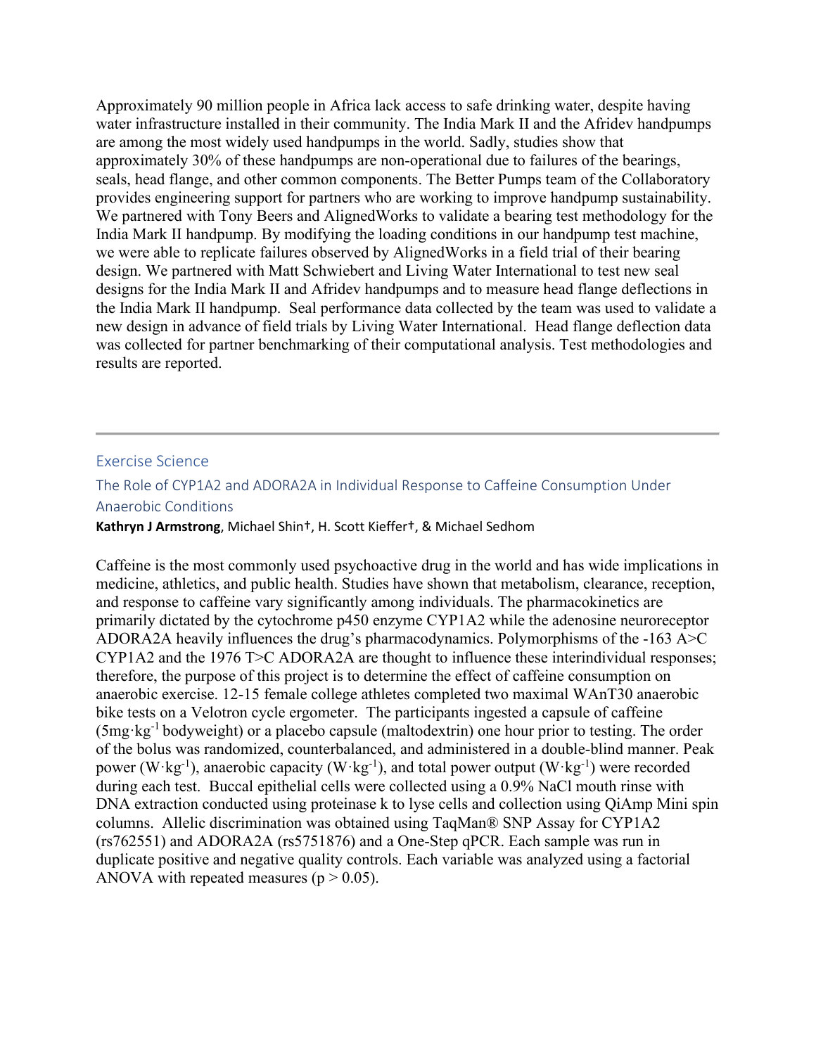Approximately 90 million people in Africa lack access to safe drinking water, despite having water infrastructure installed in their community. The India Mark II and the Afridev handpumps are among the most widely used handpumps in the world. Sadly, studies show that approximately 30% of these handpumps are non-operational due to failures of the bearings, seals, head flange, and other common components. The Better Pumps team of the Collaboratory provides engineering support for partners who are working to improve handpump sustainability. We partnered with Tony Beers and AlignedWorks to validate a bearing test methodology for the India Mark II handpump. By modifying the loading conditions in our handpump test machine, we were able to replicate failures observed by AlignedWorks in a field trial of their bearing design. We partnered with Matt Schwiebert and Living Water International to test new seal designs for the India Mark II and Afridev handpumps and to measure head flange deflections in the India Mark II handpump. Seal performance data collected by the team was used to validate a new design in advance of field trials by Living Water International. Head flange deflection data was collected for partner benchmarking of their computational analysis. Test methodologies and results are reported.

---

## Exercise Science

### The Role of CYP1A2 and ADORA2A in Individual Response to Caffeine Consumption Under Anaerobic Conditions

**Kathryn J Armstrong**, Michael Shin†, H. Scott Kieffer†, & Michael Sedhom

Caffeine is the most commonly used psychoactive drug in the world and has wide implications in medicine, athletics, and public health. Studies have shown that metabolism, clearance, reception, and response to caffeine vary significantly among individuals. The pharmacokinetics are primarily dictated by the cytochrome p450 enzyme CYP1A2 while the adenosine neuroreceptor ADORA2A heavily influences the drug's pharmacodynamics. Polymorphisms of the -163 A>C CYP1A2 and the 1976 T>C ADORA2A are thought to influence these interindividual responses; therefore, the purpose of this project is to determine the effect of caffeine consumption on anaerobic exercise. 12-15 female college athletes completed two maximal WAnT30 anaerobic bike tests on a Velotron cycle ergometer. The participants ingested a capsule of caffeine ($5 mg \cdot kg^{-1}$ bodyweight) or a placebo capsule (maltodextrin) one hour prior to testing. The order of the bolus was randomized, counterbalanced, and administered in a double-blind manner. Peak power ($W \cdot kg^{-1}$), anaerobic capacity ($W \cdot kg^{-1}$), and total power output ($W \cdot kg^{-1}$) were recorded during each test. Buccal epithelial cells were collected using a 0.9% NaCl mouth rinse with DNA extraction conducted using proteinase k to lyse cells and collection using QiAmp Mini spin columns. Allelic discrimination was obtained using TaqMan® SNP Assay for CYP1A2 (rs762551) and ADORA2A (rs5751876) and a One-Step qPCR. Each sample was run in duplicate positive and negative quality controls. Each variable was analyzed using a factorial ANOVA with repeated measures ($p > 0.05$).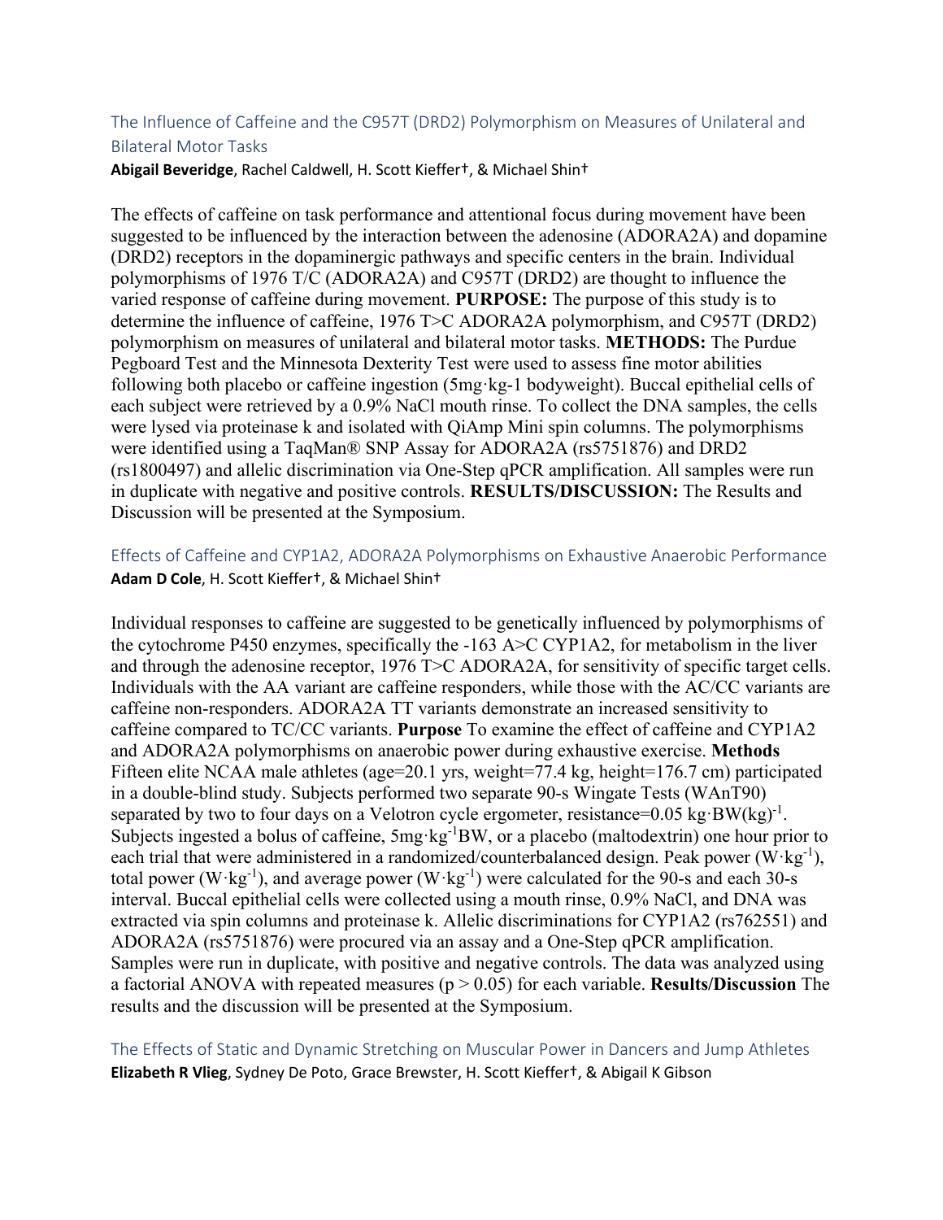### The Influence of Caffeine and the C957T (DRD2) Polymorphism on Measures of Unilateral and Bilateral Motor Tasks

**Abigail Beveridge**, Rachel Caldwell, H. Scott Kieffer†, & Michael Shin†

The effects of caffeine on task performance and attentional focus during movement have been suggested to be influenced by the interaction between the adenosine (ADORA2A) and dopamine (DRD2) receptors in the dopaminergic pathways and specific centers in the brain. Individual polymorphisms of 1976 T/C (ADORA2A) and C957T (DRD2) are thought to influence the varied response of caffeine during movement. **PURPOSE:** The purpose of this study is to determine the influence of caffeine, 1976 T>C ADORA2A polymorphism, and C957T (DRD2) polymorphism on measures of unilateral and bilateral motor tasks. **METHODS:** The Purdue Pegboard Test and the Minnesota Dexterity Test were used to assess fine motor abilities following both placebo or caffeine ingestion ($5 mg \cdot kg^{-1}$ bodyweight). Buccal epithelial cells of each subject were retrieved by a 0.9% NaCl mouth rinse. To collect the DNA samples, the cells were lysed via proteinase k and isolated with QiAmp Mini spin columns. The polymorphisms were identified using a TaqMan® SNP Assay for ADORA2A (rs5751876) and DRD2 (rs1800497) and allelic discrimination via One-Step qPCR amplification. All samples were run in duplicate with negative and positive controls. **RESULTS/DISCUSSION:** The Results and Discussion will be presented at the Symposium.

### Effects of Caffeine and CYP1A2, ADORA2A Polymorphisms on Exhaustive Anaerobic Performance

**Adam D Cole**, H. Scott Kieffer†, & Michael Shin†

Individual responses to caffeine are suggested to be genetically influenced by polymorphisms of the cytochrome P450 enzymes, specifically the -163 A>C CYP1A2, for metabolism in the liver and through the adenosine receptor, 1976 T>C ADORA2A, for sensitivity of specific target cells. Individuals with the AA variant are caffeine responders, while those with the AC/CC variants are caffeine non-responders. ADORA2A TT variants demonstrate an increased sensitivity to caffeine compared to TC/CC variants. **Purpose** To examine the effect of caffeine and CYP1A2 and ADORA2A polymorphisms on anaerobic power during exhaustive exercise. **Methods** Fifteen elite NCAA male athletes (age=20.1 yrs, weight=77.4 kg, height=176.7 cm) participated in a double-blind study. Subjects performed two separate 90-s Wingate Tests (WAnT90) separated by two to four days on a Velotron cycle ergometer, resistance=$0.05\ kg \cdot BW(kg)^{-1}$. Subjects ingested a bolus of caffeine, $5mg \cdot kg^{-1}BW$, or a placebo (maltodextrin) one hour prior to each trial that were administered in a randomized/counterbalanced design. Peak power ($W \cdot kg^{-1}$), total power ($W \cdot kg^{-1}$), and average power ($W \cdot kg^{-1}$) were calculated for the 90-s and each 30-s interval. Buccal epithelial cells were collected using a mouth rinse, 0.9% NaCl, and DNA was extracted via spin columns and proteinase k. Allelic discriminations for CYP1A2 (rs762551) and ADORA2A (rs5751876) were procured via an assay and a One-Step qPCR amplification. Samples were run in duplicate, with positive and negative controls. The data was analyzed using a factorial ANOVA with repeated measures ($p > 0.05$) for each variable. **Results/Discussion** The results and the discussion will be presented at the Symposium.

### The Effects of Static and Dynamic Stretching on Muscular Power in Dancers and Jump Athletes

**Elizabeth R Vlieg**, Sydney De Poto, Grace Brewster, H. Scott Kieffer†, & Abigail K Gibson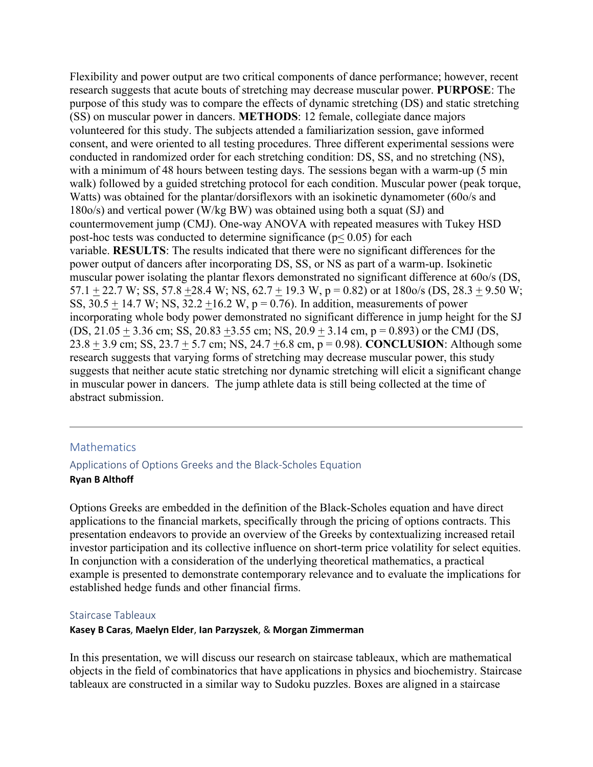Flexibility and power output are two critical components of dance performance; however, recent research suggests that acute bouts of stretching may decrease muscular power. **PURPOSE**: The purpose of this study was to compare the effects of dynamic stretching (DS) and static stretching (SS) on muscular power in dancers. **METHODS**: 12 female, collegiate dance majors volunteered for this study. The subjects attended a familiarization session, gave informed consent, and were oriented to all testing procedures. Three different experimental sessions were conducted in randomized order for each stretching condition: DS, SS, and no stretching (NS), with a minimum of 48 hours between testing days. The sessions began with a warm-up (5 min walk) followed by a guided stretching protocol for each condition. Muscular power (peak torque, Watts) was obtained for the plantar/dorsiflexors with an isokinetic dynamometer (60o/s and 180o/s) and vertical power (W/kg BW) was obtained using both a squat (SJ) and countermovement jump (CMJ). One-way ANOVA with repeated measures with Tukey HSD post-hoc tests was conducted to determine significance ($p \leq 0.05$) for each variable. **RESULTS**: The results indicated that there were no significant differences for the power output of dancers after incorporating DS, SS, or NS as part of a warm-up. Isokinetic muscular power isolating the plantar flexors demonstrated no significant difference at 60o/s (DS, 57.1 ± 22.7 W; SS, 57.8 ±28.4 W; NS, 62.7 ± 19.3 W, $p = 0.82$) or at 180o/s (DS, 28.3 ± 9.50 W; SS, 30.5 ± 14.7 W; NS, 32.2 ±16.2 W, $p = 0.76$). In addition, measurements of power incorporating whole body power demonstrated no significant difference in jump height for the SJ (DS, 21.05 ± 3.36 cm; SS, 20.83 ±3.55 cm; NS, 20.9 ± 3.14 cm, $p = 0.893$) or the CMJ (DS, 23.8 ± 3.9 cm; SS, 23.7 ± 5.7 cm; NS, 24.7 ±6.8 cm, $p = 0.98$). **CONCLUSION**: Although some research suggests that varying forms of stretching may decrease muscular power, this study suggests that neither acute static stretching nor dynamic stretching will elicit a significant change in muscular power in dancers. The jump athlete data is still being collected at the time of abstract submission.

---

## Mathematics

### Applications of Options Greeks and the Black-Scholes Equation

**Ryan B Althoff**

Options Greeks are embedded in the definition of the Black-Scholes equation and have direct applications to the financial markets, specifically through the pricing of options contracts. This presentation endeavors to provide an overview of the Greeks by contextualizing increased retail investor participation and its collective influence on short-term price volatility for select equities. In conjunction with a consideration of the underlying theoretical mathematics, a practical example is presented to demonstrate contemporary relevance and to evaluate the implications for established hedge funds and other financial firms.

### Staircase Tableaux

**Kasey B Caras**, **Maelyn Elder**, **Ian Parzyszek**, & **Morgan Zimmerman**

In this presentation, we will discuss our research on staircase tableaux, which are mathematical objects in the field of combinatorics that have applications in physics and biochemistry. Staircase tableaux are constructed in a similar way to Sudoku puzzles. Boxes are aligned in a staircase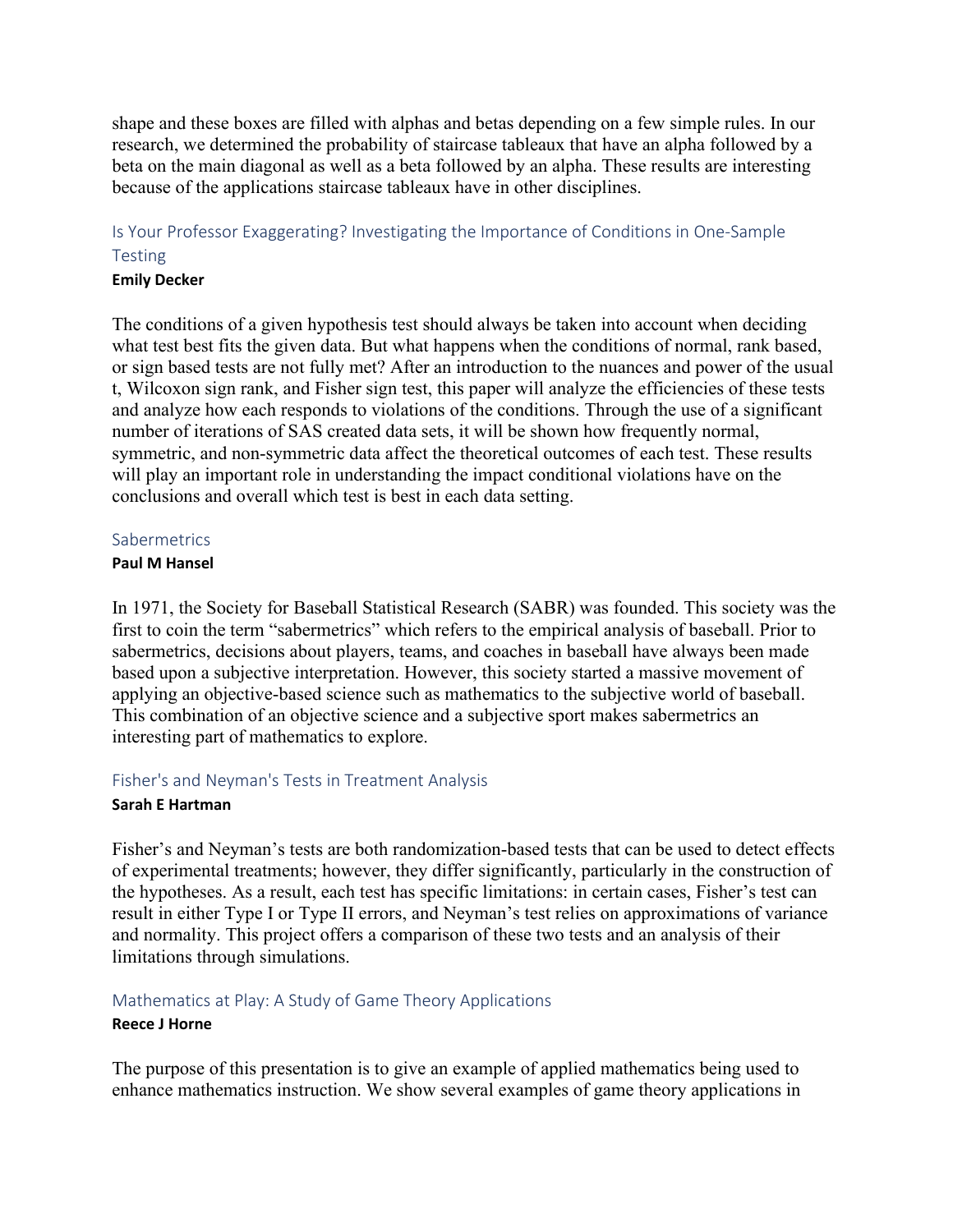shape and these boxes are filled with alphas and betas depending on a few simple rules. In our research, we determined the probability of staircase tableaux that have an alpha followed by a beta on the main diagonal as well as a beta followed by an alpha. These results are interesting because of the applications staircase tableaux have in other disciplines.

### Is Your Professor Exaggerating? Investigating the Importance of Conditions in One-Sample Testing

**Emily Decker**

The conditions of a given hypothesis test should always be taken into account when deciding what test best fits the given data. But what happens when the conditions of normal, rank based, or sign based tests are not fully met? After an introduction to the nuances and power of the usual t, Wilcoxon sign rank, and Fisher sign test, this paper will analyze the efficiencies of these tests and analyze how each responds to violations of the conditions. Through the use of a significant number of iterations of SAS created data sets, it will be shown how frequently normal, symmetric, and non-symmetric data affect the theoretical outcomes of each test. These results will play an important role in understanding the impact conditional violations have on the conclusions and overall which test is best in each data setting.

### Sabermetrics

**Paul M Hansel**

In 1971, the Society for Baseball Statistical Research (SABR) was founded. This society was the first to coin the term "sabermetrics" which refers to the empirical analysis of baseball. Prior to sabermetrics, decisions about players, teams, and coaches in baseball have always been made based upon a subjective interpretation. However, this society started a massive movement of applying an objective-based science such as mathematics to the subjective world of baseball. This combination of an objective science and a subjective sport makes sabermetrics an interesting part of mathematics to explore.

### Fisher's and Neyman's Tests in Treatment Analysis

**Sarah E Hartman**

Fisher's and Neyman's tests are both randomization-based tests that can be used to detect effects of experimental treatments; however, they differ significantly, particularly in the construction of the hypotheses. As a result, each test has specific limitations: in certain cases, Fisher's test can result in either Type I or Type II errors, and Neyman's test relies on approximations of variance and normality. This project offers a comparison of these two tests and an analysis of their limitations through simulations.

### Mathematics at Play: A Study of Game Theory Applications

**Reece J Horne**

The purpose of this presentation is to give an example of applied mathematics being used to enhance mathematics instruction. We show several examples of game theory applications in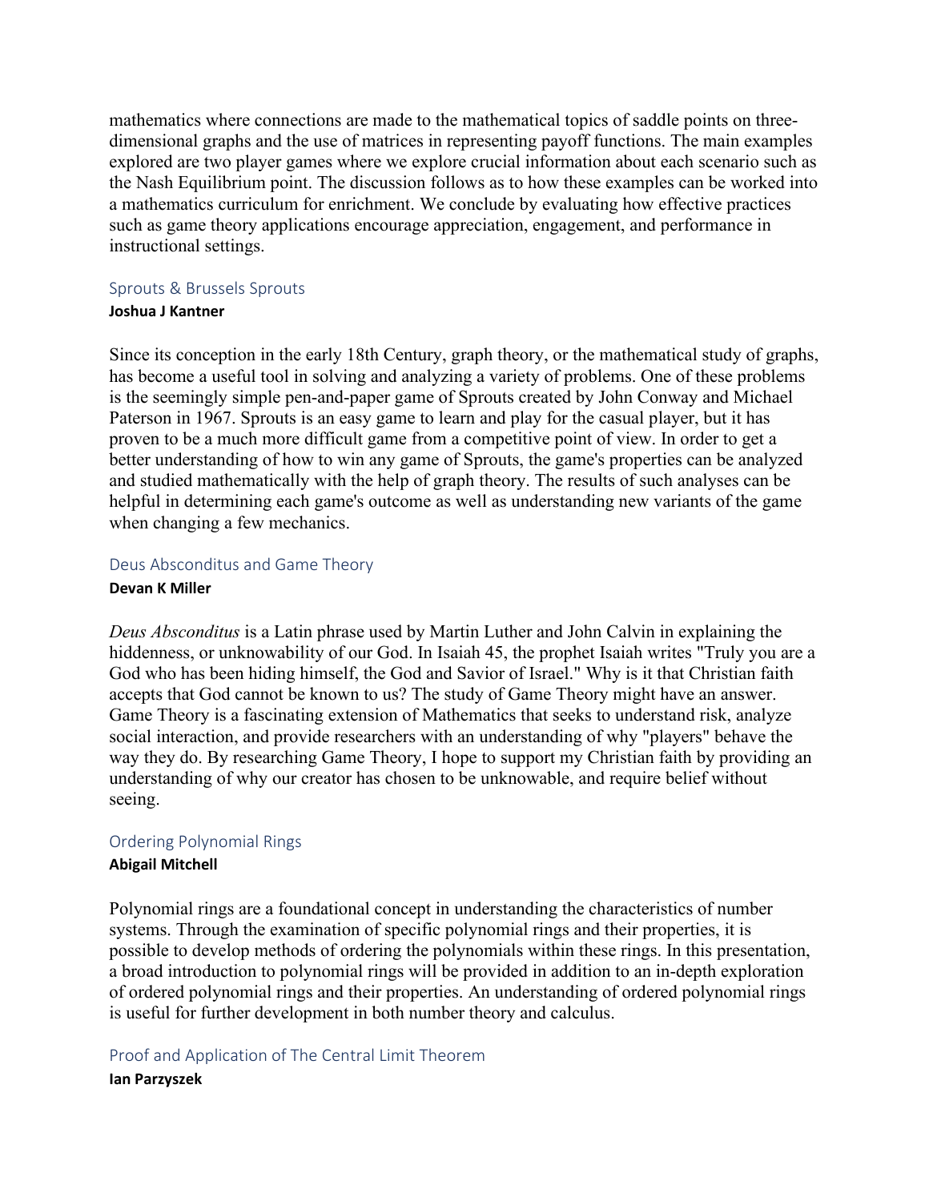mathematics where connections are made to the mathematical topics of saddle points on three-dimensional graphs and the use of matrices in representing payoff functions. The main examples explored are two player games where we explore crucial information about each scenario such as the Nash Equilibrium point. The discussion follows as to how these examples can be worked into a mathematics curriculum for enrichment. We conclude by evaluating how effective practices such as game theory applications encourage appreciation, engagement, and performance in instructional settings.

### Sprouts & Brussels Sprouts

**Joshua J Kantner**

Since its conception in the early 18th Century, graph theory, or the mathematical study of graphs, has become a useful tool in solving and analyzing a variety of problems. One of these problems is the seemingly simple pen-and-paper game of Sprouts created by John Conway and Michael Paterson in 1967. Sprouts is an easy game to learn and play for the casual player, but it has proven to be a much more difficult game from a competitive point of view. In order to get a better understanding of how to win any game of Sprouts, the game's properties can be analyzed and studied mathematically with the help of graph theory. The results of such analyses can be helpful in determining each game's outcome as well as understanding new variants of the game when changing a few mechanics.

### Deus Absconditus and Game Theory

**Devan K Miller**

*Deus Absconditus* is a Latin phrase used by Martin Luther and John Calvin in explaining the hiddenness, or unknowability of our God. In Isaiah 45, the prophet Isaiah writes "Truly you are a God who has been hiding himself, the God and Savior of Israel." Why is it that Christian faith accepts that God cannot be known to us? The study of Game Theory might have an answer. Game Theory is a fascinating extension of Mathematics that seeks to understand risk, analyze social interaction, and provide researchers with an understanding of why "players" behave the way they do. By researching Game Theory, I hope to support my Christian faith by providing an understanding of why our creator has chosen to be unknowable, and require belief without seeing.

### Ordering Polynomial Rings

**Abigail Mitchell**

Polynomial rings are a foundational concept in understanding the characteristics of number systems. Through the examination of specific polynomial rings and their properties, it is possible to develop methods of ordering the polynomials within these rings. In this presentation, a broad introduction to polynomial rings will be provided in addition to an in-depth exploration of ordered polynomial rings and their properties. An understanding of ordered polynomial rings is useful for further development in both number theory and calculus.

### Proof and Application of The Central Limit Theorem

**Ian Parzyszek**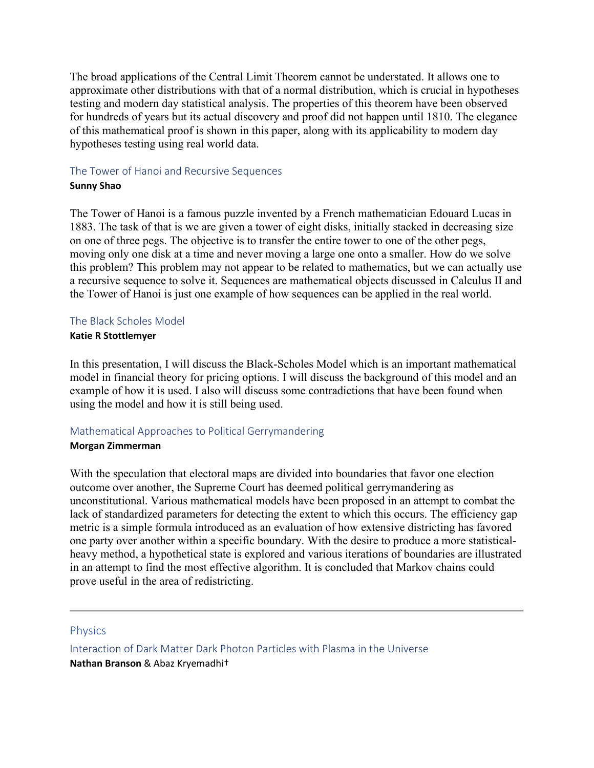The broad applications of the Central Limit Theorem cannot be understated. It allows one to approximate other distributions with that of a normal distribution, which is crucial in hypotheses testing and modern day statistical analysis. The properties of this theorem have been observed for hundreds of years but its actual discovery and proof did not happen until 1810. The elegance of this mathematical proof is shown in this paper, along with its applicability to modern day hypotheses testing using real world data.

### The Tower of Hanoi and Recursive Sequences

**Sunny Shao**

The Tower of Hanoi is a famous puzzle invented by a French mathematician Edouard Lucas in 1883. The task of that is we are given a tower of eight disks, initially stacked in decreasing size on one of three pegs. The objective is to transfer the entire tower to one of the other pegs, moving only one disk at a time and never moving a large one onto a smaller. How do we solve this problem? This problem may not appear to be related to mathematics, but we can actually use a recursive sequence to solve it. Sequences are mathematical objects discussed in Calculus II and the Tower of Hanoi is just one example of how sequences can be applied in the real world.

### The Black Scholes Model

**Katie R Stottlemyer**

In this presentation, I will discuss the Black-Scholes Model which is an important mathematical model in financial theory for pricing options. I will discuss the background of this model and an example of how it is used. I also will discuss some contradictions that have been found when using the model and how it is still being used.

### Mathematical Approaches to Political Gerrymandering

**Morgan Zimmerman**

With the speculation that electoral maps are divided into boundaries that favor one election outcome over another, the Supreme Court has deemed political gerrymandering as unconstitutional. Various mathematical models have been proposed in an attempt to combat the lack of standardized parameters for detecting the extent to which this occurs. The efficiency gap metric is a simple formula introduced as an evaluation of how extensive districting has favored one party over another within a specific boundary. With the desire to produce a more statistical-heavy method, a hypothetical state is explored and various iterations of boundaries are illustrated in an attempt to find the most effective algorithm. It is concluded that Markov chains could prove useful in the area of redistricting.

---

## Physics

### Interaction of Dark Matter Dark Photon Particles with Plasma in the Universe

**Nathan Branson** & Abaz Kryemadhi†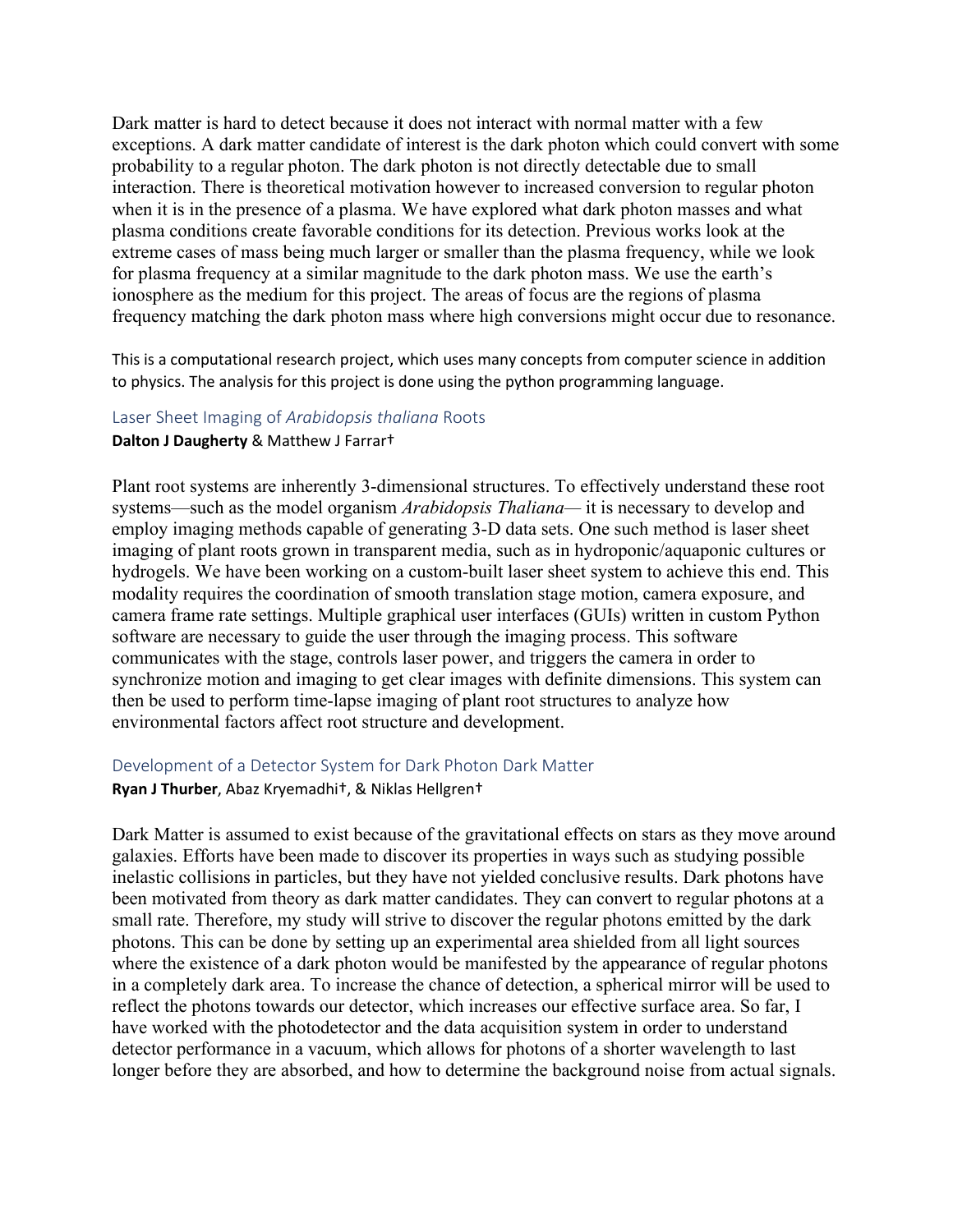Dark matter is hard to detect because it does not interact with normal matter with a few exceptions. A dark matter candidate of interest is the dark photon which could convert with some probability to a regular photon. The dark photon is not directly detectable due to small interaction. There is theoretical motivation however to increased conversion to regular photon when it is in the presence of a plasma. We have explored what dark photon masses and what plasma conditions create favorable conditions for its detection. Previous works look at the extreme cases of mass being much larger or smaller than the plasma frequency, while we look for plasma frequency at a similar magnitude to the dark photon mass. We use the earth's ionosphere as the medium for this project. The areas of focus are the regions of plasma frequency matching the dark photon mass where high conversions might occur due to resonance.

This is a computational research project, which uses many concepts from computer science in addition to physics. The analysis for this project is done using the python programming language.

### Laser Sheet Imaging of *Arabidopsis thaliana* Roots

**Dalton J Daugherty** & Matthew J Farrar†

Plant root systems are inherently 3-dimensional structures. To effectively understand these root systems—such as the model organism *Arabidopsis Thaliana*— it is necessary to develop and employ imaging methods capable of generating 3-D data sets. One such method is laser sheet imaging of plant roots grown in transparent media, such as in hydroponic/aquaponic cultures or hydrogels. We have been working on a custom-built laser sheet system to achieve this end. This modality requires the coordination of smooth translation stage motion, camera exposure, and camera frame rate settings. Multiple graphical user interfaces (GUIs) written in custom Python software are necessary to guide the user through the imaging process. This software communicates with the stage, controls laser power, and triggers the camera in order to synchronize motion and imaging to get clear images with definite dimensions. This system can then be used to perform time-lapse imaging of plant root structures to analyze how environmental factors affect root structure and development.

### Development of a Detector System for Dark Photon Dark Matter

**Ryan J Thurber**, Abaz Kryemadhi†, & Niklas Hellgren†

Dark Matter is assumed to exist because of the gravitational effects on stars as they move around galaxies. Efforts have been made to discover its properties in ways such as studying possible inelastic collisions in particles, but they have not yielded conclusive results. Dark photons have been motivated from theory as dark matter candidates. They can convert to regular photons at a small rate. Therefore, my study will strive to discover the regular photons emitted by the dark photons. This can be done by setting up an experimental area shielded from all light sources where the existence of a dark photon would be manifested by the appearance of regular photons in a completely dark area. To increase the chance of detection, a spherical mirror will be used to reflect the photons towards our detector, which increases our effective surface area. So far, I have worked with the photodetector and the data acquisition system in order to understand detector performance in a vacuum, which allows for photons of a shorter wavelength to last longer before they are absorbed, and how to determine the background noise from actual signals.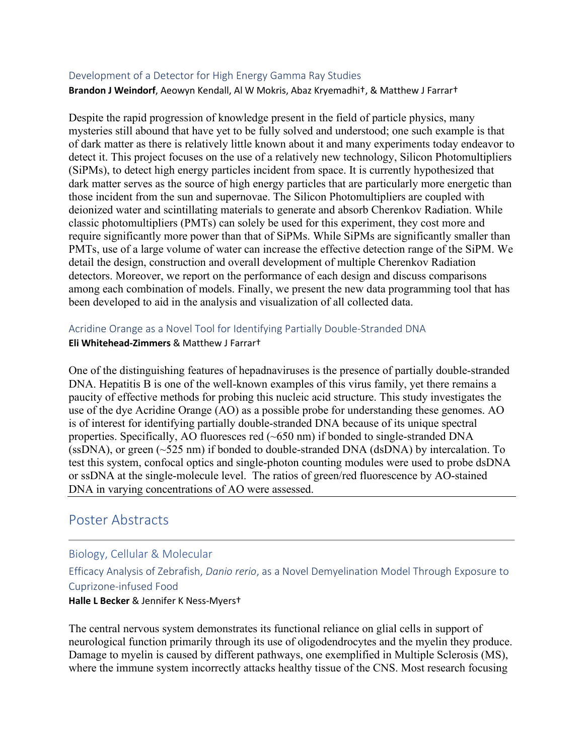### Development of a Detector for High Energy Gamma Ray Studies

**Brandon J Weindorf**, Aeowyn Kendall, Al W Mokris, Abaz Kryemadhi†, & Matthew J Farrar†

Despite the rapid progression of knowledge present in the field of particle physics, many mysteries still abound that have yet to be fully solved and understood; one such example is that of dark matter as there is relatively little known about it and many experiments today endeavor to detect it. This project focuses on the use of a relatively new technology, Silicon Photomultipliers (SiPMs), to detect high energy particles incident from space. It is currently hypothesized that dark matter serves as the source of high energy particles that are particularly more energetic than those incident from the sun and supernovae. The Silicon Photomultipliers are coupled with deionized water and scintillating materials to generate and absorb Cherenkov Radiation. While classic photomultipliers (PMTs) can solely be used for this experiment, they cost more and require significantly more power than that of SiPMs. While SiPMs are significantly smaller than PMTs, use of a large volume of water can increase the effective detection range of the SiPM. We detail the design, construction and overall development of multiple Cherenkov Radiation detectors. Moreover, we report on the performance of each design and discuss comparisons among each combination of models. Finally, we present the new data programming tool that has been developed to aid in the analysis and visualization of all collected data.

### Acridine Orange as a Novel Tool for Identifying Partially Double-Stranded DNA

**Eli Whitehead-Zimmers** & Matthew J Farrar†

One of the distinguishing features of hepadnaviruses is the presence of partially double-stranded DNA. Hepatitis B is one of the well-known examples of this virus family, yet there remains a paucity of effective methods for probing this nucleic acid structure. This study investigates the use of the dye Acridine Orange (AO) as a possible probe for understanding these genomes. AO is of interest for identifying partially double-stranded DNA because of its unique spectral properties. Specifically, AO fluoresces red (~650 nm) if bonded to single-stranded DNA (ssDNA), or green (~525 nm) if bonded to double-stranded DNA (dsDNA) by intercalation. To test this system, confocal optics and single-photon counting modules were used to probe dsDNA or ssDNA at the single-molecule level. The ratios of green/red fluorescence by AO-stained DNA in varying concentrations of AO were assessed.

---

# Poster Abstracts

---

## Biology, Cellular & Molecular

### Efficacy Analysis of Zebrafish, *Danio rerio*, as a Novel Demyelination Model Through Exposure to Cuprizone-infused Food

**Halle L Becker** & Jennifer K Ness-Myers†

The central nervous system demonstrates its functional reliance on glial cells in support of neurological function primarily through its use of oligodendrocytes and the myelin they produce. Damage to myelin is caused by different pathways, one exemplified in Multiple Sclerosis (MS), where the immune system incorrectly attacks healthy tissue of the CNS. Most research focusing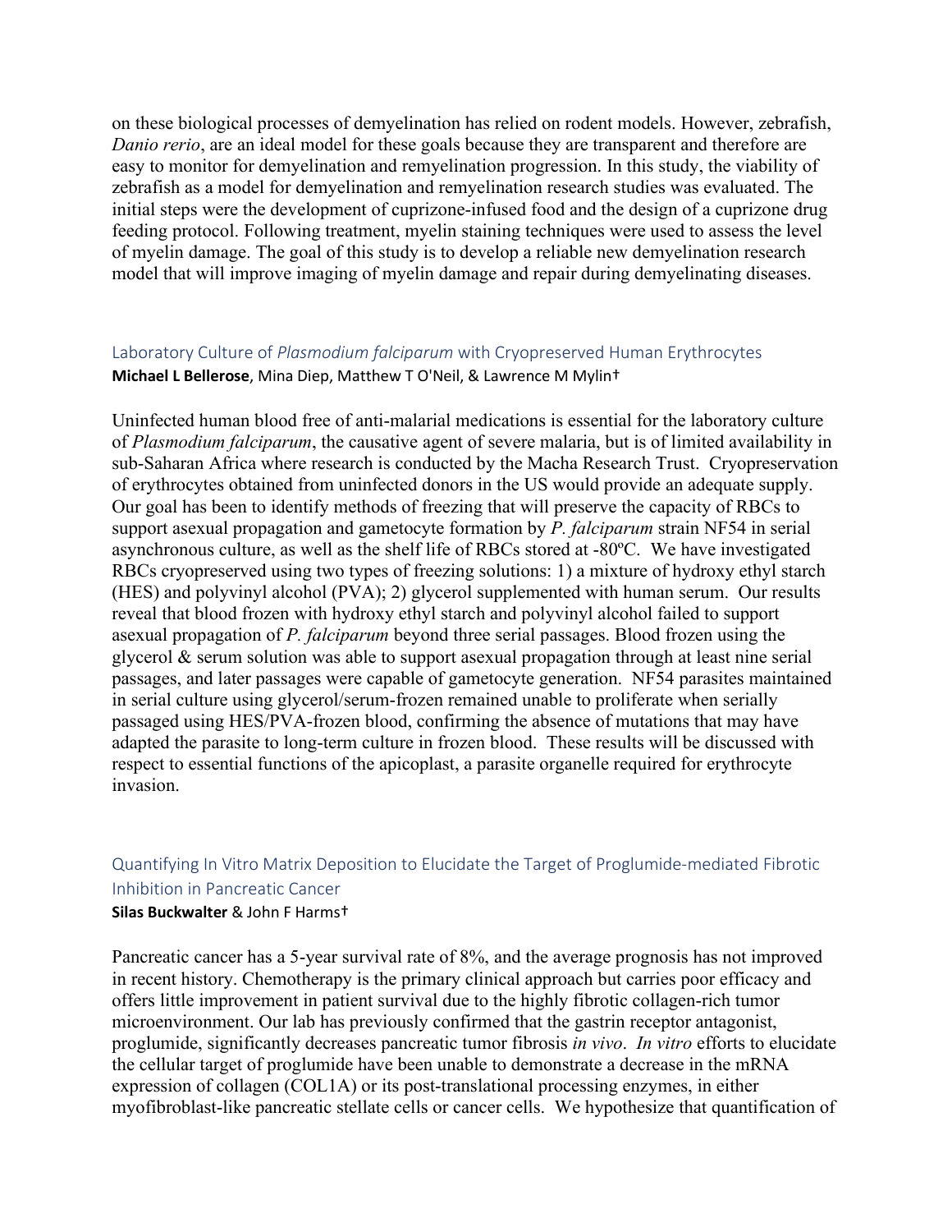on these biological processes of demyelination has relied on rodent models. However, zebrafish, *Danio rerio*, are an ideal model for these goals because they are transparent and therefore are easy to monitor for demyelination and remyelination progression. In this study, the viability of zebrafish as a model for demyelination and remyelination research studies was evaluated. The initial steps were the development of cuprizone-infused food and the design of a cuprizone drug feeding protocol. Following treatment, myelin staining techniques were used to assess the level of myelin damage. The goal of this study is to develop a reliable new demyelination research model that will improve imaging of myelin damage and repair during demyelinating diseases.

### Laboratory Culture of *Plasmodium falciparum* with Cryopreserved Human Erythrocytes

**Michael L Bellerose**, Mina Diep, Matthew T O'Neil, & Lawrence M Mylin†

Uninfected human blood free of anti-malarial medications is essential for the laboratory culture of *Plasmodium falciparum*, the causative agent of severe malaria, but is of limited availability in sub-Saharan Africa where research is conducted by the Macha Research Trust. Cryopreservation of erythrocytes obtained from uninfected donors in the US would provide an adequate supply. Our goal has been to identify methods of freezing that will preserve the capacity of RBCs to support asexual propagation and gametocyte formation by *P. falciparum* strain NF54 in serial asynchronous culture, as well as the shelf life of RBCs stored at -80ºC. We have investigated RBCs cryopreserved using two types of freezing solutions: 1) a mixture of hydroxy ethyl starch (HES) and polyvinyl alcohol (PVA); 2) glycerol supplemented with human serum. Our results reveal that blood frozen with hydroxy ethyl starch and polyvinyl alcohol failed to support asexual propagation of *P. falciparum* beyond three serial passages. Blood frozen using the glycerol & serum solution was able to support asexual propagation through at least nine serial passages, and later passages were capable of gametocyte generation. NF54 parasites maintained in serial culture using glycerol/serum-frozen remained unable to proliferate when serially passaged using HES/PVA-frozen blood, confirming the absence of mutations that may have adapted the parasite to long-term culture in frozen blood. These results will be discussed with respect to essential functions of the apicoplast, a parasite organelle required for erythrocyte invasion.

### Quantifying In Vitro Matrix Deposition to Elucidate the Target of Proglumide-mediated Fibrotic Inhibition in Pancreatic Cancer

**Silas Buckwalter** & John F Harms†

Pancreatic cancer has a 5-year survival rate of 8%, and the average prognosis has not improved in recent history. Chemotherapy is the primary clinical approach but carries poor efficacy and offers little improvement in patient survival due to the highly fibrotic collagen-rich tumor microenvironment. Our lab has previously confirmed that the gastrin receptor antagonist, proglumide, significantly decreases pancreatic tumor fibrosis *in vivo*. *In vitro* efforts to elucidate the cellular target of proglumide have been unable to demonstrate a decrease in the mRNA expression of collagen (COL1A) or its post-translational processing enzymes, in either myofibroblast-like pancreatic stellate cells or cancer cells. We hypothesize that quantification of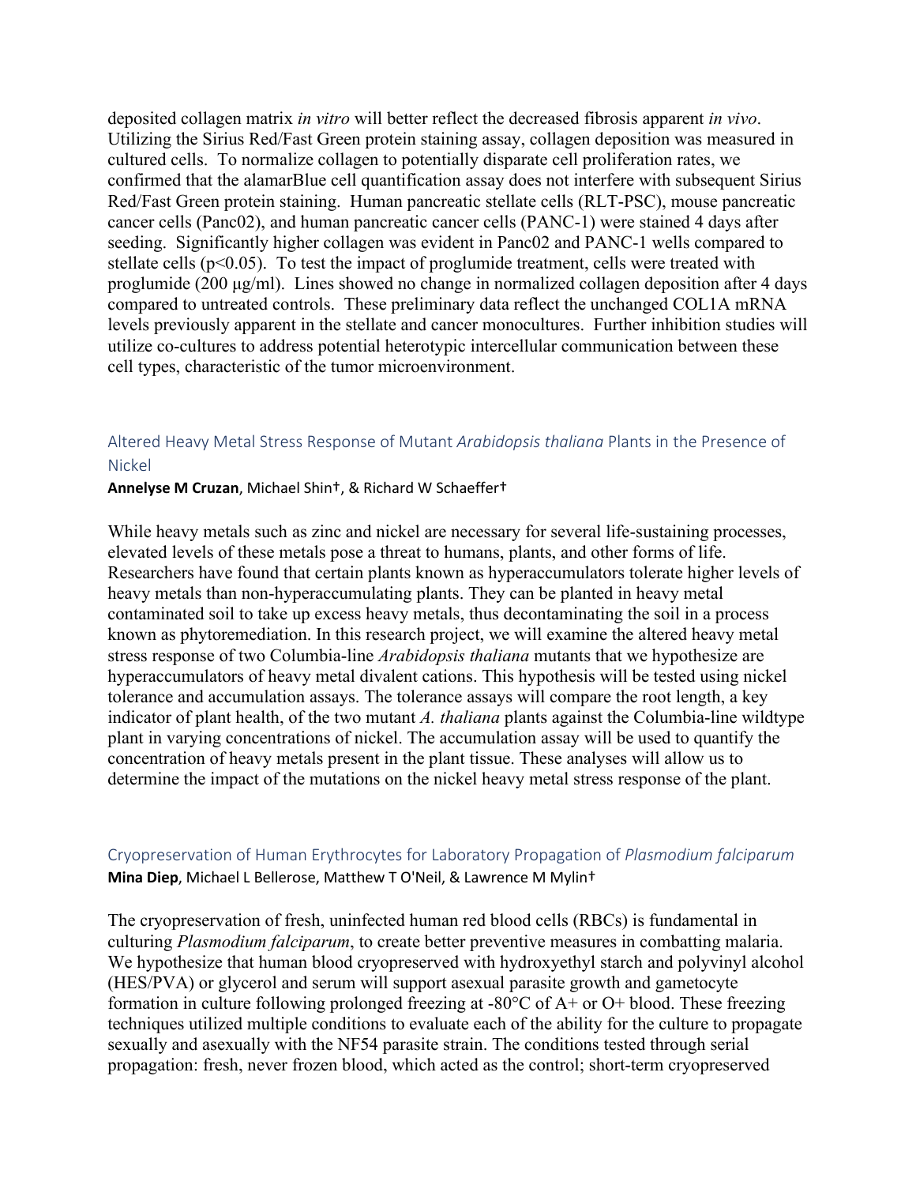deposited collagen matrix *in vitro* will better reflect the decreased fibrosis apparent *in vivo*. Utilizing the Sirius Red/Fast Green protein staining assay, collagen deposition was measured in cultured cells. To normalize collagen to potentially disparate cell proliferation rates, we confirmed that the alamarBlue cell quantification assay does not interfere with subsequent Sirius Red/Fast Green protein staining. Human pancreatic stellate cells (RLT-PSC), mouse pancreatic cancer cells (Panc02), and human pancreatic cancer cells (PANC-1) were stained 4 days after seeding. Significantly higher collagen was evident in Panc02 and PANC-1 wells compared to stellate cells ($p<0.05$). To test the impact of proglumide treatment, cells were treated with proglumide (200 µg/ml). Lines showed no change in normalized collagen deposition after 4 days compared to untreated controls. These preliminary data reflect the unchanged COL1A mRNA levels previously apparent in the stellate and cancer monocultures. Further inhibition studies will utilize co-cultures to address potential heterotypic intercellular communication between these cell types, characteristic of the tumor microenvironment.

## Altered Heavy Metal Stress Response of Mutant *Arabidopsis thaliana* Plants in the Presence of Nickel

**Annelyse M Cruzan**, Michael Shin†, & Richard W Schaeffer†

While heavy metals such as zinc and nickel are necessary for several life-sustaining processes, elevated levels of these metals pose a threat to humans, plants, and other forms of life. Researchers have found that certain plants known as hyperaccumulators tolerate higher levels of heavy metals than non-hyperaccumulating plants. They can be planted in heavy metal contaminated soil to take up excess heavy metals, thus decontaminating the soil in a process known as phytoremediation. In this research project, we will examine the altered heavy metal stress response of two Columbia-line *Arabidopsis thaliana* mutants that we hypothesize are hyperaccumulators of heavy metal divalent cations. This hypothesis will be tested using nickel tolerance and accumulation assays. The tolerance assays will compare the root length, a key indicator of plant health, of the two mutant *A. thaliana* plants against the Columbia-line wildtype plant in varying concentrations of nickel. The accumulation assay will be used to quantify the concentration of heavy metals present in the plant tissue. These analyses will allow us to determine the impact of the mutations on the nickel heavy metal stress response of the plant.

## Cryopreservation of Human Erythrocytes for Laboratory Propagation of *Plasmodium falciparum*

**Mina Diep**, Michael L Bellerose, Matthew T O'Neil, & Lawrence M Mylin†

The cryopreservation of fresh, uninfected human red blood cells (RBCs) is fundamental in culturing *Plasmodium falciparum*, to create better preventive measures in combatting malaria. We hypothesize that human blood cryopreserved with hydroxyethyl starch and polyvinyl alcohol (HES/PVA) or glycerol and serum will support asexual parasite growth and gametocyte formation in culture following prolonged freezing at -80°C of A+ or O+ blood. These freezing techniques utilized multiple conditions to evaluate each of the ability for the culture to propagate sexually and asexually with the NF54 parasite strain. The conditions tested through serial propagation: fresh, never frozen blood, which acted as the control; short-term cryopreserved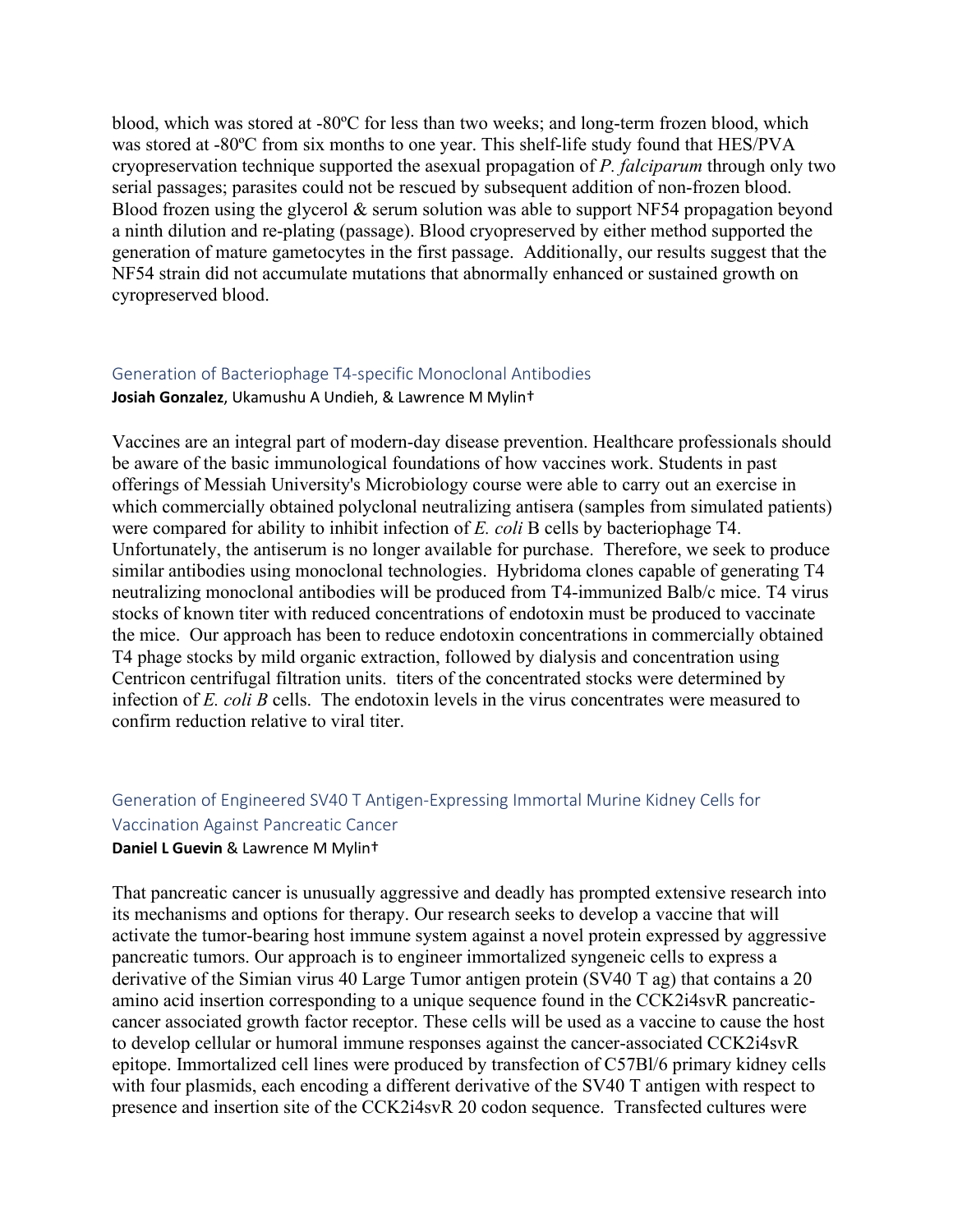blood, which was stored at -80ºC for less than two weeks; and long-term frozen blood, which was stored at -80ºC from six months to one year. This shelf-life study found that HES/PVA cryopreservation technique supported the asexual propagation of *P. falciparum* through only two serial passages; parasites could not be rescued by subsequent addition of non-frozen blood. Blood frozen using the glycerol & serum solution was able to support NF54 propagation beyond a ninth dilution and re-plating (passage). Blood cryopreserved by either method supported the generation of mature gametocytes in the first passage. Additionally, our results suggest that the NF54 strain did not accumulate mutations that abnormally enhanced or sustained growth on cyropreserved blood.

## Generation of Bacteriophage T4-specific Monoclonal Antibodies

**Josiah Gonzalez**, Ukamushu A Undieh, & Lawrence M Mylin†

Vaccines are an integral part of modern-day disease prevention. Healthcare professionals should be aware of the basic immunological foundations of how vaccines work. Students in past offerings of Messiah University's Microbiology course were able to carry out an exercise in which commercially obtained polyclonal neutralizing antisera (samples from simulated patients) were compared for ability to inhibit infection of *E. coli* B cells by bacteriophage T4. Unfortunately, the antiserum is no longer available for purchase. Therefore, we seek to produce similar antibodies using monoclonal technologies. Hybridoma clones capable of generating T4 neutralizing monoclonal antibodies will be produced from T4-immunized Balb/c mice. T4 virus stocks of known titer with reduced concentrations of endotoxin must be produced to vaccinate the mice. Our approach has been to reduce endotoxin concentrations in commercially obtained T4 phage stocks by mild organic extraction, followed by dialysis and concentration using Centricon centrifugal filtration units. titers of the concentrated stocks were determined by infection of *E. coli B* cells. The endotoxin levels in the virus concentrates were measured to confirm reduction relative to viral titer.

## Generation of Engineered SV40 T Antigen-Expressing Immortal Murine Kidney Cells for Vaccination Against Pancreatic Cancer

**Daniel L Guevin** & Lawrence M Mylin†

That pancreatic cancer is unusually aggressive and deadly has prompted extensive research into its mechanisms and options for therapy. Our research seeks to develop a vaccine that will activate the tumor-bearing host immune system against a novel protein expressed by aggressive pancreatic tumors. Our approach is to engineer immortalized syngeneic cells to express a derivative of the Simian virus 40 Large Tumor antigen protein (SV40 T ag) that contains a 20 amino acid insertion corresponding to a unique sequence found in the CCK2i4svR pancreatic-cancer associated growth factor receptor. These cells will be used as a vaccine to cause the host to develop cellular or humoral immune responses against the cancer-associated CCK2i4svR epitope. Immortalized cell lines were produced by transfection of C57Bl/6 primary kidney cells with four plasmids, each encoding a different derivative of the SV40 T antigen with respect to presence and insertion site of the CCK2i4svR 20 codon sequence. Transfected cultures were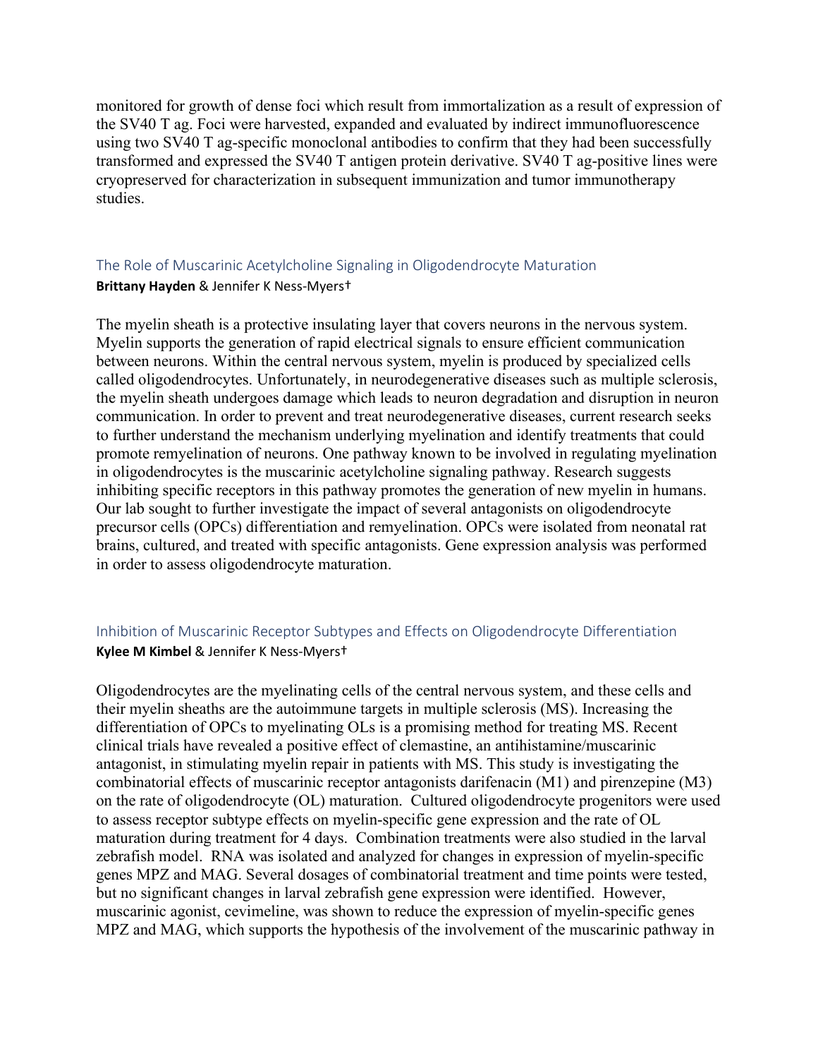monitored for growth of dense foci which result from immortalization as a result of expression of the SV40 T ag. Foci were harvested, expanded and evaluated by indirect immunofluorescence using two SV40 T ag-specific monoclonal antibodies to confirm that they had been successfully transformed and expressed the SV40 T antigen protein derivative. SV40 T ag-positive lines were cryopreserved for characterization in subsequent immunization and tumor immunotherapy studies.

## The Role of Muscarinic Acetylcholine Signaling in Oligodendrocyte Maturation

**Brittany Hayden** & Jennifer K Ness-Myers†

The myelin sheath is a protective insulating layer that covers neurons in the nervous system. Myelin supports the generation of rapid electrical signals to ensure efficient communication between neurons. Within the central nervous system, myelin is produced by specialized cells called oligodendrocytes. Unfortunately, in neurodegenerative diseases such as multiple sclerosis, the myelin sheath undergoes damage which leads to neuron degradation and disruption in neuron communication. In order to prevent and treat neurodegenerative diseases, current research seeks to further understand the mechanism underlying myelination and identify treatments that could promote remyelination of neurons. One pathway known to be involved in regulating myelination in oligodendrocytes is the muscarinic acetylcholine signaling pathway. Research suggests inhibiting specific receptors in this pathway promotes the generation of new myelin in humans. Our lab sought to further investigate the impact of several antagonists on oligodendrocyte precursor cells (OPCs) differentiation and remyelination. OPCs were isolated from neonatal rat brains, cultured, and treated with specific antagonists. Gene expression analysis was performed in order to assess oligodendrocyte maturation.

## Inhibition of Muscarinic Receptor Subtypes and Effects on Oligodendrocyte Differentiation

**Kylee M Kimbel** & Jennifer K Ness-Myers†

Oligodendrocytes are the myelinating cells of the central nervous system, and these cells and their myelin sheaths are the autoimmune targets in multiple sclerosis (MS). Increasing the differentiation of OPCs to myelinating OLs is a promising method for treating MS. Recent clinical trials have revealed a positive effect of clemastine, an antihistamine/muscarinic antagonist, in stimulating myelin repair in patients with MS. This study is investigating the combinatorial effects of muscarinic receptor antagonists darifenacin (M1) and pirenzepine (M3) on the rate of oligodendrocyte (OL) maturation. Cultured oligodendrocyte progenitors were used to assess receptor subtype effects on myelin-specific gene expression and the rate of OL maturation during treatment for 4 days. Combination treatments were also studied in the larval zebrafish model. RNA was isolated and analyzed for changes in expression of myelin-specific genes MPZ and MAG. Several dosages of combinatorial treatment and time points were tested, but no significant changes in larval zebrafish gene expression were identified. However, muscarinic agonist, cevimeline, was shown to reduce the expression of myelin-specific genes MPZ and MAG, which supports the hypothesis of the involvement of the muscarinic pathway in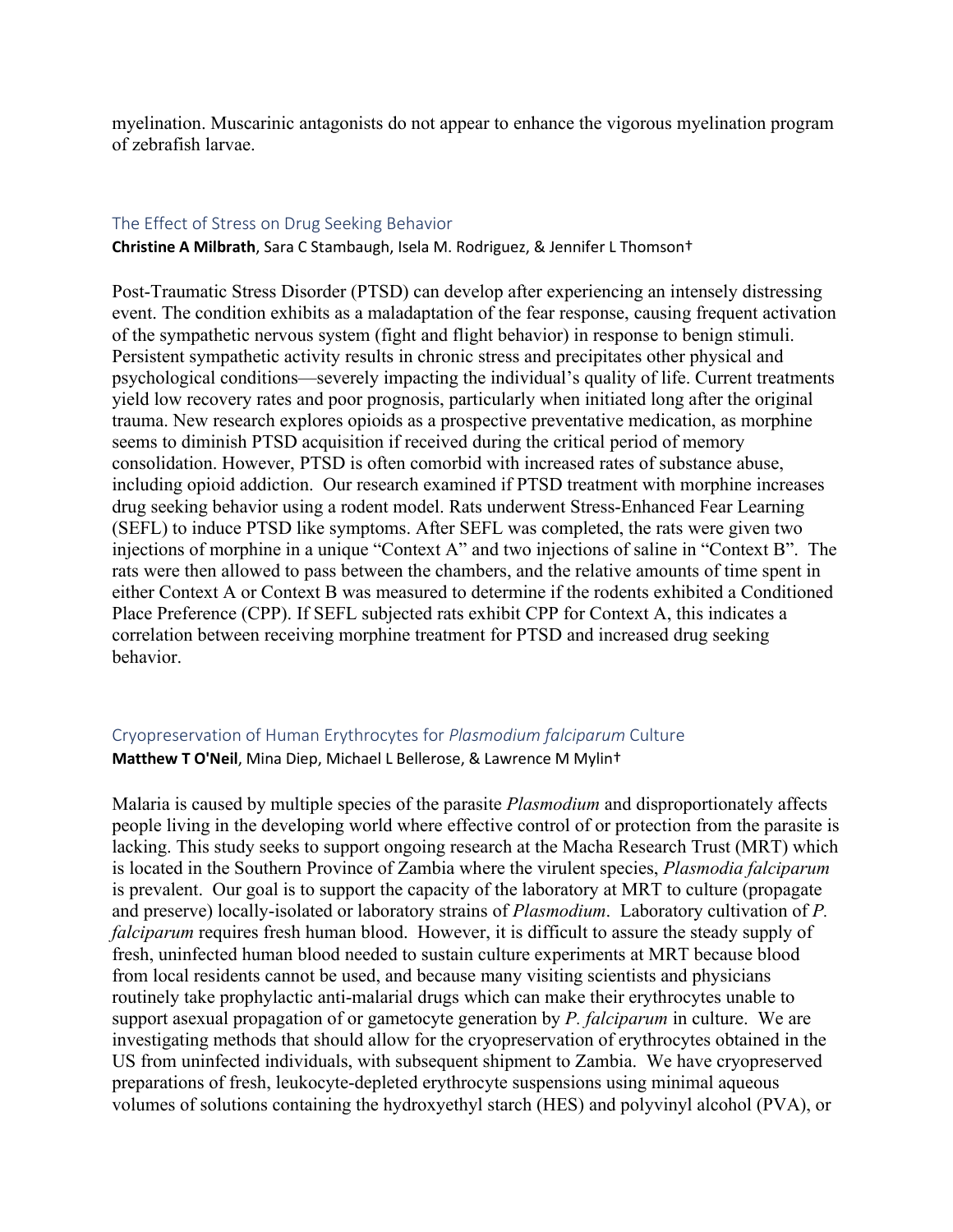myelination. Muscarinic antagonists do not appear to enhance the vigorous myelination program of zebrafish larvae.

## The Effect of Stress on Drug Seeking Behavior

**Christine A Milbrath**, Sara C Stambaugh, Isela M. Rodriguez, & Jennifer L Thomson†

Post-Traumatic Stress Disorder (PTSD) can develop after experiencing an intensely distressing event. The condition exhibits as a maladaptation of the fear response, causing frequent activation of the sympathetic nervous system (fight and flight behavior) in response to benign stimuli. Persistent sympathetic activity results in chronic stress and precipitates other physical and psychological conditions—severely impacting the individual's quality of life. Current treatments yield low recovery rates and poor prognosis, particularly when initiated long after the original trauma. New research explores opioids as a prospective preventative medication, as morphine seems to diminish PTSD acquisition if received during the critical period of memory consolidation. However, PTSD is often comorbid with increased rates of substance abuse, including opioid addiction. Our research examined if PTSD treatment with morphine increases drug seeking behavior using a rodent model. Rats underwent Stress-Enhanced Fear Learning (SEFL) to induce PTSD like symptoms. After SEFL was completed, the rats were given two injections of morphine in a unique "Context A" and two injections of saline in "Context B". The rats were then allowed to pass between the chambers, and the relative amounts of time spent in either Context A or Context B was measured to determine if the rodents exhibited a Conditioned Place Preference (CPP). If SEFL subjected rats exhibit CPP for Context A, this indicates a correlation between receiving morphine treatment for PTSD and increased drug seeking behavior.

## Cryopreservation of Human Erythrocytes for *Plasmodium falciparum* Culture

**Matthew T O'Neil**, Mina Diep, Michael L Bellerose, & Lawrence M Mylin†

Malaria is caused by multiple species of the parasite *Plasmodium* and disproportionately affects people living in the developing world where effective control of or protection from the parasite is lacking. This study seeks to support ongoing research at the Macha Research Trust (MRT) which is located in the Southern Province of Zambia where the virulent species, *Plasmodia falciparum* is prevalent. Our goal is to support the capacity of the laboratory at MRT to culture (propagate and preserve) locally-isolated or laboratory strains of *Plasmodium*. Laboratory cultivation of *P. falciparum* requires fresh human blood. However, it is difficult to assure the steady supply of fresh, uninfected human blood needed to sustain culture experiments at MRT because blood from local residents cannot be used, and because many visiting scientists and physicians routinely take prophylactic anti-malarial drugs which can make their erythrocytes unable to support asexual propagation of or gametocyte generation by *P. falciparum* in culture. We are investigating methods that should allow for the cryopreservation of erythrocytes obtained in the US from uninfected individuals, with subsequent shipment to Zambia. We have cryopreserved preparations of fresh, leukocyte-depleted erythrocyte suspensions using minimal aqueous volumes of solutions containing the hydroxyethyl starch (HES) and polyvinyl alcohol (PVA), or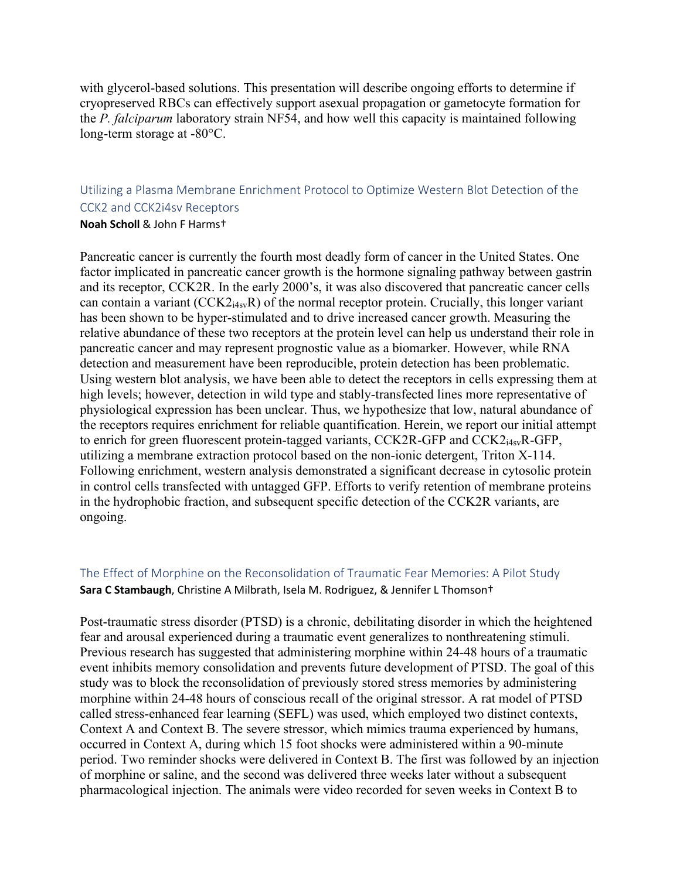with glycerol-based solutions. This presentation will describe ongoing efforts to determine if cryopreserved RBCs can effectively support asexual propagation or gametocyte formation for the *P. falciparum* laboratory strain NF54, and how well this capacity is maintained following long-term storage at -80°C.

## Utilizing a Plasma Membrane Enrichment Protocol to Optimize Western Blot Detection of the CCK2 and CCK2i4sv Receptors

**Noah Scholl** & John F Harms†

Pancreatic cancer is currently the fourth most deadly form of cancer in the United States. One factor implicated in pancreatic cancer growth is the hormone signaling pathway between gastrin and its receptor, CCK2R. In the early 2000's, it was also discovered that pancreatic cancer cells can contain a variant ($CCK2_{i4sv}R$) of the normal receptor protein. Crucially, this longer variant has been shown to be hyper-stimulated and to drive increased cancer growth. Measuring the relative abundance of these two receptors at the protein level can help us understand their role in pancreatic cancer and may represent prognostic value as a biomarker. However, while RNA detection and measurement have been reproducible, protein detection has been problematic. Using western blot analysis, we have been able to detect the receptors in cells expressing them at high levels; however, detection in wild type and stably-transfected lines more representative of physiological expression has been unclear. Thus, we hypothesize that low, natural abundance of the receptors requires enrichment for reliable quantification. Herein, we report our initial attempt to enrich for green fluorescent protein-tagged variants, CCK2R-GFP and $CCK2_{i4sv}R$-GFP, utilizing a membrane extraction protocol based on the non-ionic detergent, Triton X-114. Following enrichment, western analysis demonstrated a significant decrease in cytosolic protein in control cells transfected with untagged GFP. Efforts to verify retention of membrane proteins in the hydrophobic fraction, and subsequent specific detection of the CCK2R variants, are ongoing.

## The Effect of Morphine on the Reconsolidation of Traumatic Fear Memories: A Pilot Study

**Sara C Stambaugh**, Christine A Milbrath, Isela M. Rodriguez, & Jennifer L Thomson†

Post-traumatic stress disorder (PTSD) is a chronic, debilitating disorder in which the heightened fear and arousal experienced during a traumatic event generalizes to nonthreatening stimuli. Previous research has suggested that administering morphine within 24-48 hours of a traumatic event inhibits memory consolidation and prevents future development of PTSD. The goal of this study was to block the reconsolidation of previously stored stress memories by administering morphine within 24-48 hours of conscious recall of the original stressor. A rat model of PTSD called stress-enhanced fear learning (SEFL) was used, which employed two distinct contexts, Context A and Context B. The severe stressor, which mimics trauma experienced by humans, occurred in Context A, during which 15 foot shocks were administered within a 90-minute period. Two reminder shocks were delivered in Context B. The first was followed by an injection of morphine or saline, and the second was delivered three weeks later without a subsequent pharmacological injection. The animals were video recorded for seven weeks in Context B to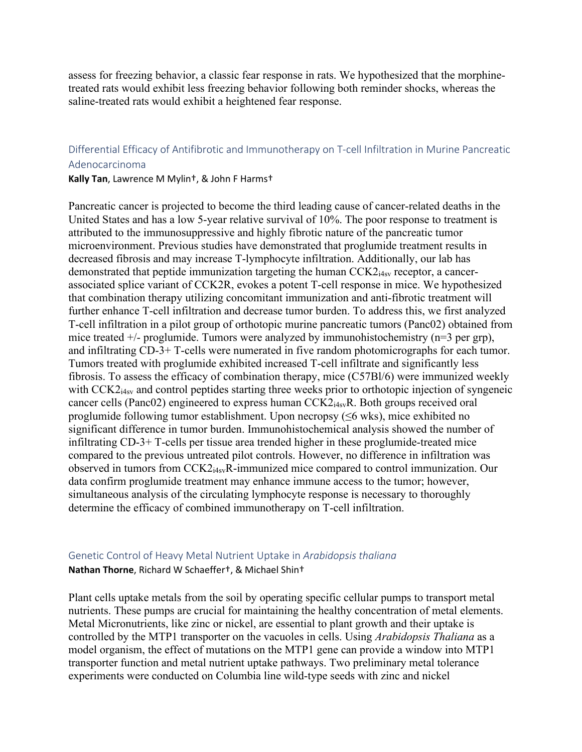assess for freezing behavior, a classic fear response in rats. We hypothesized that the morphine-treated rats would exhibit less freezing behavior following both reminder shocks, whereas the saline-treated rats would exhibit a heightened fear response.

### Differential Efficacy of Antifibrotic and Immunotherapy on T-cell Infiltration in Murine Pancreatic Adenocarcinoma

**Kally Tan**, Lawrence M Mylin†, & John F Harms†

Pancreatic cancer is projected to become the third leading cause of cancer-related deaths in the United States and has a low 5-year relative survival of 10%. The poor response to treatment is attributed to the immunosuppressive and highly fibrotic nature of the pancreatic tumor microenvironment. Previous studies have demonstrated that proglumide treatment results in decreased fibrosis and may increase T-lymphocyte infiltration. Additionally, our lab has demonstrated that peptide immunization targeting the human $CCK2_{i4sv}$ receptor, a cancer-associated splice variant of CCK2R, evokes a potent T-cell response in mice. We hypothesized that combination therapy utilizing concomitant immunization and anti-fibrotic treatment will further enhance T-cell infiltration and decrease tumor burden. To address this, we first analyzed T-cell infiltration in a pilot group of orthotopic murine pancreatic tumors (Panc02) obtained from mice treated +/- proglumide. Tumors were analyzed by immunohistochemistry (n=3 per grp), and infiltrating CD-3+ T-cells were numerated in five random photomicrographs for each tumor. Tumors treated with proglumide exhibited increased T-cell infiltrate and significantly less fibrosis. To assess the efficacy of combination therapy, mice (C57Bl/6) were immunized weekly with $CCK2_{i4sv}$ and control peptides starting three weeks prior to orthotopic injection of syngeneic cancer cells (Panc02) engineered to express human $CCK2_{i4sv}R$. Both groups received oral proglumide following tumor establishment. Upon necropsy (≤6 wks), mice exhibited no significant difference in tumor burden. Immunohistochemical analysis showed the number of infiltrating CD-3+ T-cells per tissue area trended higher in these proglumide-treated mice compared to the previous untreated pilot controls. However, no difference in infiltration was observed in tumors from $CCK2_{i4sv}R$-immunized mice compared to control immunization. Our data confirm proglumide treatment may enhance immune access to the tumor; however, simultaneous analysis of the circulating lymphocyte response is necessary to thoroughly determine the efficacy of combined immunotherapy on T-cell infiltration.

### Genetic Control of Heavy Metal Nutrient Uptake in *Arabidopsis thaliana*

**Nathan Thorne**, Richard W Schaeffer†, & Michael Shin†

Plant cells uptake metals from the soil by operating specific cellular pumps to transport metal nutrients. These pumps are crucial for maintaining the healthy concentration of metal elements. Metal Micronutrients, like zinc or nickel, are essential to plant growth and their uptake is controlled by the MTP1 transporter on the vacuoles in cells. Using *Arabidopsis Thaliana* as a model organism, the effect of mutations on the MTP1 gene can provide a window into MTP1 transporter function and metal nutrient uptake pathways. Two preliminary metal tolerance experiments were conducted on Columbia line wild-type seeds with zinc and nickel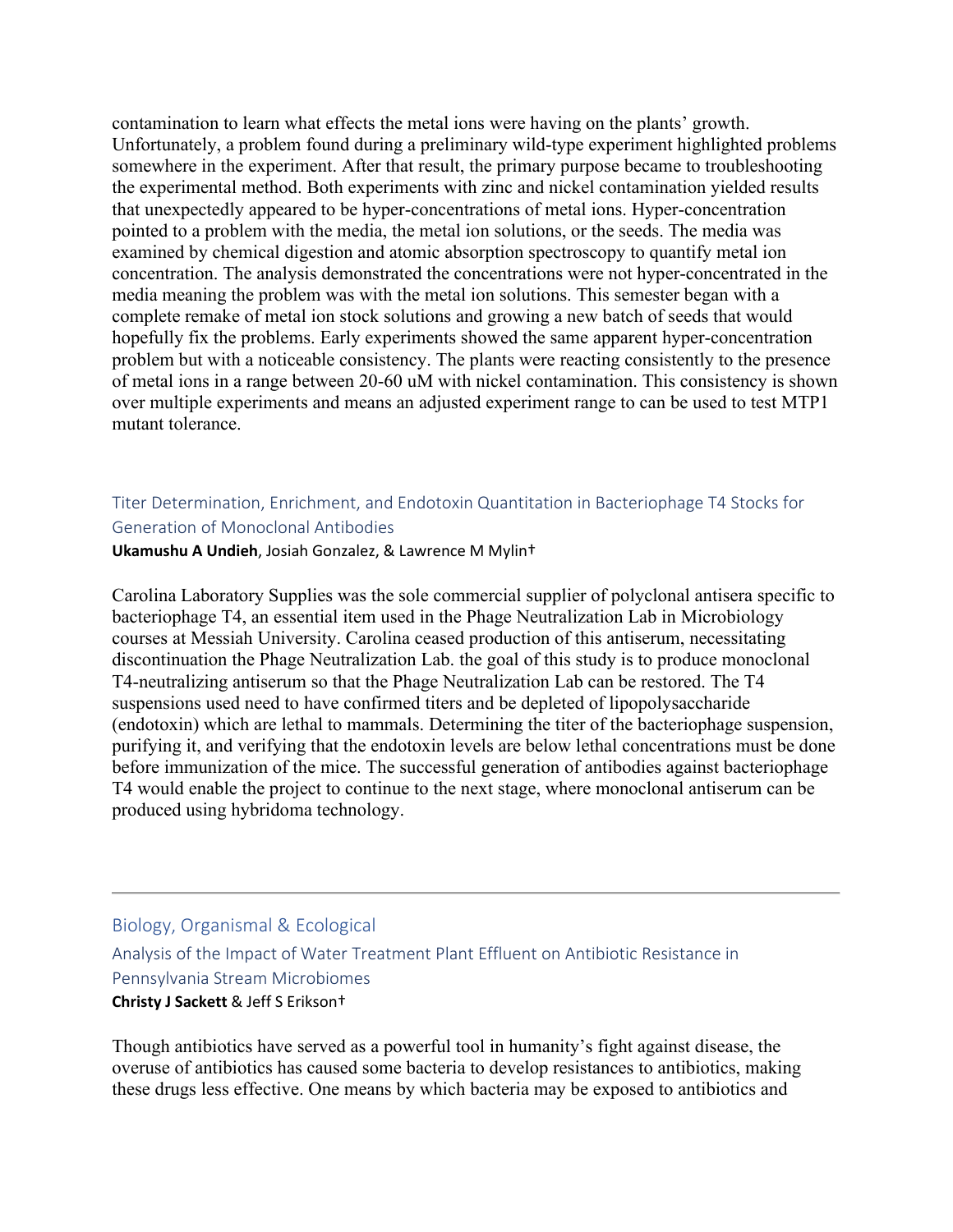contamination to learn what effects the metal ions were having on the plants' growth. Unfortunately, a problem found during a preliminary wild-type experiment highlighted problems somewhere in the experiment. After that result, the primary purpose became to troubleshooting the experimental method. Both experiments with zinc and nickel contamination yielded results that unexpectedly appeared to be hyper-concentrations of metal ions. Hyper-concentration pointed to a problem with the media, the metal ion solutions, or the seeds. The media was examined by chemical digestion and atomic absorption spectroscopy to quantify metal ion concentration. The analysis demonstrated the concentrations were not hyper-concentrated in the media meaning the problem was with the metal ion solutions. This semester began with a complete remake of metal ion stock solutions and growing a new batch of seeds that would hopefully fix the problems. Early experiments showed the same apparent hyper-concentration problem but with a noticeable consistency. The plants were reacting consistently to the presence of metal ions in a range between 20-60 uM with nickel contamination. This consistency is shown over multiple experiments and means an adjusted experiment range to can be used to test MTP1 mutant tolerance.

### Titer Determination, Enrichment, and Endotoxin Quantitation in Bacteriophage T4 Stocks for Generation of Monoclonal Antibodies

**Ukamushu A Undieh**, Josiah Gonzalez, & Lawrence M Mylin†

Carolina Laboratory Supplies was the sole commercial supplier of polyclonal antisera specific to bacteriophage T4, an essential item used in the Phage Neutralization Lab in Microbiology courses at Messiah University. Carolina ceased production of this antiserum, necessitating discontinuation the Phage Neutralization Lab. the goal of this study is to produce monoclonal T4-neutralizing antiserum so that the Phage Neutralization Lab can be restored. The T4 suspensions used need to have confirmed titers and be depleted of lipopolysaccharide (endotoxin) which are lethal to mammals. Determining the titer of the bacteriophage suspension, purifying it, and verifying that the endotoxin levels are below lethal concentrations must be done before immunization of the mice. The successful generation of antibodies against bacteriophage T4 would enable the project to continue to the next stage, where monoclonal antiserum can be produced using hybridoma technology.

---

## Biology, Organismal & Ecological

### Analysis of the Impact of Water Treatment Plant Effluent on Antibiotic Resistance in Pennsylvania Stream Microbiomes

**Christy J Sackett** & Jeff S Erikson†

Though antibiotics have served as a powerful tool in humanity's fight against disease, the overuse of antibiotics has caused some bacteria to develop resistances to antibiotics, making these drugs less effective. One means by which bacteria may be exposed to antibiotics and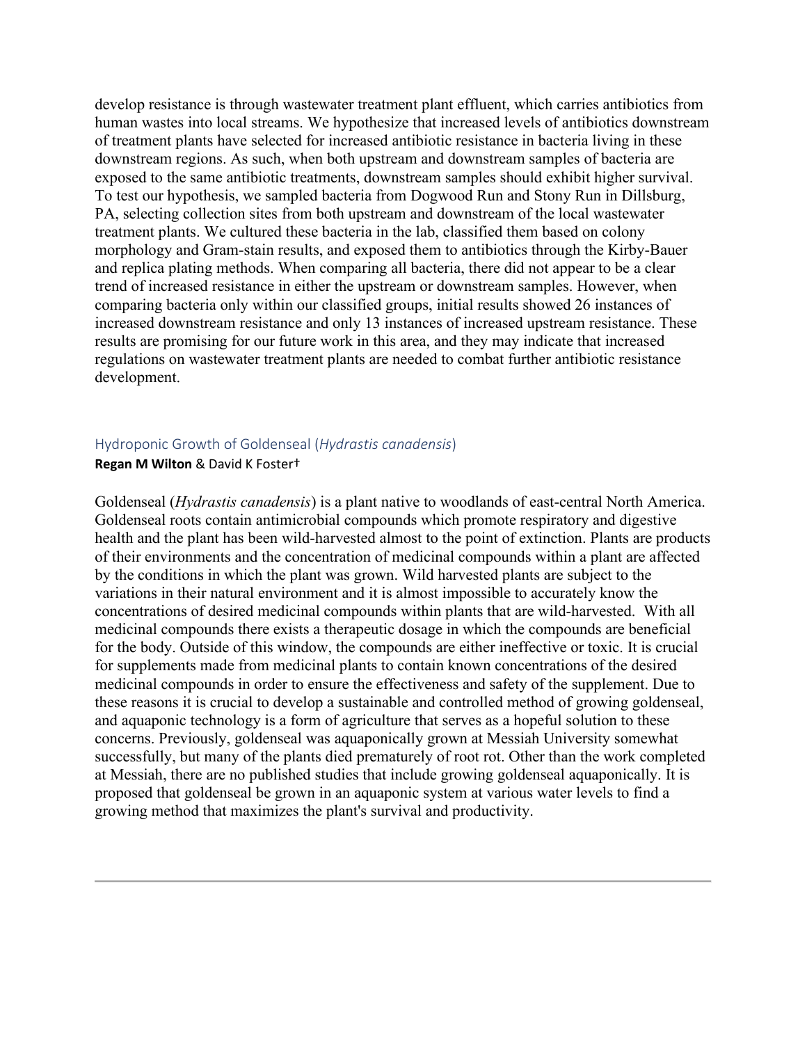develop resistance is through wastewater treatment plant effluent, which carries antibiotics from human wastes into local streams. We hypothesize that increased levels of antibiotics downstream of treatment plants have selected for increased antibiotic resistance in bacteria living in these downstream regions. As such, when both upstream and downstream samples of bacteria are exposed to the same antibiotic treatments, downstream samples should exhibit higher survival. To test our hypothesis, we sampled bacteria from Dogwood Run and Stony Run in Dillsburg, PA, selecting collection sites from both upstream and downstream of the local wastewater treatment plants. We cultured these bacteria in the lab, classified them based on colony morphology and Gram-stain results, and exposed them to antibiotics through the Kirby-Bauer and replica plating methods. When comparing all bacteria, there did not appear to be a clear trend of increased resistance in either the upstream or downstream samples. However, when comparing bacteria only within our classified groups, initial results showed 26 instances of increased downstream resistance and only 13 instances of increased upstream resistance. These results are promising for our future work in this area, and they may indicate that increased regulations on wastewater treatment plants are needed to combat further antibiotic resistance development.

### Hydroponic Growth of Goldenseal (*Hydrastis canadensis*)

**Regan M Wilton** & David K Foster†

Goldenseal (*Hydrastis canadensis*) is a plant native to woodlands of east-central North America. Goldenseal roots contain antimicrobial compounds which promote respiratory and digestive health and the plant has been wild-harvested almost to the point of extinction. Plants are products of their environments and the concentration of medicinal compounds within a plant are affected by the conditions in which the plant was grown. Wild harvested plants are subject to the variations in their natural environment and it is almost impossible to accurately know the concentrations of desired medicinal compounds within plants that are wild-harvested. With all medicinal compounds there exists a therapeutic dosage in which the compounds are beneficial for the body. Outside of this window, the compounds are either ineffective or toxic. It is crucial for supplements made from medicinal plants to contain known concentrations of the desired medicinal compounds in order to ensure the effectiveness and safety of the supplement. Due to these reasons it is crucial to develop a sustainable and controlled method of growing goldenseal, and aquaponic technology is a form of agriculture that serves as a hopeful solution to these concerns. Previously, goldenseal was aquaponically grown at Messiah University somewhat successfully, but many of the plants died prematurely of root rot. Other than the work completed at Messiah, there are no published studies that include growing goldenseal aquaponically. It is proposed that goldenseal be grown in an aquaponic system at various water levels to find a growing method that maximizes the plant's survival and productivity.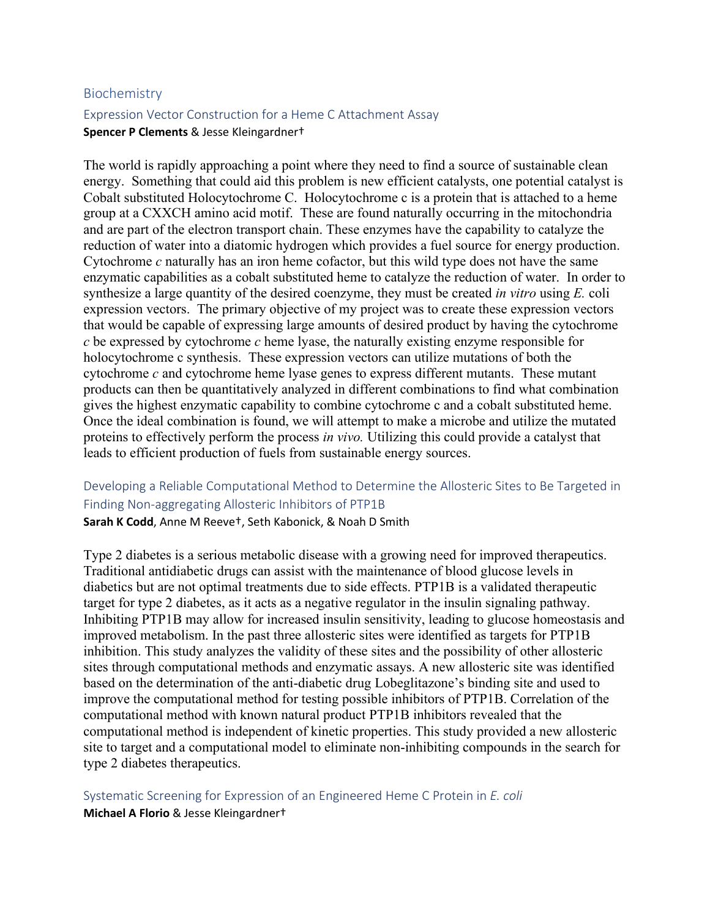## Biochemistry

### Expression Vector Construction for a Heme C Attachment Assay

**Spencer P Clements** & Jesse Kleingardner†

The world is rapidly approaching a point where they need to find a source of sustainable clean energy. Something that could aid this problem is new efficient catalysts, one potential catalyst is Cobalt substituted Holocytochrome C. Holocytochrome c is a protein that is attached to a heme group at a CXXCH amino acid motif. These are found naturally occurring in the mitochondria and are part of the electron transport chain. These enzymes have the capability to catalyze the reduction of water into a diatomic hydrogen which provides a fuel source for energy production. Cytochrome *c* naturally has an iron heme cofactor, but this wild type does not have the same enzymatic capabilities as a cobalt substituted heme to catalyze the reduction of water. In order to synthesize a large quantity of the desired coenzyme, they must be created *in vitro* using *E.* coli expression vectors. The primary objective of my project was to create these expression vectors that would be capable of expressing large amounts of desired product by having the cytochrome *c* be expressed by cytochrome *c* heme lyase, the naturally existing enzyme responsible for holocytochrome c synthesis. These expression vectors can utilize mutations of both the cytochrome *c* and cytochrome heme lyase genes to express different mutants. These mutant products can then be quantitatively analyzed in different combinations to find what combination gives the highest enzymatic capability to combine cytochrome c and a cobalt substituted heme. Once the ideal combination is found, we will attempt to make a microbe and utilize the mutated proteins to effectively perform the process *in vivo.* Utilizing this could provide a catalyst that leads to efficient production of fuels from sustainable energy sources.

### Developing a Reliable Computational Method to Determine the Allosteric Sites to Be Targeted in Finding Non-aggregating Allosteric Inhibitors of PTP1B

**Sarah K Codd**, Anne M Reeve†, Seth Kabonick, & Noah D Smith

Type 2 diabetes is a serious metabolic disease with a growing need for improved therapeutics. Traditional antidiabetic drugs can assist with the maintenance of blood glucose levels in diabetics but are not optimal treatments due to side effects. PTP1B is a validated therapeutic target for type 2 diabetes, as it acts as a negative regulator in the insulin signaling pathway. Inhibiting PTP1B may allow for increased insulin sensitivity, leading to glucose homeostasis and improved metabolism. In the past three allosteric sites were identified as targets for PTP1B inhibition. This study analyzes the validity of these sites and the possibility of other allosteric sites through computational methods and enzymatic assays. A new allosteric site was identified based on the determination of the anti-diabetic drug Lobeglitazone's binding site and used to improve the computational method for testing possible inhibitors of PTP1B. Correlation of the computational method with known natural product PTP1B inhibitors revealed that the computational method is independent of kinetic properties. This study provided a new allosteric site to target and a computational model to eliminate non-inhibiting compounds in the search for type 2 diabetes therapeutics.

### Systematic Screening for Expression of an Engineered Heme C Protein in *E. coli*

**Michael A Florio** & Jesse Kleingardner†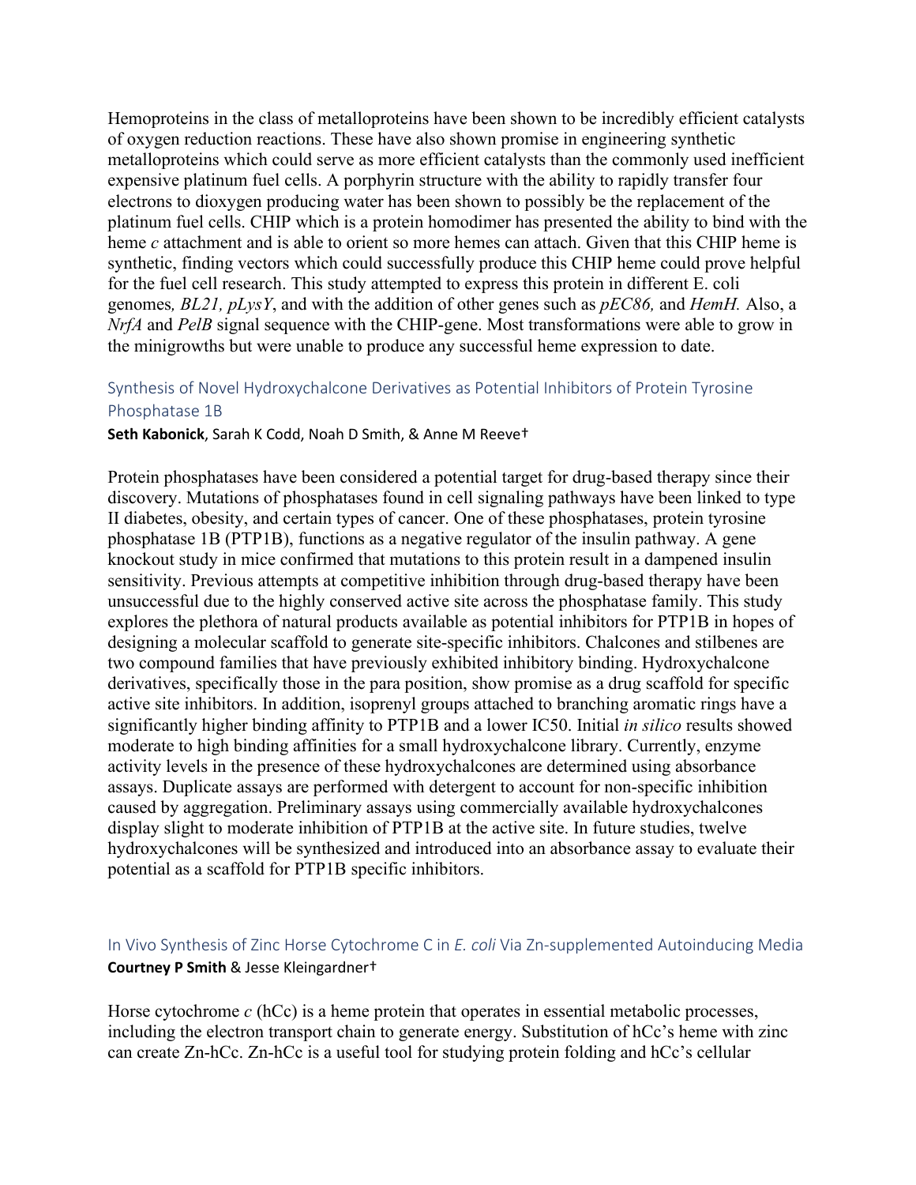Hemoproteins in the class of metalloproteins have been shown to be incredibly efficient catalysts of oxygen reduction reactions. These have also shown promise in engineering synthetic metalloproteins which could serve as more efficient catalysts than the commonly used inefficient expensive platinum fuel cells. A porphyrin structure with the ability to rapidly transfer four electrons to dioxygen producing water has been shown to possibly be the replacement of the platinum fuel cells. CHIP which is a protein homodimer has presented the ability to bind with the heme *c* attachment and is able to orient so more hemes can attach. Given that this CHIP heme is synthetic, finding vectors which could successfully produce this CHIP heme could prove helpful for the fuel cell research. This study attempted to express this protein in different E. coli genomes*, BL21, pLysY*, and with the addition of other genes such as *pEC86,* and *HemH.* Also, a *NrfA* and *PelB* signal sequence with the CHIP-gene. Most transformations were able to grow in the minigrowths but were unable to produce any successful heme expression to date.

### Synthesis of Novel Hydroxychalcone Derivatives as Potential Inhibitors of Protein Tyrosine Phosphatase 1B

**Seth Kabonick**, Sarah K Codd, Noah D Smith, & Anne M Reeve†

Protein phosphatases have been considered a potential target for drug-based therapy since their discovery. Mutations of phosphatases found in cell signaling pathways have been linked to type II diabetes, obesity, and certain types of cancer. One of these phosphatases, protein tyrosine phosphatase 1B (PTP1B), functions as a negative regulator of the insulin pathway. A gene knockout study in mice confirmed that mutations to this protein result in a dampened insulin sensitivity. Previous attempts at competitive inhibition through drug-based therapy have been unsuccessful due to the highly conserved active site across the phosphatase family. This study explores the plethora of natural products available as potential inhibitors for PTP1B in hopes of designing a molecular scaffold to generate site-specific inhibitors. Chalcones and stilbenes are two compound families that have previously exhibited inhibitory binding. Hydroxychalcone derivatives, specifically those in the para position, show promise as a drug scaffold for specific active site inhibitors. In addition, isoprenyl groups attached to branching aromatic rings have a significantly higher binding affinity to PTP1B and a lower IC50. Initial *in silico* results showed moderate to high binding affinities for a small hydroxychalcone library. Currently, enzyme activity levels in the presence of these hydroxychalcones are determined using absorbance assays. Duplicate assays are performed with detergent to account for non-specific inhibition caused by aggregation. Preliminary assays using commercially available hydroxychalcones display slight to moderate inhibition of PTP1B at the active site. In future studies, twelve hydroxychalcones will be synthesized and introduced into an absorbance assay to evaluate their potential as a scaffold for PTP1B specific inhibitors.

### In Vivo Synthesis of Zinc Horse Cytochrome C in *E. coli* Via Zn-supplemented Autoinducing Media

**Courtney P Smith** & Jesse Kleingardner†

Horse cytochrome *c* (hCc) is a heme protein that operates in essential metabolic processes, including the electron transport chain to generate energy. Substitution of hCc's heme with zinc can create Zn-hCc. Zn-hCc is a useful tool for studying protein folding and hCc's cellular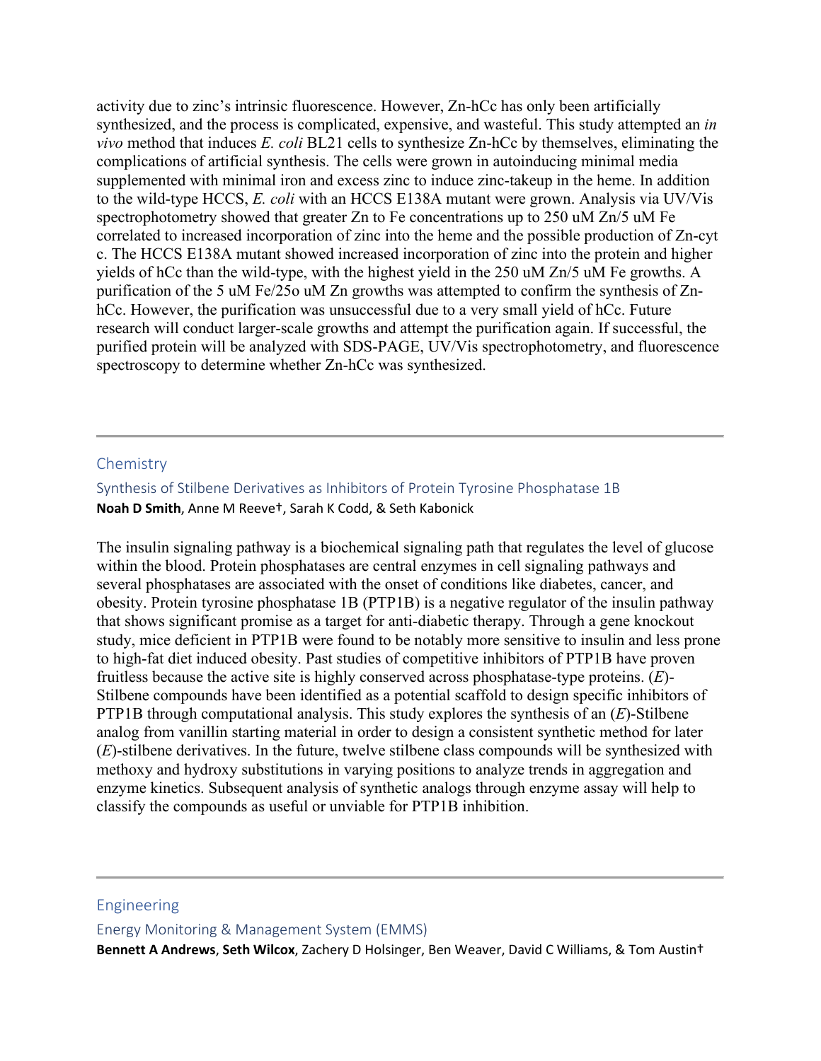activity due to zinc's intrinsic fluorescence. However, Zn-hCc has only been artificially synthesized, and the process is complicated, expensive, and wasteful. This study attempted an *in vivo* method that induces *E. coli* BL21 cells to synthesize Zn-hCc by themselves, eliminating the complications of artificial synthesis. The cells were grown in autoinducing minimal media supplemented with minimal iron and excess zinc to induce zinc-takeup in the heme. In addition to the wild-type HCCS, *E. coli* with an HCCS E138A mutant were grown. Analysis via UV/Vis spectrophotometry showed that greater Zn to Fe concentrations up to 250 uM Zn/5 uM Fe correlated to increased incorporation of zinc into the heme and the possible production of Zn-cyt c. The HCCS E138A mutant showed increased incorporation of zinc into the protein and higher yields of hCc than the wild-type, with the highest yield in the 250 uM Zn/5 uM Fe growths. A purification of the 5 uM Fe/25o uM Zn growths was attempted to confirm the synthesis of Zn-hCc. However, the purification was unsuccessful due to a very small yield of hCc. Future research will conduct larger-scale growths and attempt the purification again. If successful, the purified protein will be analyzed with SDS-PAGE, UV/Vis spectrophotometry, and fluorescence spectroscopy to determine whether Zn-hCc was synthesized.

---

## Chemistry

### Synthesis of Stilbene Derivatives as Inhibitors of Protein Tyrosine Phosphatase 1B

**Noah D Smith**, Anne M Reeve†, Sarah K Codd, & Seth Kabonick

The insulin signaling pathway is a biochemical signaling path that regulates the level of glucose within the blood. Protein phosphatases are central enzymes in cell signaling pathways and several phosphatases are associated with the onset of conditions like diabetes, cancer, and obesity. Protein tyrosine phosphatase 1B (PTP1B) is a negative regulator of the insulin pathway that shows significant promise as a target for anti-diabetic therapy. Through a gene knockout study, mice deficient in PTP1B were found to be notably more sensitive to insulin and less prone to high-fat diet induced obesity. Past studies of competitive inhibitors of PTP1B have proven fruitless because the active site is highly conserved across phosphatase-type proteins. (*E*)-Stilbene compounds have been identified as a potential scaffold to design specific inhibitors of PTP1B through computational analysis. This study explores the synthesis of an (*E*)-Stilbene analog from vanillin starting material in order to design a consistent synthetic method for later (*E*)-stilbene derivatives. In the future, twelve stilbene class compounds will be synthesized with methoxy and hydroxy substitutions in varying positions to analyze trends in aggregation and enzyme kinetics. Subsequent analysis of synthetic analogs through enzyme assay will help to classify the compounds as useful or unviable for PTP1B inhibition.

---

## Engineering

### Energy Monitoring & Management System (EMMS)

**Bennett A Andrews**, **Seth Wilcox**, Zachery D Holsinger, Ben Weaver, David C Williams, & Tom Austin†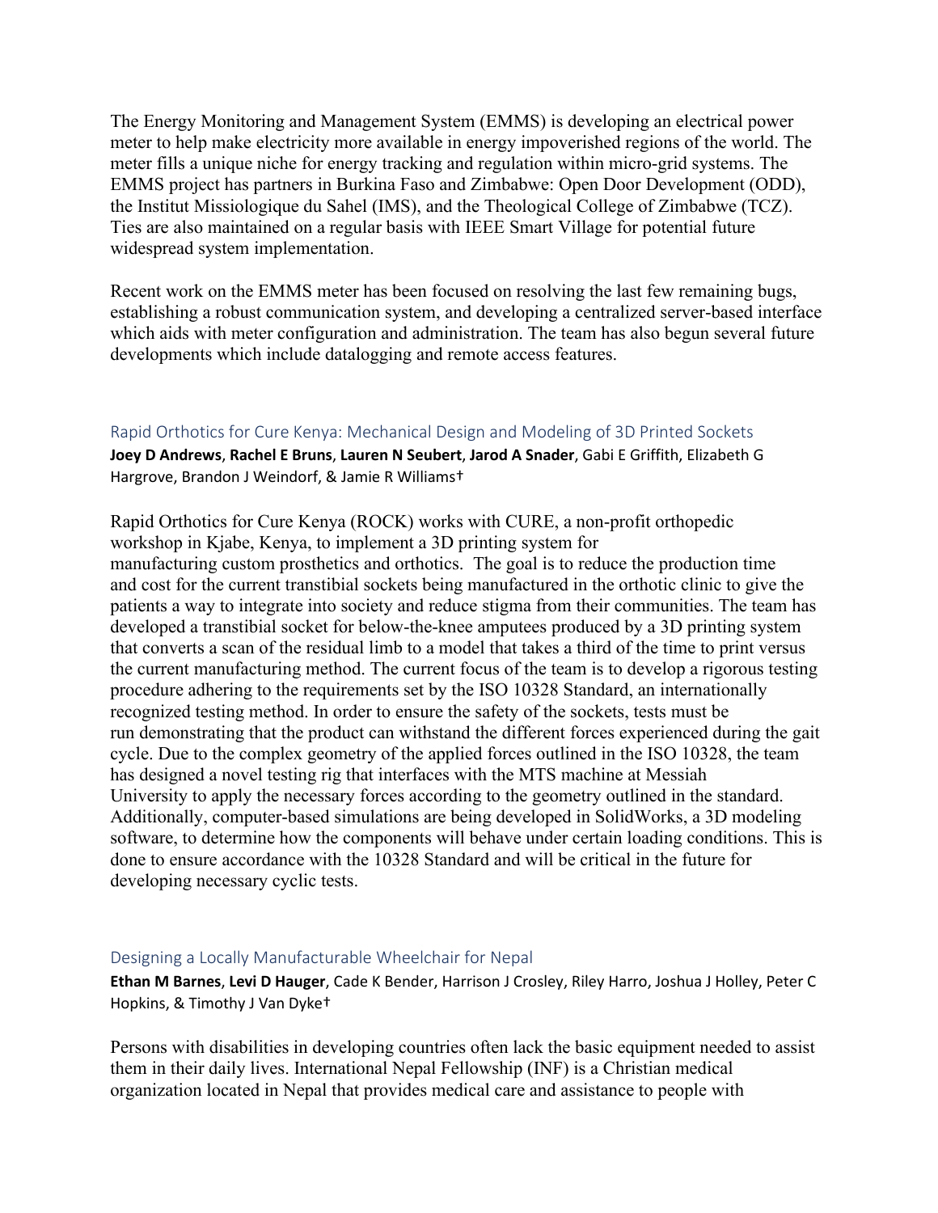The Energy Monitoring and Management System (EMMS) is developing an electrical power meter to help make electricity more available in energy impoverished regions of the world. The meter fills a unique niche for energy tracking and regulation within micro-grid systems. The EMMS project has partners in Burkina Faso and Zimbabwe: Open Door Development (ODD), the Institut Missiologique du Sahel (IMS), and the Theological College of Zimbabwe (TCZ). Ties are also maintained on a regular basis with IEEE Smart Village for potential future widespread system implementation.

Recent work on the EMMS meter has been focused on resolving the last few remaining bugs, establishing a robust communication system, and developing a centralized server-based interface which aids with meter configuration and administration. The team has also begun several future developments which include datalogging and remote access features.

### Rapid Orthotics for Cure Kenya: Mechanical Design and Modeling of 3D Printed Sockets

**Joey D Andrews**, **Rachel E Bruns**, **Lauren N Seubert**, **Jarod A Snader**, Gabi E Griffith, Elizabeth G Hargrove, Brandon J Weindorf, & Jamie R Williams†

Rapid Orthotics for Cure Kenya (ROCK) works with CURE, a non-profit orthopedic workshop in Kjabe, Kenya, to implement a 3D printing system for manufacturing custom prosthetics and orthotics. The goal is to reduce the production time and cost for the current transtibial sockets being manufactured in the orthotic clinic to give the patients a way to integrate into society and reduce stigma from their communities. The team has developed a transtibial socket for below-the-knee amputees produced by a 3D printing system that converts a scan of the residual limb to a model that takes a third of the time to print versus the current manufacturing method. The current focus of the team is to develop a rigorous testing procedure adhering to the requirements set by the ISO 10328 Standard, an internationally recognized testing method. In order to ensure the safety of the sockets, tests must be run demonstrating that the product can withstand the different forces experienced during the gait cycle. Due to the complex geometry of the applied forces outlined in the ISO 10328, the team has designed a novel testing rig that interfaces with the MTS machine at Messiah University to apply the necessary forces according to the geometry outlined in the standard. Additionally, computer-based simulations are being developed in SolidWorks, a 3D modeling software, to determine how the components will behave under certain loading conditions. This is done to ensure accordance with the 10328 Standard and will be critical in the future for developing necessary cyclic tests.

### Designing a Locally Manufacturable Wheelchair for Nepal

**Ethan M Barnes**, **Levi D Hauger**, Cade K Bender, Harrison J Crosley, Riley Harro, Joshua J Holley, Peter C Hopkins, & Timothy J Van Dyke†

Persons with disabilities in developing countries often lack the basic equipment needed to assist them in their daily lives. International Nepal Fellowship (INF) is a Christian medical organization located in Nepal that provides medical care and assistance to people with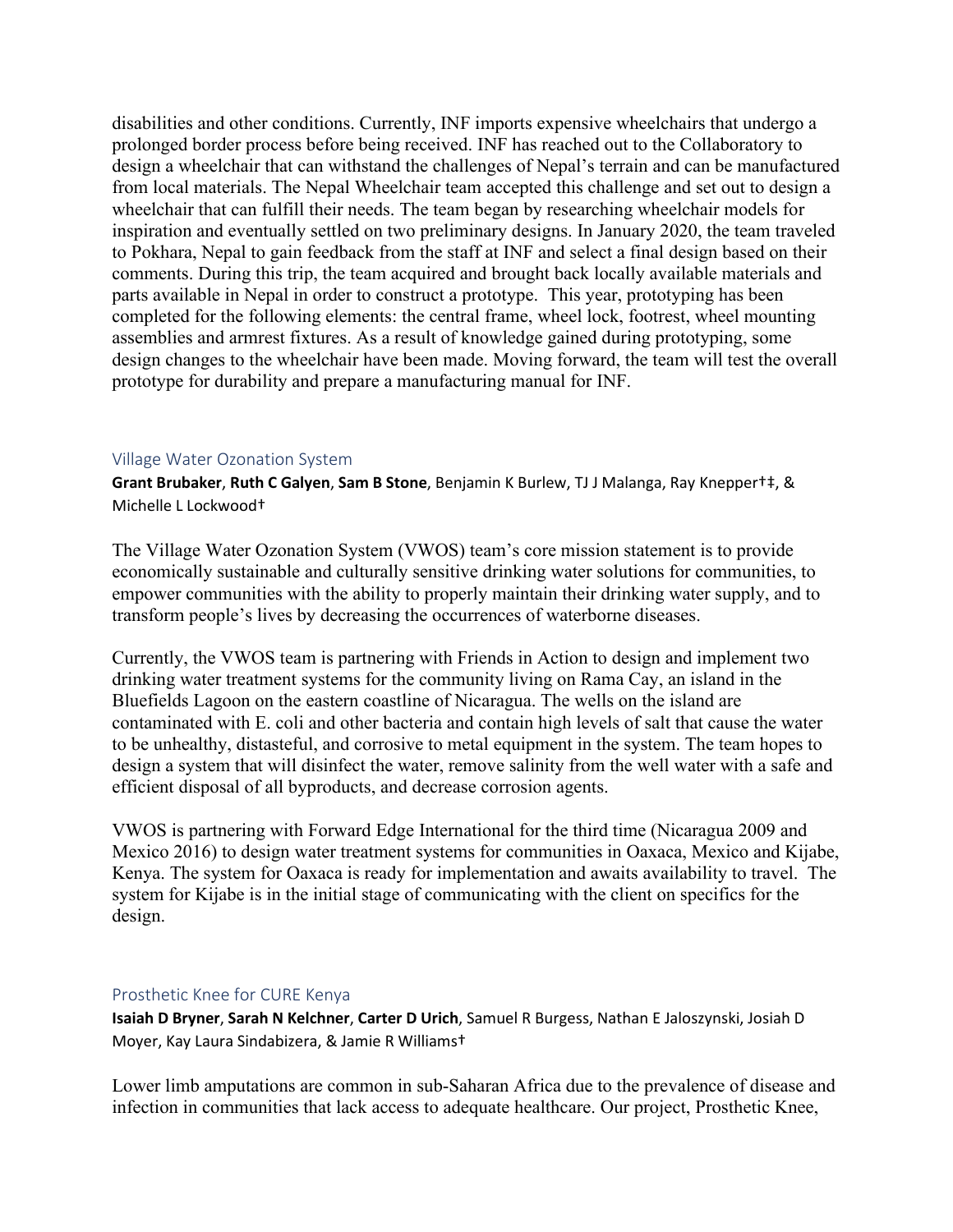disabilities and other conditions. Currently, INF imports expensive wheelchairs that undergo a prolonged border process before being received. INF has reached out to the Collaboratory to design a wheelchair that can withstand the challenges of Nepal's terrain and can be manufactured from local materials. The Nepal Wheelchair team accepted this challenge and set out to design a wheelchair that can fulfill their needs. The team began by researching wheelchair models for inspiration and eventually settled on two preliminary designs. In January 2020, the team traveled to Pokhara, Nepal to gain feedback from the staff at INF and select a final design based on their comments. During this trip, the team acquired and brought back locally available materials and parts available in Nepal in order to construct a prototype. This year, prototyping has been completed for the following elements: the central frame, wheel lock, footrest, wheel mounting assemblies and armrest fixtures. As a result of knowledge gained during prototyping, some design changes to the wheelchair have been made. Moving forward, the team will test the overall prototype for durability and prepare a manufacturing manual for INF.

## Village Water Ozonation System

**Grant Brubaker**, **Ruth C Galyen**, **Sam B Stone**, Benjamin K Burlew, TJ J Malanga, Ray Knepper†‡, & Michelle L Lockwood†

The Village Water Ozonation System (VWOS) team's core mission statement is to provide economically sustainable and culturally sensitive drinking water solutions for communities, to empower communities with the ability to properly maintain their drinking water supply, and to transform people's lives by decreasing the occurrences of waterborne diseases.

Currently, the VWOS team is partnering with Friends in Action to design and implement two drinking water treatment systems for the community living on Rama Cay, an island in the Bluefields Lagoon on the eastern coastline of Nicaragua. The wells on the island are contaminated with E. coli and other bacteria and contain high levels of salt that cause the water to be unhealthy, distasteful, and corrosive to metal equipment in the system. The team hopes to design a system that will disinfect the water, remove salinity from the well water with a safe and efficient disposal of all byproducts, and decrease corrosion agents.

VWOS is partnering with Forward Edge International for the third time (Nicaragua 2009 and Mexico 2016) to design water treatment systems for communities in Oaxaca, Mexico and Kijabe, Kenya. The system for Oaxaca is ready for implementation and awaits availability to travel. The system for Kijabe is in the initial stage of communicating with the client on specifics for the design.

## Prosthetic Knee for CURE Kenya

**Isaiah D Bryner**, **Sarah N Kelchner**, **Carter D Urich**, Samuel R Burgess, Nathan E Jaloszynski, Josiah D Moyer, Kay Laura Sindabizera, & Jamie R Williams†

Lower limb amputations are common in sub-Saharan Africa due to the prevalence of disease and infection in communities that lack access to adequate healthcare. Our project, Prosthetic Knee,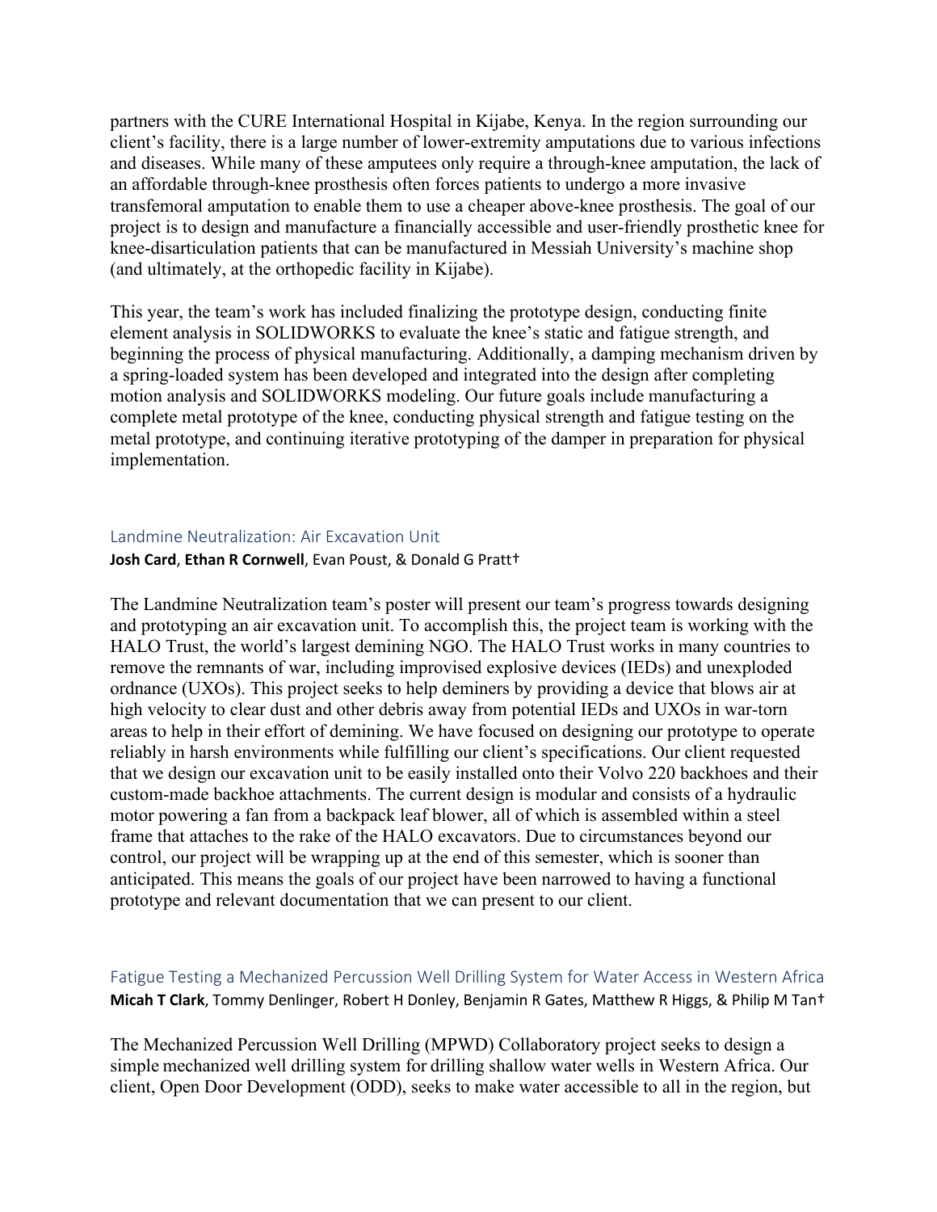partners with the CURE International Hospital in Kijabe, Kenya. In the region surrounding our client's facility, there is a large number of lower-extremity amputations due to various infections and diseases. While many of these amputees only require a through-knee amputation, the lack of an affordable through-knee prosthesis often forces patients to undergo a more invasive transfemoral amputation to enable them to use a cheaper above-knee prosthesis. The goal of our project is to design and manufacture a financially accessible and user-friendly prosthetic knee for knee-disarticulation patients that can be manufactured in Messiah University's machine shop (and ultimately, at the orthopedic facility in Kijabe).

This year, the team's work has included finalizing the prototype design, conducting finite element analysis in SOLIDWORKS to evaluate the knee's static and fatigue strength, and beginning the process of physical manufacturing. Additionally, a damping mechanism driven by a spring-loaded system has been developed and integrated into the design after completing motion analysis and SOLIDWORKS modeling. Our future goals include manufacturing a complete metal prototype of the knee, conducting physical strength and fatigue testing on the metal prototype, and continuing iterative prototyping of the damper in preparation for physical implementation.

### Landmine Neutralization: Air Excavation Unit

**Josh Card**, **Ethan R Cornwell**, Evan Poust, & Donald G Pratt†

The Landmine Neutralization team's poster will present our team's progress towards designing and prototyping an air excavation unit. To accomplish this, the project team is working with the HALO Trust, the world's largest demining NGO. The HALO Trust works in many countries to remove the remnants of war, including improvised explosive devices (IEDs) and unexploded ordnance (UXOs). This project seeks to help deminers by providing a device that blows air at high velocity to clear dust and other debris away from potential IEDs and UXOs in war-torn areas to help in their effort of demining. We have focused on designing our prototype to operate reliably in harsh environments while fulfilling our client's specifications. Our client requested that we design our excavation unit to be easily installed onto their Volvo 220 backhoes and their custom-made backhoe attachments. The current design is modular and consists of a hydraulic motor powering a fan from a backpack leaf blower, all of which is assembled within a steel frame that attaches to the rake of the HALO excavators. Due to circumstances beyond our control, our project will be wrapping up at the end of this semester, which is sooner than anticipated. This means the goals of our project have been narrowed to having a functional prototype and relevant documentation that we can present to our client.

### Fatigue Testing a Mechanized Percussion Well Drilling System for Water Access in Western Africa

**Micah T Clark**, Tommy Denlinger, Robert H Donley, Benjamin R Gates, Matthew R Higgs, & Philip M Tan†

The Mechanized Percussion Well Drilling (MPWD) Collaboratory project seeks to design a simple mechanized well drilling system for drilling shallow water wells in Western Africa. Our client, Open Door Development (ODD), seeks to make water accessible to all in the region, but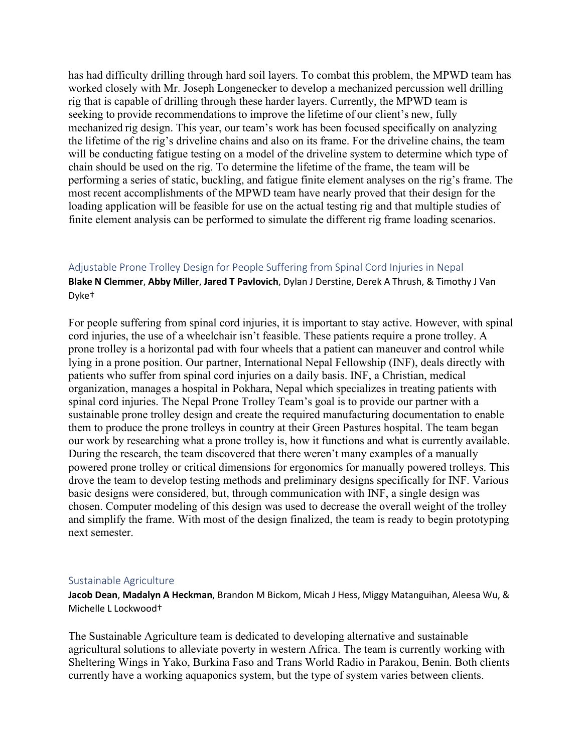has had difficulty drilling through hard soil layers. To combat this problem, the MPWD team has worked closely with Mr. Joseph Longenecker to develop a mechanized percussion well drilling rig that is capable of drilling through these harder layers. Currently, the MPWD team is seeking to provide recommendations to improve the lifetime of our client's new, fully mechanized rig design. This year, our team's work has been focused specifically on analyzing the lifetime of the rig's driveline chains and also on its frame. For the driveline chains, the team will be conducting fatigue testing on a model of the driveline system to determine which type of chain should be used on the rig. To determine the lifetime of the frame, the team will be performing a series of static, buckling, and fatigue finite element analyses on the rig's frame. The most recent accomplishments of the MPWD team have nearly proved that their design for the loading application will be feasible for use on the actual testing rig and that multiple studies of finite element analysis can be performed to simulate the different rig frame loading scenarios.

### Adjustable Prone Trolley Design for People Suffering from Spinal Cord Injuries in Nepal

**Blake N Clemmer**, **Abby Miller**, **Jared T Pavlovich**, Dylan J Derstine, Derek A Thrush, & Timothy J Van Dyke†

For people suffering from spinal cord injuries, it is important to stay active. However, with spinal cord injuries, the use of a wheelchair isn't feasible. These patients require a prone trolley. A prone trolley is a horizontal pad with four wheels that a patient can maneuver and control while lying in a prone position. Our partner, International Nepal Fellowship (INF), deals directly with patients who suffer from spinal cord injuries on a daily basis. INF, a Christian, medical organization, manages a hospital in Pokhara, Nepal which specializes in treating patients with spinal cord injuries. The Nepal Prone Trolley Team's goal is to provide our partner with a sustainable prone trolley design and create the required manufacturing documentation to enable them to produce the prone trolleys in country at their Green Pastures hospital. The team began our work by researching what a prone trolley is, how it functions and what is currently available. During the research, the team discovered that there weren't many examples of a manually powered prone trolley or critical dimensions for ergonomics for manually powered trolleys. This drove the team to develop testing methods and preliminary designs specifically for INF. Various basic designs were considered, but, through communication with INF, a single design was chosen. Computer modeling of this design was used to decrease the overall weight of the trolley and simplify the frame. With most of the design finalized, the team is ready to begin prototyping next semester.

### Sustainable Agriculture

**Jacob Dean**, **Madalyn A Heckman**, Brandon M Bickom, Micah J Hess, Miggy Matanguihan, Aleesa Wu, & Michelle L Lockwood†

The Sustainable Agriculture team is dedicated to developing alternative and sustainable agricultural solutions to alleviate poverty in western Africa. The team is currently working with Sheltering Wings in Yako, Burkina Faso and Trans World Radio in Parakou, Benin. Both clients currently have a working aquaponics system, but the type of system varies between clients.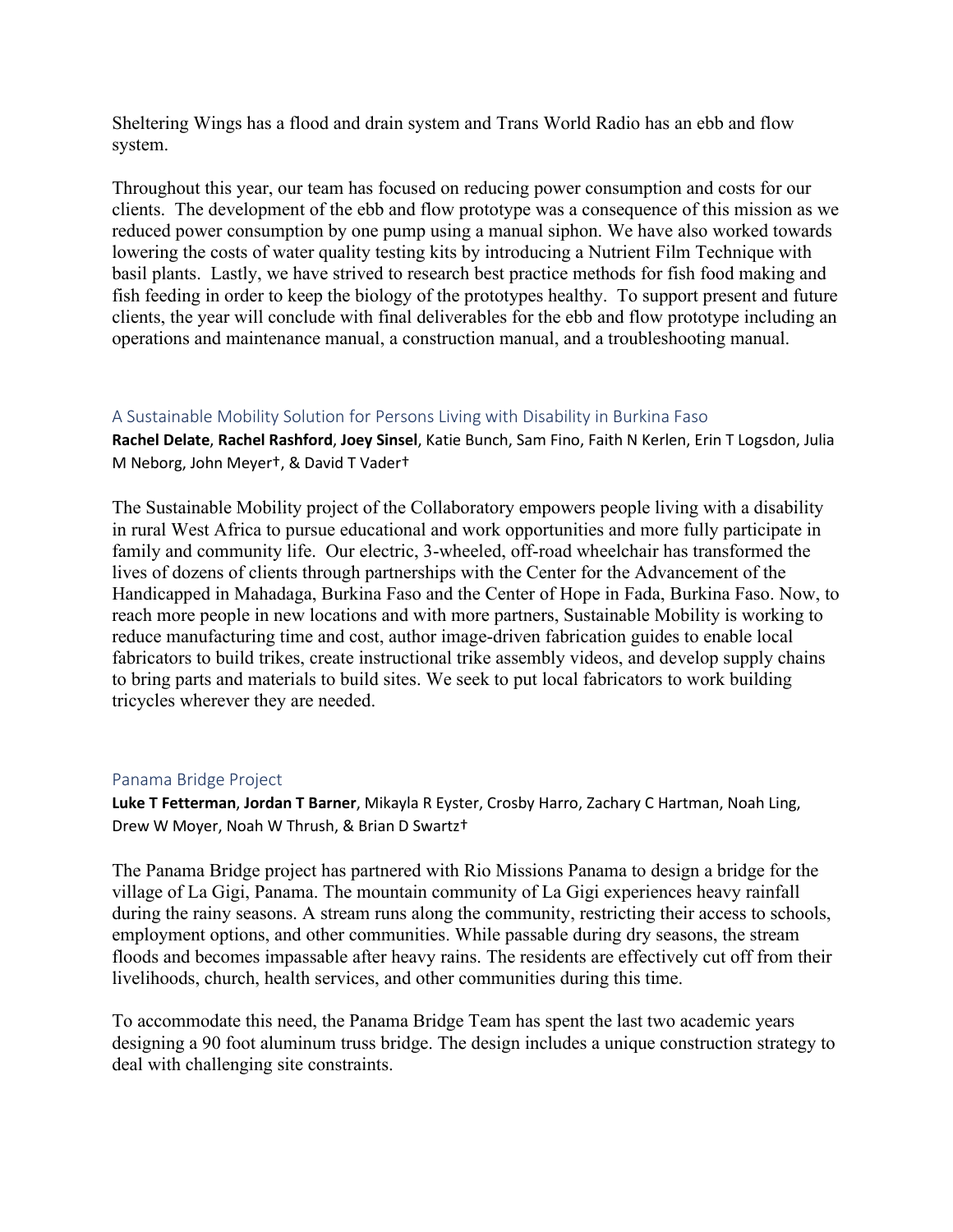Sheltering Wings has a flood and drain system and Trans World Radio has an ebb and flow system.

Throughout this year, our team has focused on reducing power consumption and costs for our clients. The development of the ebb and flow prototype was a consequence of this mission as we reduced power consumption by one pump using a manual siphon. We have also worked towards lowering the costs of water quality testing kits by introducing a Nutrient Film Technique with basil plants. Lastly, we have strived to research best practice methods for fish food making and fish feeding in order to keep the biology of the prototypes healthy. To support present and future clients, the year will conclude with final deliverables for the ebb and flow prototype including an operations and maintenance manual, a construction manual, and a troubleshooting manual.

### A Sustainable Mobility Solution for Persons Living with Disability in Burkina Faso

**Rachel Delate**, **Rachel Rashford**, **Joey Sinsel**, Katie Bunch, Sam Fino, Faith N Kerlen, Erin T Logsdon, Julia M Neborg, John Meyer†, & David T Vader†

The Sustainable Mobility project of the Collaboratory empowers people living with a disability in rural West Africa to pursue educational and work opportunities and more fully participate in family and community life. Our electric, 3-wheeled, off-road wheelchair has transformed the lives of dozens of clients through partnerships with the Center for the Advancement of the Handicapped in Mahadaga, Burkina Faso and the Center of Hope in Fada, Burkina Faso. Now, to reach more people in new locations and with more partners, Sustainable Mobility is working to reduce manufacturing time and cost, author image-driven fabrication guides to enable local fabricators to build trikes, create instructional trike assembly videos, and develop supply chains to bring parts and materials to build sites. We seek to put local fabricators to work building tricycles wherever they are needed.

### Panama Bridge Project

**Luke T Fetterman**, **Jordan T Barner**, Mikayla R Eyster, Crosby Harro, Zachary C Hartman, Noah Ling, Drew W Moyer, Noah W Thrush, & Brian D Swartz†

The Panama Bridge project has partnered with Rio Missions Panama to design a bridge for the village of La Gigi, Panama. The mountain community of La Gigi experiences heavy rainfall during the rainy seasons. A stream runs along the community, restricting their access to schools, employment options, and other communities. While passable during dry seasons, the stream floods and becomes impassable after heavy rains. The residents are effectively cut off from their livelihoods, church, health services, and other communities during this time.

To accommodate this need, the Panama Bridge Team has spent the last two academic years designing a 90 foot aluminum truss bridge. The design includes a unique construction strategy to deal with challenging site constraints.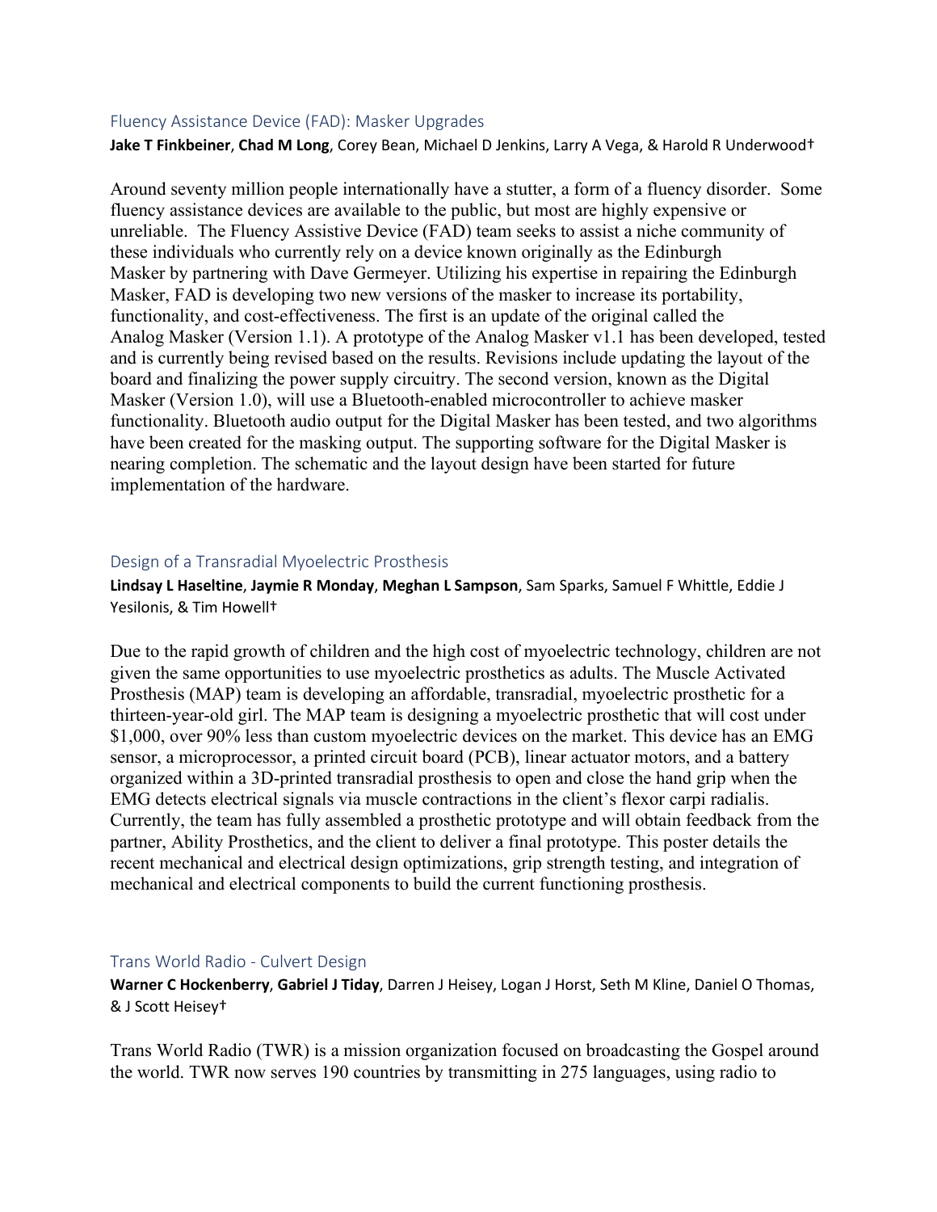## Fluency Assistance Device (FAD): Masker Upgrades

**Jake T Finkbeiner**, **Chad M Long**, Corey Bean, Michael D Jenkins, Larry A Vega, & Harold R Underwood†

Around seventy million people internationally have a stutter, a form of a fluency disorder. Some fluency assistance devices are available to the public, but most are highly expensive or unreliable. The Fluency Assistive Device (FAD) team seeks to assist a niche community of these individuals who currently rely on a device known originally as the Edinburgh Masker by partnering with Dave Germeyer. Utilizing his expertise in repairing the Edinburgh Masker, FAD is developing two new versions of the masker to increase its portability, functionality, and cost-effectiveness. The first is an update of the original called the Analog Masker (Version 1.1). A prototype of the Analog Masker v1.1 has been developed, tested and is currently being revised based on the results. Revisions include updating the layout of the board and finalizing the power supply circuitry. The second version, known as the Digital Masker (Version 1.0), will use a Bluetooth-enabled microcontroller to achieve masker functionality. Bluetooth audio output for the Digital Masker has been tested, and two algorithms have been created for the masking output. The supporting software for the Digital Masker is nearing completion. The schematic and the layout design have been started for future implementation of the hardware.

## Design of a Transradial Myoelectric Prosthesis

**Lindsay L Haseltine**, **Jaymie R Monday**, **Meghan L Sampson**, Sam Sparks, Samuel F Whittle, Eddie J Yesilonis, & Tim Howell†

Due to the rapid growth of children and the high cost of myoelectric technology, children are not given the same opportunities to use myoelectric prosthetics as adults. The Muscle Activated Prosthesis (MAP) team is developing an affordable, transradial, myoelectric prosthetic for a thirteen-year-old girl. The MAP team is designing a myoelectric prosthetic that will cost under $1,000, over 90% less than custom myoelectric devices on the market. This device has an EMG sensor, a microprocessor, a printed circuit board (PCB), linear actuator motors, and a battery organized within a 3D-printed transradial prosthesis to open and close the hand grip when the EMG detects electrical signals via muscle contractions in the client's flexor carpi radialis. Currently, the team has fully assembled a prosthetic prototype and will obtain feedback from the partner, Ability Prosthetics, and the client to deliver a final prototype. This poster details the recent mechanical and electrical design optimizations, grip strength testing, and integration of mechanical and electrical components to build the current functioning prosthesis.

## Trans World Radio - Culvert Design

**Warner C Hockenberry**, **Gabriel J Tiday**, Darren J Heisey, Logan J Horst, Seth M Kline, Daniel O Thomas, & J Scott Heisey†

Trans World Radio (TWR) is a mission organization focused on broadcasting the Gospel around the world. TWR now serves 190 countries by transmitting in 275 languages, using radio to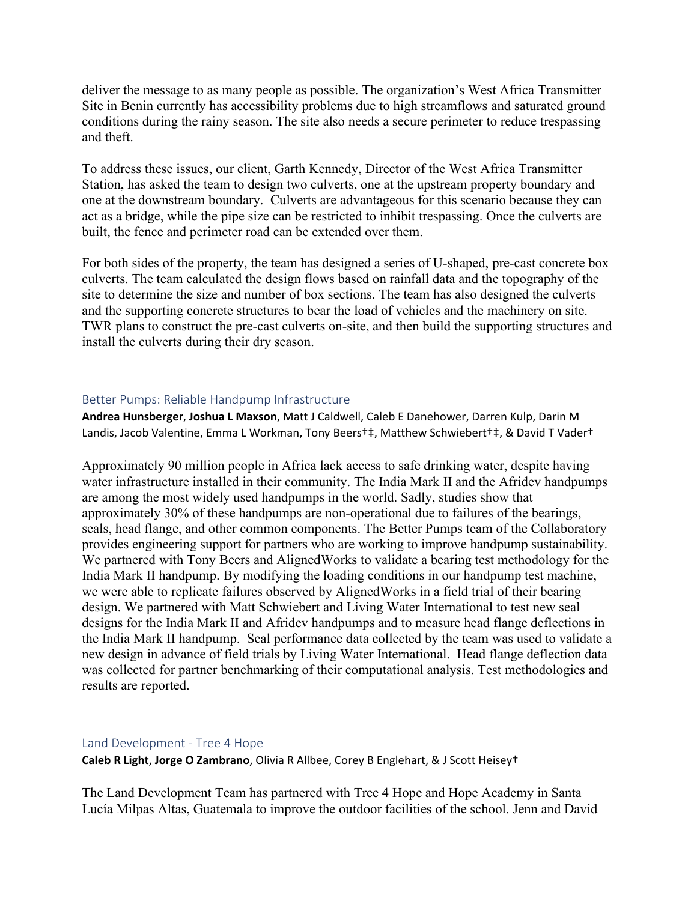deliver the message to as many people as possible. The organization's West Africa Transmitter Site in Benin currently has accessibility problems due to high streamflows and saturated ground conditions during the rainy season. The site also needs a secure perimeter to reduce trespassing and theft.

To address these issues, our client, Garth Kennedy, Director of the West Africa Transmitter Station, has asked the team to design two culverts, one at the upstream property boundary and one at the downstream boundary. Culverts are advantageous for this scenario because they can act as a bridge, while the pipe size can be restricted to inhibit trespassing. Once the culverts are built, the fence and perimeter road can be extended over them.

For both sides of the property, the team has designed a series of U-shaped, pre-cast concrete box culverts. The team calculated the design flows based on rainfall data and the topography of the site to determine the size and number of box sections. The team has also designed the culverts and the supporting concrete structures to bear the load of vehicles and the machinery on site. TWR plans to construct the pre-cast culverts on-site, and then build the supporting structures and install the culverts during their dry season.

### Better Pumps: Reliable Handpump Infrastructure

**Andrea Hunsberger**, **Joshua L Maxson**, Matt J Caldwell, Caleb E Danehower, Darren Kulp, Darin M Landis, Jacob Valentine, Emma L Workman, Tony Beers†‡, Matthew Schwiebert†‡, & David T Vader†

Approximately 90 million people in Africa lack access to safe drinking water, despite having water infrastructure installed in their community. The India Mark II and the Afridev handpumps are among the most widely used handpumps in the world. Sadly, studies show that approximately 30% of these handpumps are non-operational due to failures of the bearings, seals, head flange, and other common components. The Better Pumps team of the Collaboratory provides engineering support for partners who are working to improve handpump sustainability. We partnered with Tony Beers and AlignedWorks to validate a bearing test methodology for the India Mark II handpump. By modifying the loading conditions in our handpump test machine, we were able to replicate failures observed by AlignedWorks in a field trial of their bearing design. We partnered with Matt Schwiebert and Living Water International to test new seal designs for the India Mark II and Afridev handpumps and to measure head flange deflections in the India Mark II handpump. Seal performance data collected by the team was used to validate a new design in advance of field trials by Living Water International. Head flange deflection data was collected for partner benchmarking of their computational analysis. Test methodologies and results are reported.

### Land Development - Tree 4 Hope

**Caleb R Light**, **Jorge O Zambrano**, Olivia R Allbee, Corey B Englehart, & J Scott Heisey†

The Land Development Team has partnered with Tree 4 Hope and Hope Academy in Santa Lucía Milpas Altas, Guatemala to improve the outdoor facilities of the school. Jenn and David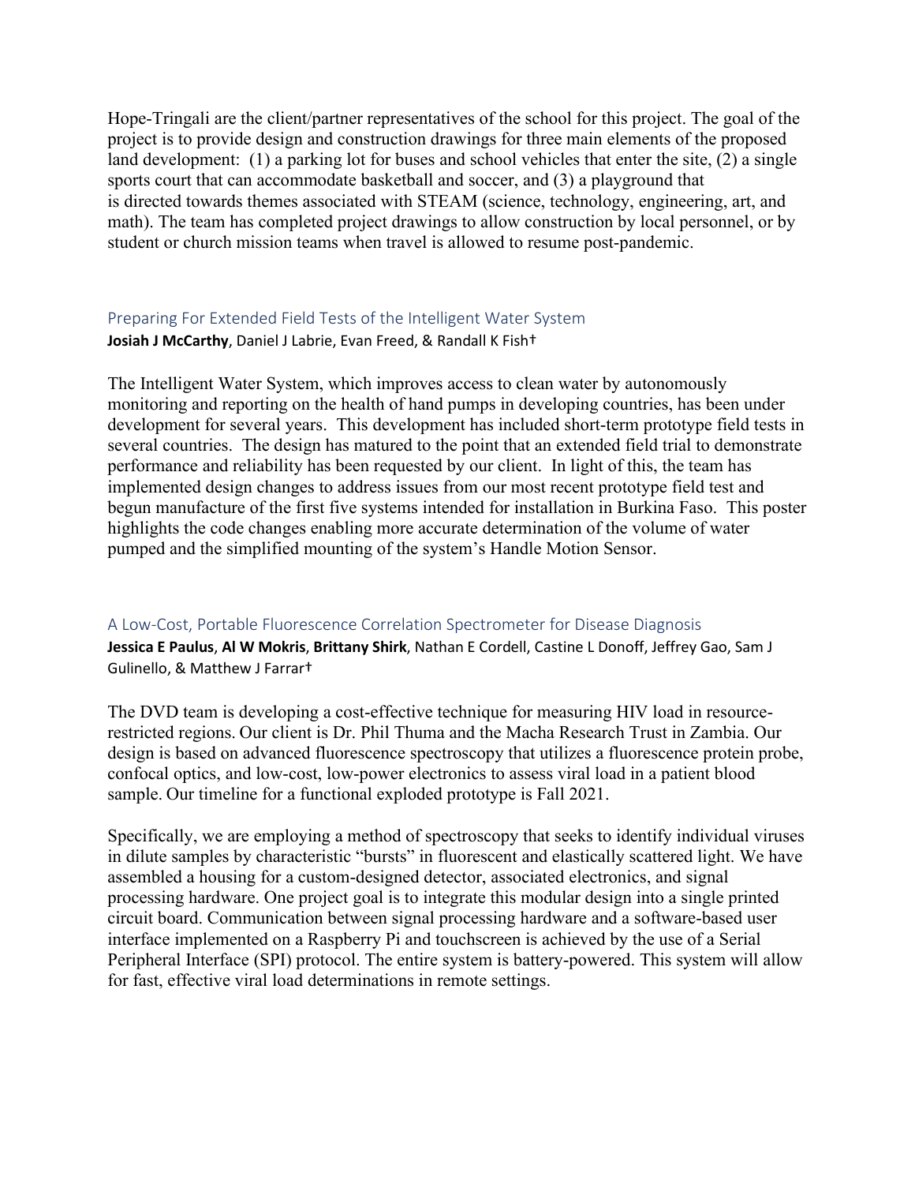Hope-Tringali are the client/partner representatives of the school for this project. The goal of the project is to provide design and construction drawings for three main elements of the proposed land development: (1) a parking lot for buses and school vehicles that enter the site, (2) a single sports court that can accommodate basketball and soccer, and (3) a playground that is directed towards themes associated with STEAM (science, technology, engineering, art, and math). The team has completed project drawings to allow construction by local personnel, or by student or church mission teams when travel is allowed to resume post-pandemic.

### Preparing For Extended Field Tests of the Intelligent Water System

**Josiah J McCarthy**, Daniel J Labrie, Evan Freed, & Randall K Fish†

The Intelligent Water System, which improves access to clean water by autonomously monitoring and reporting on the health of hand pumps in developing countries, has been under development for several years. This development has included short-term prototype field tests in several countries. The design has matured to the point that an extended field trial to demonstrate performance and reliability has been requested by our client. In light of this, the team has implemented design changes to address issues from our most recent prototype field test and begun manufacture of the first five systems intended for installation in Burkina Faso. This poster highlights the code changes enabling more accurate determination of the volume of water pumped and the simplified mounting of the system's Handle Motion Sensor.

### A Low-Cost, Portable Fluorescence Correlation Spectrometer for Disease Diagnosis

**Jessica E Paulus**, **Al W Mokris**, **Brittany Shirk**, Nathan E Cordell, Castine L Donoff, Jeffrey Gao, Sam J Gulinello, & Matthew J Farrar†

The DVD team is developing a cost-effective technique for measuring HIV load in resource-restricted regions. Our client is Dr. Phil Thuma and the Macha Research Trust in Zambia. Our design is based on advanced fluorescence spectroscopy that utilizes a fluorescence protein probe, confocal optics, and low-cost, low-power electronics to assess viral load in a patient blood sample. Our timeline for a functional exploded prototype is Fall 2021.

Specifically, we are employing a method of spectroscopy that seeks to identify individual viruses in dilute samples by characteristic "bursts" in fluorescent and elastically scattered light. We have assembled a housing for a custom-designed detector, associated electronics, and signal processing hardware. One project goal is to integrate this modular design into a single printed circuit board. Communication between signal processing hardware and a software-based user interface implemented on a Raspberry Pi and touchscreen is achieved by the use of a Serial Peripheral Interface (SPI) protocol. The entire system is battery-powered. This system will allow for fast, effective viral load determinations in remote settings.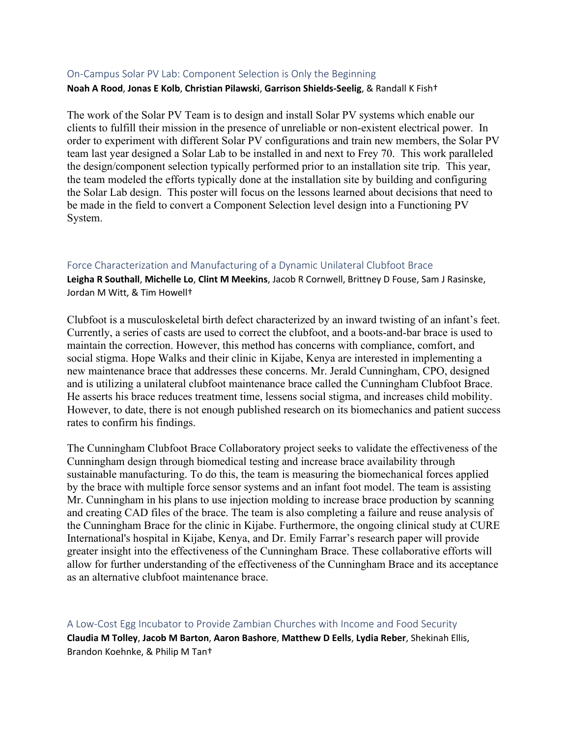### On-Campus Solar PV Lab: Component Selection is Only the Beginning

**Noah A Rood**, **Jonas E Kolb**, **Christian Pilawski**, **Garrison Shields-Seelig**, & Randall K Fish†

The work of the Solar PV Team is to design and install Solar PV systems which enable our clients to fulfill their mission in the presence of unreliable or non-existent electrical power. In order to experiment with different Solar PV configurations and train new members, the Solar PV team last year designed a Solar Lab to be installed in and next to Frey 70. This work paralleled the design/component selection typically performed prior to an installation site trip. This year, the team modeled the efforts typically done at the installation site by building and configuring the Solar Lab design. This poster will focus on the lessons learned about decisions that need to be made in the field to convert a Component Selection level design into a Functioning PV System.

### Force Characterization and Manufacturing of a Dynamic Unilateral Clubfoot Brace

**Leigha R Southall**, **Michelle Lo**, **Clint M Meekins**, Jacob R Cornwell, Brittney D Fouse, Sam J Rasinske, Jordan M Witt, & Tim Howell†

Clubfoot is a musculoskeletal birth defect characterized by an inward twisting of an infant's feet. Currently, a series of casts are used to correct the clubfoot, and a boots-and-bar brace is used to maintain the correction. However, this method has concerns with compliance, comfort, and social stigma. Hope Walks and their clinic in Kijabe, Kenya are interested in implementing a new maintenance brace that addresses these concerns. Mr. Jerald Cunningham, CPO, designed and is utilizing a unilateral clubfoot maintenance brace called the Cunningham Clubfoot Brace. He asserts his brace reduces treatment time, lessens social stigma, and increases child mobility. However, to date, there is not enough published research on its biomechanics and patient success rates to confirm his findings.

The Cunningham Clubfoot Brace Collaboratory project seeks to validate the effectiveness of the Cunningham design through biomedical testing and increase brace availability through sustainable manufacturing. To do this, the team is measuring the biomechanical forces applied by the brace with multiple force sensor systems and an infant foot model. The team is assisting Mr. Cunningham in his plans to use injection molding to increase brace production by scanning and creating CAD files of the brace. The team is also completing a failure and reuse analysis of the Cunningham Brace for the clinic in Kijabe. Furthermore, the ongoing clinical study at CURE International's hospital in Kijabe, Kenya, and Dr. Emily Farrar's research paper will provide greater insight into the effectiveness of the Cunningham Brace. These collaborative efforts will allow for further understanding of the effectiveness of the Cunningham Brace and its acceptance as an alternative clubfoot maintenance brace.

### A Low-Cost Egg Incubator to Provide Zambian Churches with Income and Food Security

**Claudia M Tolley**, **Jacob M Barton**, **Aaron Bashore**, **Matthew D Eells**, **Lydia Reber**, Shekinah Ellis, Brandon Koehnke, & Philip M Tan†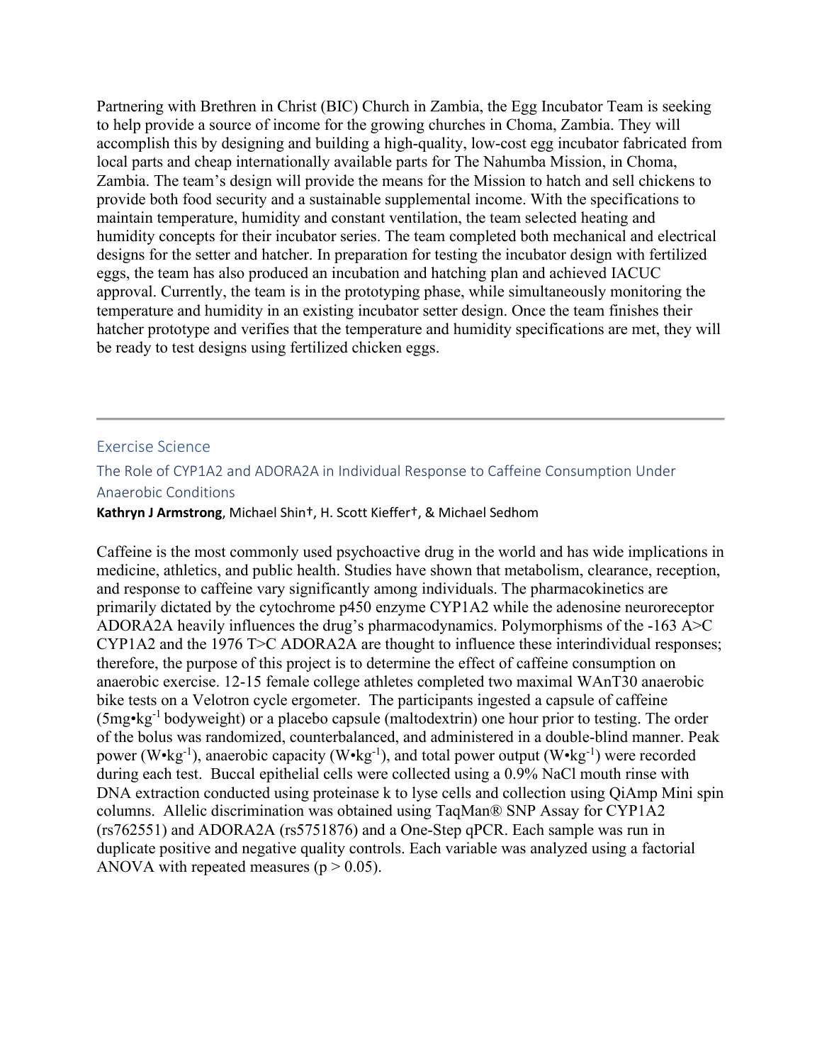Partnering with Brethren in Christ (BIC) Church in Zambia, the Egg Incubator Team is seeking to help provide a source of income for the growing churches in Choma, Zambia. They will accomplish this by designing and building a high-quality, low-cost egg incubator fabricated from local parts and cheap internationally available parts for The Nahumba Mission, in Choma, Zambia. The team's design will provide the means for the Mission to hatch and sell chickens to provide both food security and a sustainable supplemental income. With the specifications to maintain temperature, humidity and constant ventilation, the team selected heating and humidity concepts for their incubator series. The team completed both mechanical and electrical designs for the setter and hatcher. In preparation for testing the incubator design with fertilized eggs, the team has also produced an incubation and hatching plan and achieved IACUC approval. Currently, the team is in the prototyping phase, while simultaneously monitoring the temperature and humidity in an existing incubator setter design. Once the team finishes their hatcher prototype and verifies that the temperature and humidity specifications are met, they will be ready to test designs using fertilized chicken eggs.

---

## Exercise Science

### The Role of CYP1A2 and ADORA2A in Individual Response to Caffeine Consumption Under Anaerobic Conditions

**Kathryn J Armstrong**, Michael Shin†, H. Scott Kieffer†, & Michael Sedhom

Caffeine is the most commonly used psychoactive drug in the world and has wide implications in medicine, athletics, and public health. Studies have shown that metabolism, clearance, reception, and response to caffeine vary significantly among individuals. The pharmacokinetics are primarily dictated by the cytochrome p450 enzyme CYP1A2 while the adenosine neuroreceptor ADORA2A heavily influences the drug's pharmacodynamics. Polymorphisms of the -163 A>C CYP1A2 and the 1976 T>C ADORA2A are thought to influence these interindividual responses; therefore, the purpose of this project is to determine the effect of caffeine consumption on anaerobic exercise. 12-15 female college athletes completed two maximal WAnT30 anaerobic bike tests on a Velotron cycle ergometer. The participants ingested a capsule of caffeine ($5 mg \cdot kg^{-1}$ bodyweight) or a placebo capsule (maltodextrin) one hour prior to testing. The order of the bolus was randomized, counterbalanced, and administered in a double-blind manner. Peak power ($W \cdot kg^{-1}$), anaerobic capacity ($W \cdot kg^{-1}$), and total power output ($W \cdot kg^{-1}$) were recorded during each test. Buccal epithelial cells were collected using a 0.9% NaCl mouth rinse with DNA extraction conducted using proteinase k to lyse cells and collection using QiAmp Mini spin columns. Allelic discrimination was obtained using TaqMan® SNP Assay for CYP1A2 (rs762551) and ADORA2A (rs5751876) and a One-Step qPCR. Each sample was run in duplicate positive and negative quality controls. Each variable was analyzed using a factorial ANOVA with repeated measures ($p > 0.05$).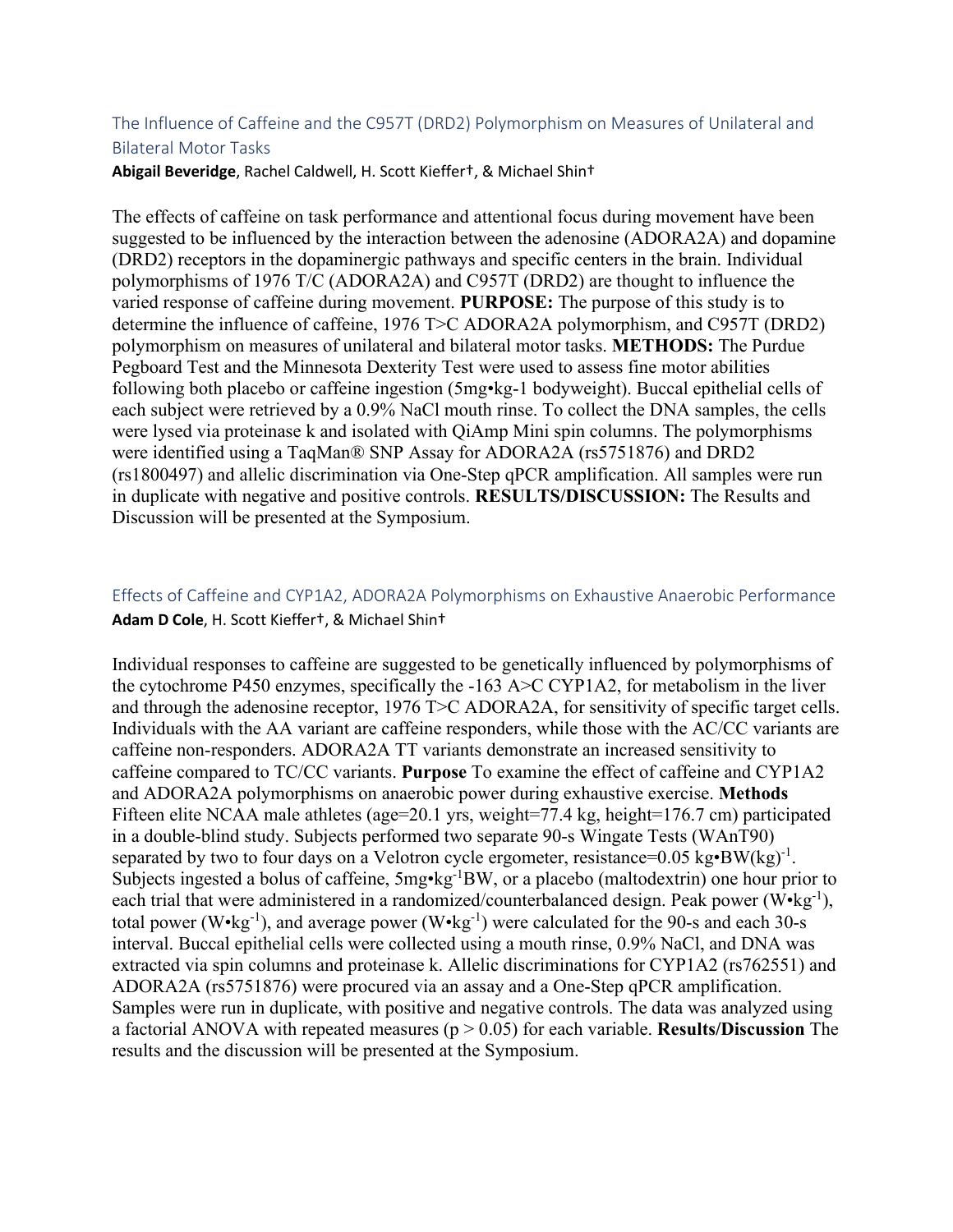## The Influence of Caffeine and the C957T (DRD2) Polymorphism on Measures of Unilateral and Bilateral Motor Tasks

**Abigail Beveridge**, Rachel Caldwell, H. Scott Kieffer†, & Michael Shin†

The effects of caffeine on task performance and attentional focus during movement have been suggested to be influenced by the interaction between the adenosine (ADORA2A) and dopamine (DRD2) receptors in the dopaminergic pathways and specific centers in the brain. Individual polymorphisms of 1976 T/C (ADORA2A) and C957T (DRD2) are thought to influence the varied response of caffeine during movement. **PURPOSE:** The purpose of this study is to determine the influence of caffeine, 1976 T>C ADORA2A polymorphism, and C957T (DRD2) polymorphism on measures of unilateral and bilateral motor tasks. **METHODS:** The Purdue Pegboard Test and the Minnesota Dexterity Test were used to assess fine motor abilities following both placebo or caffeine ingestion (5mg•kg-1 bodyweight). Buccal epithelial cells of each subject were retrieved by a 0.9% NaCl mouth rinse. To collect the DNA samples, the cells were lysed via proteinase k and isolated with QiAmp Mini spin columns. The polymorphisms were identified using a TaqMan® SNP Assay for ADORA2A (rs5751876) and DRD2 (rs1800497) and allelic discrimination via One-Step qPCR amplification. All samples were run in duplicate with negative and positive controls. **RESULTS/DISCUSSION:** The Results and Discussion will be presented at the Symposium.

## Effects of Caffeine and CYP1A2, ADORA2A Polymorphisms on Exhaustive Anaerobic Performance

**Adam D Cole**, H. Scott Kieffer†, & Michael Shin†

Individual responses to caffeine are suggested to be genetically influenced by polymorphisms of the cytochrome P450 enzymes, specifically the -163 A>C CYP1A2, for metabolism in the liver and through the adenosine receptor, 1976 T>C ADORA2A, for sensitivity of specific target cells. Individuals with the AA variant are caffeine responders, while those with the AC/CC variants are caffeine non-responders. ADORA2A TT variants demonstrate an increased sensitivity to caffeine compared to TC/CC variants. **Purpose** To examine the effect of caffeine and CYP1A2 and ADORA2A polymorphisms on anaerobic power during exhaustive exercise. **Methods** Fifteen elite NCAA male athletes (age=20.1 yrs, weight=77.4 kg, height=176.7 cm) participated in a double-blind study. Subjects performed two separate 90-s Wingate Tests (WAnT90) separated by two to four days on a Velotron cycle ergometer, resistance=0.05 kg•BW(kg)$^{-1}$. Subjects ingested a bolus of caffeine, 5mg•kg$^{-1}$BW, or a placebo (maltodextrin) one hour prior to each trial that were administered in a randomized/counterbalanced design. Peak power (W•kg$^{-1}$), total power (W•kg$^{-1}$), and average power (W•kg$^{-1}$) were calculated for the 90-s and each 30-s interval. Buccal epithelial cells were collected using a mouth rinse, 0.9% NaCl, and DNA was extracted via spin columns and proteinase k. Allelic discriminations for CYP1A2 (rs762551) and ADORA2A (rs5751876) were procured via an assay and a One-Step qPCR amplification. Samples were run in duplicate, with positive and negative controls. The data was analyzed using a factorial ANOVA with repeated measures ($p > 0.05$) for each variable. **Results/Discussion** The results and the discussion will be presented at the Symposium.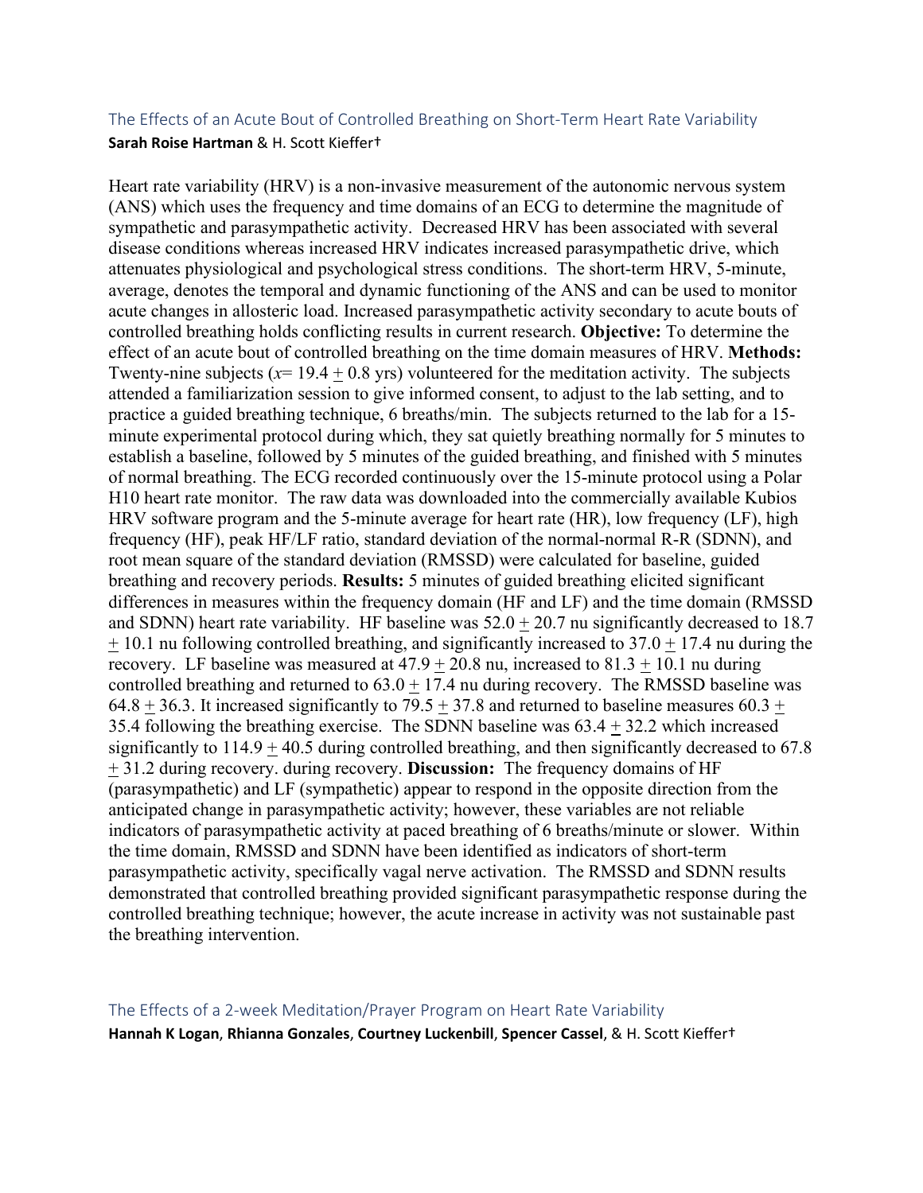## The Effects of an Acute Bout of Controlled Breathing on Short-Term Heart Rate Variability

**Sarah Roise Hartman** & H. Scott Kieffer†

Heart rate variability (HRV) is a non-invasive measurement of the autonomic nervous system (ANS) which uses the frequency and time domains of an ECG to determine the magnitude of sympathetic and parasympathetic activity. Decreased HRV has been associated with several disease conditions whereas increased HRV indicates increased parasympathetic drive, which attenuates physiological and psychological stress conditions. The short-term HRV, 5-minute, average, denotes the temporal and dynamic functioning of the ANS and can be used to monitor acute changes in allosteric load. Increased parasympathetic activity secondary to acute bouts of controlled breathing holds conflicting results in current research. **Objective:** To determine the effect of an acute bout of controlled breathing on the time domain measures of HRV. **Methods:** Twenty-nine subjects ($x = 19.4 \pm 0.8$ yrs) volunteered for the meditation activity. The subjects attended a familiarization session to give informed consent, to adjust to the lab setting, and to practice a guided breathing technique, 6 breaths/min. The subjects returned to the lab for a 15-minute experimental protocol during which, they sat quietly breathing normally for 5 minutes to establish a baseline, followed by 5 minutes of the guided breathing, and finished with 5 minutes of normal breathing. The ECG recorded continuously over the 15-minute protocol using a Polar H10 heart rate monitor. The raw data was downloaded into the commercially available Kubios HRV software program and the 5-minute average for heart rate (HR), low frequency (LF), high frequency (HF), peak HF/LF ratio, standard deviation of the normal-normal R-R (SDNN), and root mean square of the standard deviation (RMSSD) were calculated for baseline, guided breathing and recovery periods. **Results:** 5 minutes of guided breathing elicited significant differences in measures within the frequency domain (HF and LF) and the time domain (RMSSD and SDNN) heart rate variability. HF baseline was $52.0 \pm 20.7$ nu significantly decreased to $18.7 \pm 10.1$ nu following controlled breathing, and significantly increased to $37.0 \pm 17.4$ nu during the recovery. LF baseline was measured at $47.9 \pm 20.8$ nu, increased to $81.3 \pm 10.1$ nu during controlled breathing and returned to $63.0 \pm 17.4$ nu during recovery. The RMSSD baseline was $64.8 \pm 36.3$. It increased significantly to $79.5 \pm 37.8$ and returned to baseline measures $60.3 \pm 35.4$ following the breathing exercise. The SDNN baseline was $63.4 \pm 32.2$ which increased significantly to $114.9 \pm 40.5$ during controlled breathing, and then significantly decreased to $67.8 \pm 31.2$ during recovery. during recovery. **Discussion:** The frequency domains of HF (parasympathetic) and LF (sympathetic) appear to respond in the opposite direction from the anticipated change in parasympathetic activity; however, these variables are not reliable indicators of parasympathetic activity at paced breathing of 6 breaths/minute or slower. Within the time domain, RMSSD and SDNN have been identified as indicators of short-term parasympathetic activity, specifically vagal nerve activation. The RMSSD and SDNN results demonstrated that controlled breathing provided significant parasympathetic response during the controlled breathing technique; however, the acute increase in activity was not sustainable past the breathing intervention.

## The Effects of a 2-week Meditation/Prayer Program on Heart Rate Variability

**Hannah K Logan**, **Rhianna Gonzales**, **Courtney Luckenbill**, **Spencer Cassel**, & H. Scott Kieffer†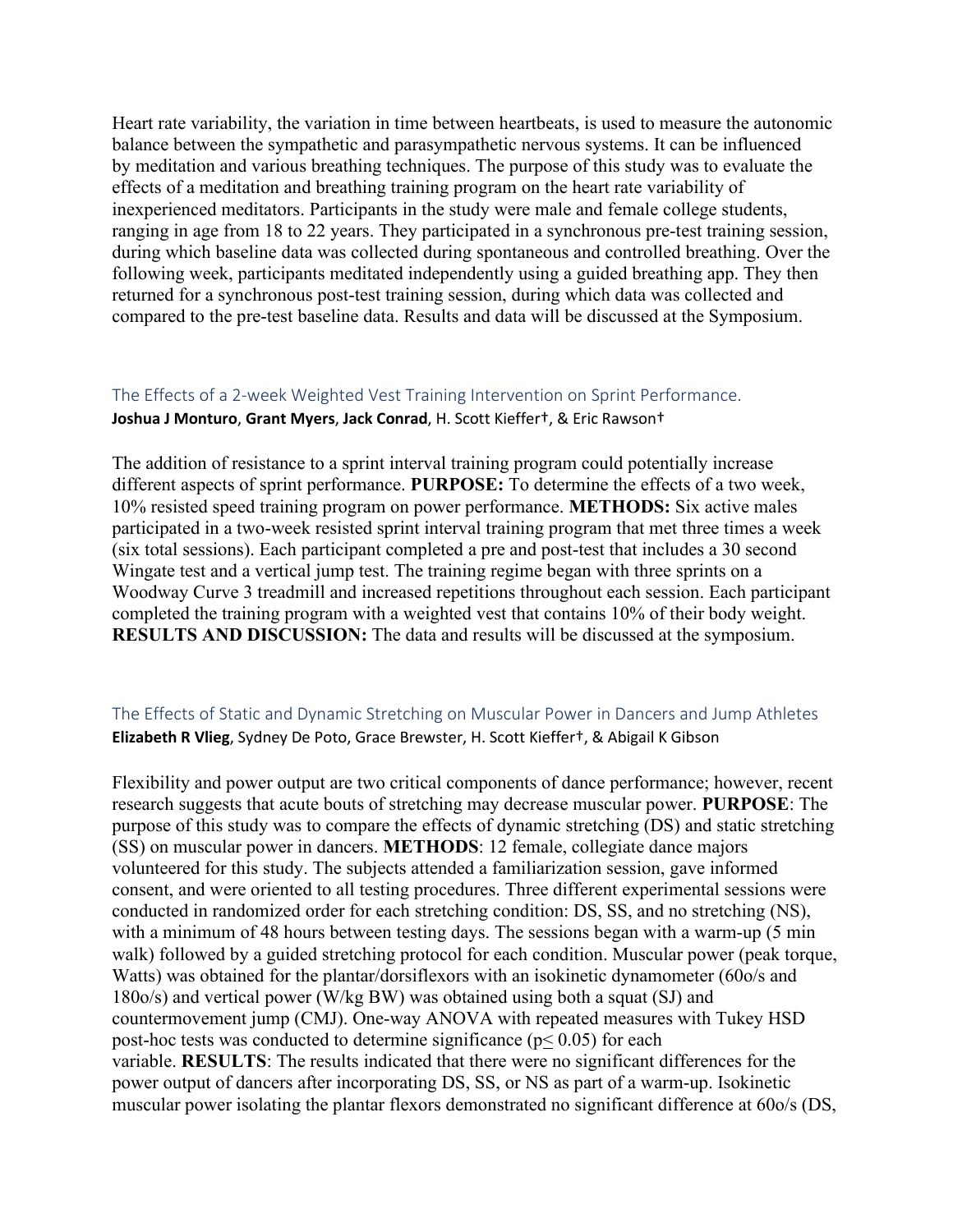Heart rate variability, the variation in time between heartbeats, is used to measure the autonomic balance between the sympathetic and parasympathetic nervous systems. It can be influenced by meditation and various breathing techniques. The purpose of this study was to evaluate the effects of a meditation and breathing training program on the heart rate variability of inexperienced meditators. Participants in the study were male and female college students, ranging in age from 18 to 22 years. They participated in a synchronous pre-test training session, during which baseline data was collected during spontaneous and controlled breathing. Over the following week, participants meditated independently using a guided breathing app. They then returned for a synchronous post-test training session, during which data was collected and compared to the pre-test baseline data. Results and data will be discussed at the Symposium.

### The Effects of a 2-week Weighted Vest Training Intervention on Sprint Performance.

**Joshua J Monturo**, **Grant Myers**, **Jack Conrad**, H. Scott Kieffer†, & Eric Rawson†

The addition of resistance to a sprint interval training program could potentially increase different aspects of sprint performance. **PURPOSE:** To determine the effects of a two week, 10% resisted speed training program on power performance. **METHODS:** Six active males participated in a two-week resisted sprint interval training program that met three times a week (six total sessions). Each participant completed a pre and post-test that includes a 30 second Wingate test and a vertical jump test. The training regime began with three sprints on a Woodway Curve 3 treadmill and increased repetitions throughout each session. Each participant completed the training program with a weighted vest that contains 10% of their body weight. **RESULTS AND DISCUSSION:** The data and results will be discussed at the symposium.

### The Effects of Static and Dynamic Stretching on Muscular Power in Dancers and Jump Athletes

**Elizabeth R Vlieg**, Sydney De Poto, Grace Brewster, H. Scott Kieffer†, & Abigail K Gibson

Flexibility and power output are two critical components of dance performance; however, recent research suggests that acute bouts of stretching may decrease muscular power. **PURPOSE**: The purpose of this study was to compare the effects of dynamic stretching (DS) and static stretching (SS) on muscular power in dancers. **METHODS**: 12 female, collegiate dance majors volunteered for this study. The subjects attended a familiarization session, gave informed consent, and were oriented to all testing procedures. Three different experimental sessions were conducted in randomized order for each stretching condition: DS, SS, and no stretching (NS), with a minimum of 48 hours between testing days. The sessions began with a warm-up (5 min walk) followed by a guided stretching protocol for each condition. Muscular power (peak torque, Watts) was obtained for the plantar/dorsiflexors with an isokinetic dynamometer (60o/s and 180o/s) and vertical power (W/kg BW) was obtained using both a squat (SJ) and countermovement jump (CMJ). One-way ANOVA with repeated measures with Tukey HSD post-hoc tests was conducted to determine significance ($p \leq 0.05$) for each variable. **RESULTS**: The results indicated that there were no significant differences for the power output of dancers after incorporating DS, SS, or NS as part of a warm-up. Isokinetic muscular power isolating the plantar flexors demonstrated no significant difference at 60o/s (DS,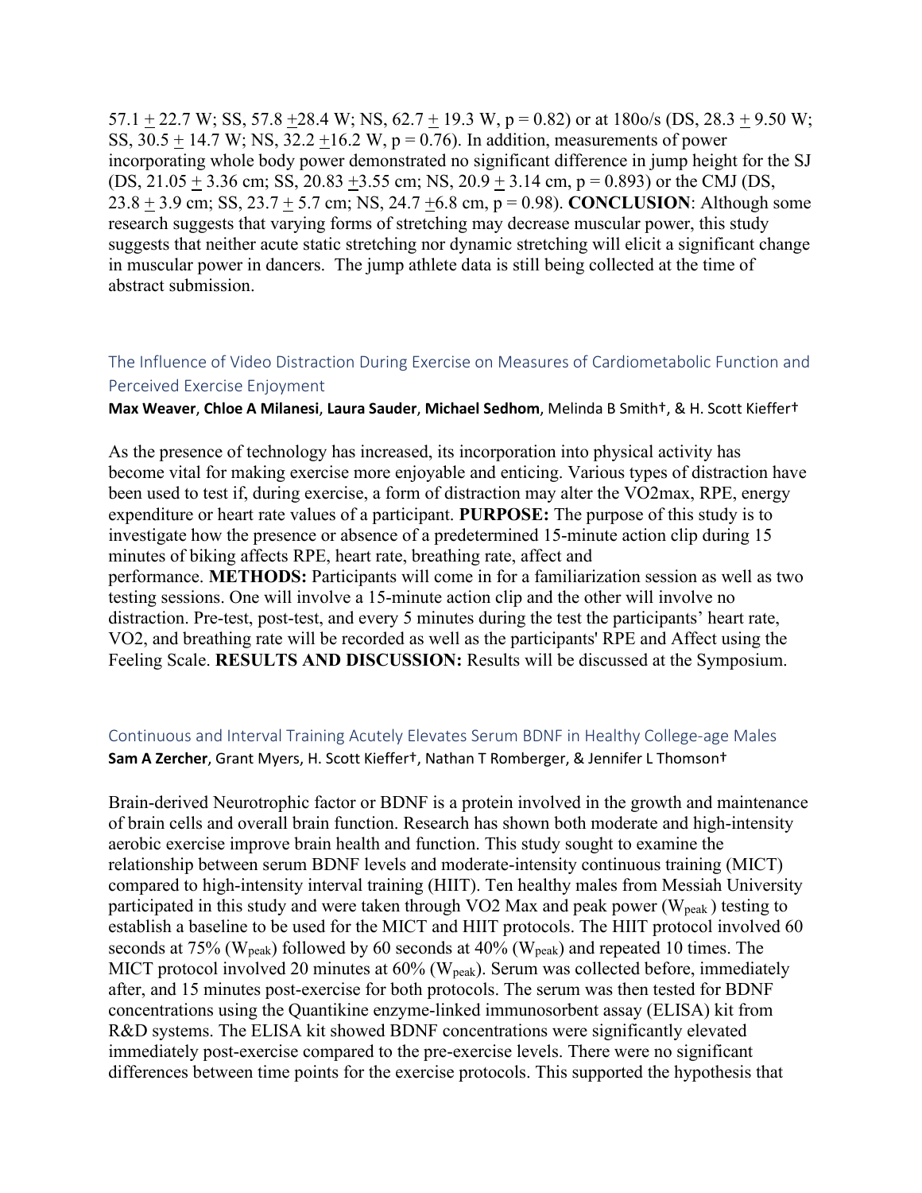57.1 ± 22.7 W; SS, 57.8 ±28.4 W; NS, 62.7 ± 19.3 W, p = 0.82) or at 180o/s (DS, 28.3 ± 9.50 W; SS, 30.5 ± 14.7 W; NS, 32.2 ±16.2 W, p = 0.76). In addition, measurements of power incorporating whole body power demonstrated no significant difference in jump height for the SJ (DS, 21.05 ± 3.36 cm; SS, 20.83 ±3.55 cm; NS, 20.9 ± 3.14 cm, p = 0.893) or the CMJ (DS, 23.8 ± 3.9 cm; SS, 23.7 ± 5.7 cm; NS, 24.7 ±6.8 cm, p = 0.98). **CONCLUSION**: Although some research suggests that varying forms of stretching may decrease muscular power, this study suggests that neither acute static stretching nor dynamic stretching will elicit a significant change in muscular power in dancers. The jump athlete data is still being collected at the time of abstract submission.

### The Influence of Video Distraction During Exercise on Measures of Cardiometabolic Function and Perceived Exercise Enjoyment

**Max Weaver**, **Chloe A Milanesi**, **Laura Sauder**, **Michael Sedhom**, Melinda B Smith†, & H. Scott Kieffer†

As the presence of technology has increased, its incorporation into physical activity has become vital for making exercise more enjoyable and enticing. Various types of distraction have been used to test if, during exercise, a form of distraction may alter the VO2max, RPE, energy expenditure or heart rate values of a participant. **PURPOSE:** The purpose of this study is to investigate how the presence or absence of a predetermined 15-minute action clip during 15 minutes of biking affects RPE, heart rate, breathing rate, affect and performance. **METHODS:** Participants will come in for a familiarization session as well as two testing sessions. One will involve a 15-minute action clip and the other will involve no distraction. Pre-test, post-test, and every 5 minutes during the test the participants' heart rate, VO2, and breathing rate will be recorded as well as the participants' RPE and Affect using the Feeling Scale. **RESULTS AND DISCUSSION:** Results will be discussed at the Symposium.

### Continuous and Interval Training Acutely Elevates Serum BDNF in Healthy College-age Males

**Sam A Zercher**, Grant Myers, H. Scott Kieffer†, Nathan T Romberger, & Jennifer L Thomson†

Brain-derived Neurotrophic factor or BDNF is a protein involved in the growth and maintenance of brain cells and overall brain function. Research has shown both moderate and high-intensity aerobic exercise improve brain health and function. This study sought to examine the relationship between serum BDNF levels and moderate-intensity continuous training (MICT) compared to high-intensity interval training (HIIT). Ten healthy males from Messiah University participated in this study and were taken through VO2 Max and peak power ($W_{peak}$) testing to establish a baseline to be used for the MICT and HIIT protocols. The HIIT protocol involved 60 seconds at 75% ($W_{peak}$) followed by 60 seconds at 40% ($W_{peak}$) and repeated 10 times. The MICT protocol involved 20 minutes at 60% ($W_{peak}$). Serum was collected before, immediately after, and 15 minutes post-exercise for both protocols. The serum was then tested for BDNF concentrations using the Quantikine enzyme-linked immunosorbent assay (ELISA) kit from R&D systems. The ELISA kit showed BDNF concentrations were significantly elevated immediately post-exercise compared to the pre-exercise levels. There were no significant differences between time points for the exercise protocols. This supported the hypothesis that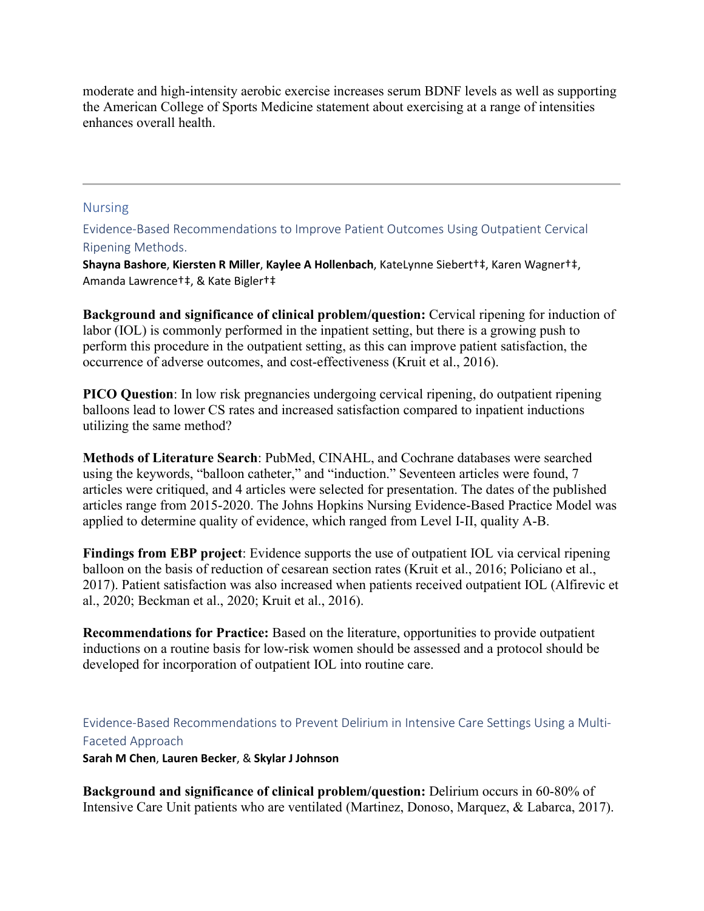moderate and high-intensity aerobic exercise increases serum BDNF levels as well as supporting the American College of Sports Medicine statement about exercising at a range of intensities enhances overall health.

---

## Nursing

### Evidence-Based Recommendations to Improve Patient Outcomes Using Outpatient Cervical Ripening Methods.

**Shayna Bashore**, **Kiersten R Miller**, **Kaylee A Hollenbach**, KateLynne Siebert†‡, Karen Wagner†‡, Amanda Lawrence†‡, & Kate Bigler†‡

**Background and significance of clinical problem/question:** Cervical ripening for induction of labor (IOL) is commonly performed in the inpatient setting, but there is a growing push to perform this procedure in the outpatient setting, as this can improve patient satisfaction, the occurrence of adverse outcomes, and cost-effectiveness (Kruit et al., 2016).

**PICO Question**: In low risk pregnancies undergoing cervical ripening, do outpatient ripening balloons lead to lower CS rates and increased satisfaction compared to inpatient inductions utilizing the same method?

**Methods of Literature Search**: PubMed, CINAHL, and Cochrane databases were searched using the keywords, "balloon catheter," and "induction." Seventeen articles were found, 7 articles were critiqued, and 4 articles were selected for presentation. The dates of the published articles range from 2015-2020. The Johns Hopkins Nursing Evidence-Based Practice Model was applied to determine quality of evidence, which ranged from Level I-II, quality A-B.

**Findings from EBP project**: Evidence supports the use of outpatient IOL via cervical ripening balloon on the basis of reduction of cesarean section rates (Kruit et al., 2016; Policiano et al., 2017). Patient satisfaction was also increased when patients received outpatient IOL (Alfirevic et al., 2020; Beckman et al., 2020; Kruit et al., 2016).

**Recommendations for Practice:** Based on the literature, opportunities to provide outpatient inductions on a routine basis for low-risk women should be assessed and a protocol should be developed for incorporation of outpatient IOL into routine care.

### Evidence-Based Recommendations to Prevent Delirium in Intensive Care Settings Using a Multi-Faceted Approach

**Sarah M Chen**, **Lauren Becker**, & **Skylar J Johnson**

**Background and significance of clinical problem/question:** Delirium occurs in 60-80% of Intensive Care Unit patients who are ventilated (Martinez, Donoso, Marquez, & Labarca, 2017).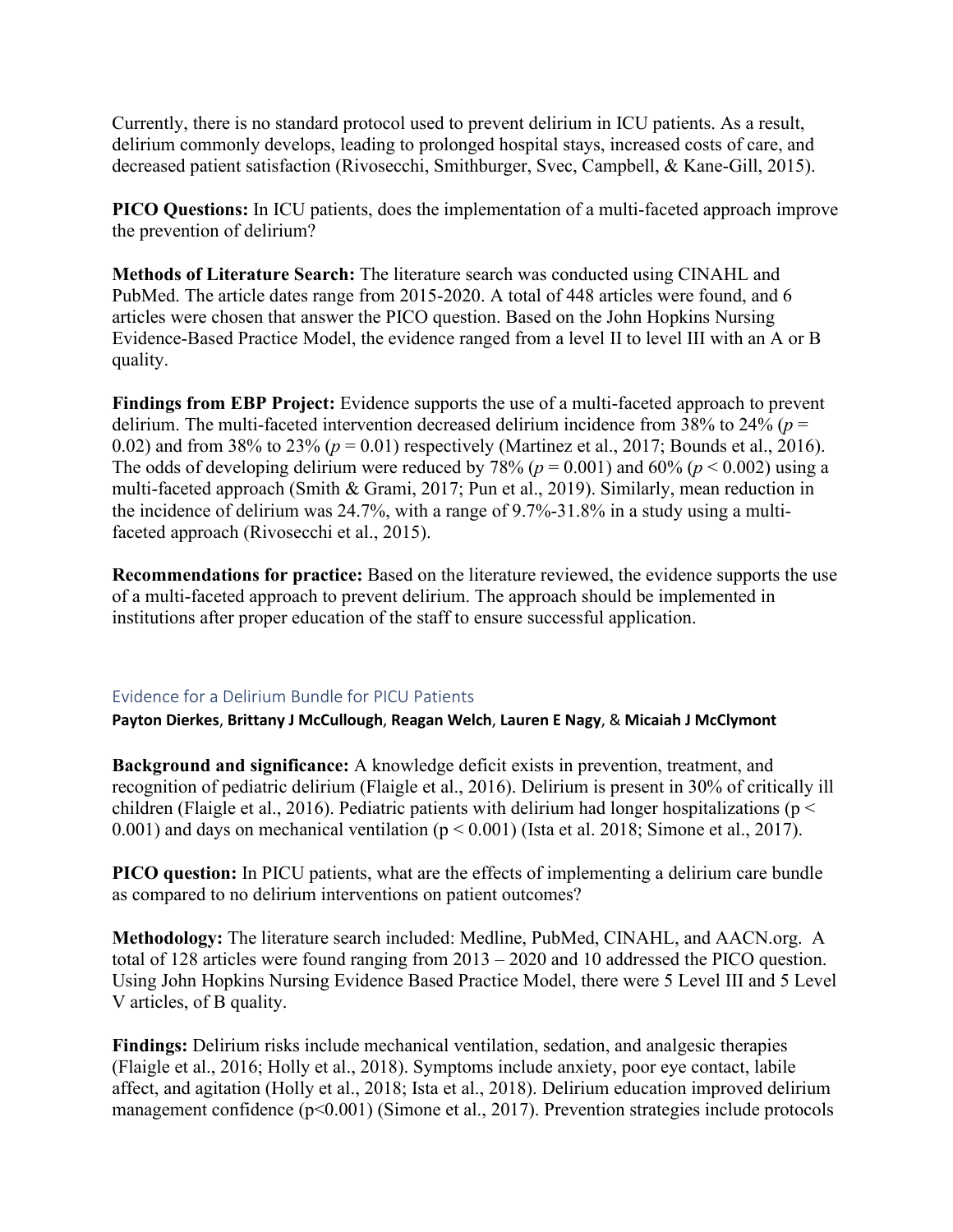Currently, there is no standard protocol used to prevent delirium in ICU patients. As a result, delirium commonly develops, leading to prolonged hospital stays, increased costs of care, and decreased patient satisfaction (Rivosecchi, Smithburger, Svec, Campbell, & Kane-Gill, 2015).

**PICO Questions:** In ICU patients, does the implementation of a multi-faceted approach improve the prevention of delirium?

**Methods of Literature Search:** The literature search was conducted using CINAHL and PubMed. The article dates range from 2015-2020. A total of 448 articles were found, and 6 articles were chosen that answer the PICO question. Based on the John Hopkins Nursing Evidence-Based Practice Model, the evidence ranged from a level II to level III with an A or B quality.

**Findings from EBP Project:** Evidence supports the use of a multi-faceted approach to prevent delirium. The multi-faceted intervention decreased delirium incidence from 38% to 24% ($p$ = 0.02) and from 38% to 23% ($p$ = 0.01) respectively (Martinez et al., 2017; Bounds et al., 2016). The odds of developing delirium were reduced by 78% ($p$ = 0.001) and 60% ($p < 0.002$) using a multi-faceted approach (Smith & Grami, 2017; Pun et al., 2019). Similarly, mean reduction in the incidence of delirium was 24.7%, with a range of 9.7%-31.8% in a study using a multi-faceted approach (Rivosecchi et al., 2015).

**Recommendations for practice:** Based on the literature reviewed, the evidence supports the use of a multi-faceted approach to prevent delirium. The approach should be implemented in institutions after proper education of the staff to ensure successful application.

## Evidence for a Delirium Bundle for PICU Patients

**Payton Dierkes**, **Brittany J McCullough**, **Reagan Welch**, **Lauren E Nagy**, & **Micaiah J McClymont**

**Background and significance:** A knowledge deficit exists in prevention, treatment, and recognition of pediatric delirium (Flaigle et al., 2016). Delirium is present in 30% of critically ill children (Flaigle et al., 2016). Pediatric patients with delirium had longer hospitalizations ($p < 0.001$) and days on mechanical ventilation ($p < 0.001$) (Ista et al. 2018; Simone et al., 2017).

**PICO question:** In PICU patients, what are the effects of implementing a delirium care bundle as compared to no delirium interventions on patient outcomes?

**Methodology:** The literature search included: Medline, PubMed, CINAHL, and AACN.org. A total of 128 articles were found ranging from 2013 – 2020 and 10 addressed the PICO question. Using John Hopkins Nursing Evidence Based Practice Model, there were 5 Level III and 5 Level V articles, of B quality.

**Findings:** Delirium risks include mechanical ventilation, sedation, and analgesic therapies (Flaigle et al., 2016; Holly et al., 2018). Symptoms include anxiety, poor eye contact, labile affect, and agitation (Holly et al., 2018; Ista et al., 2018). Delirium education improved delirium management confidence ($p<0.001$) (Simone et al., 2017). Prevention strategies include protocols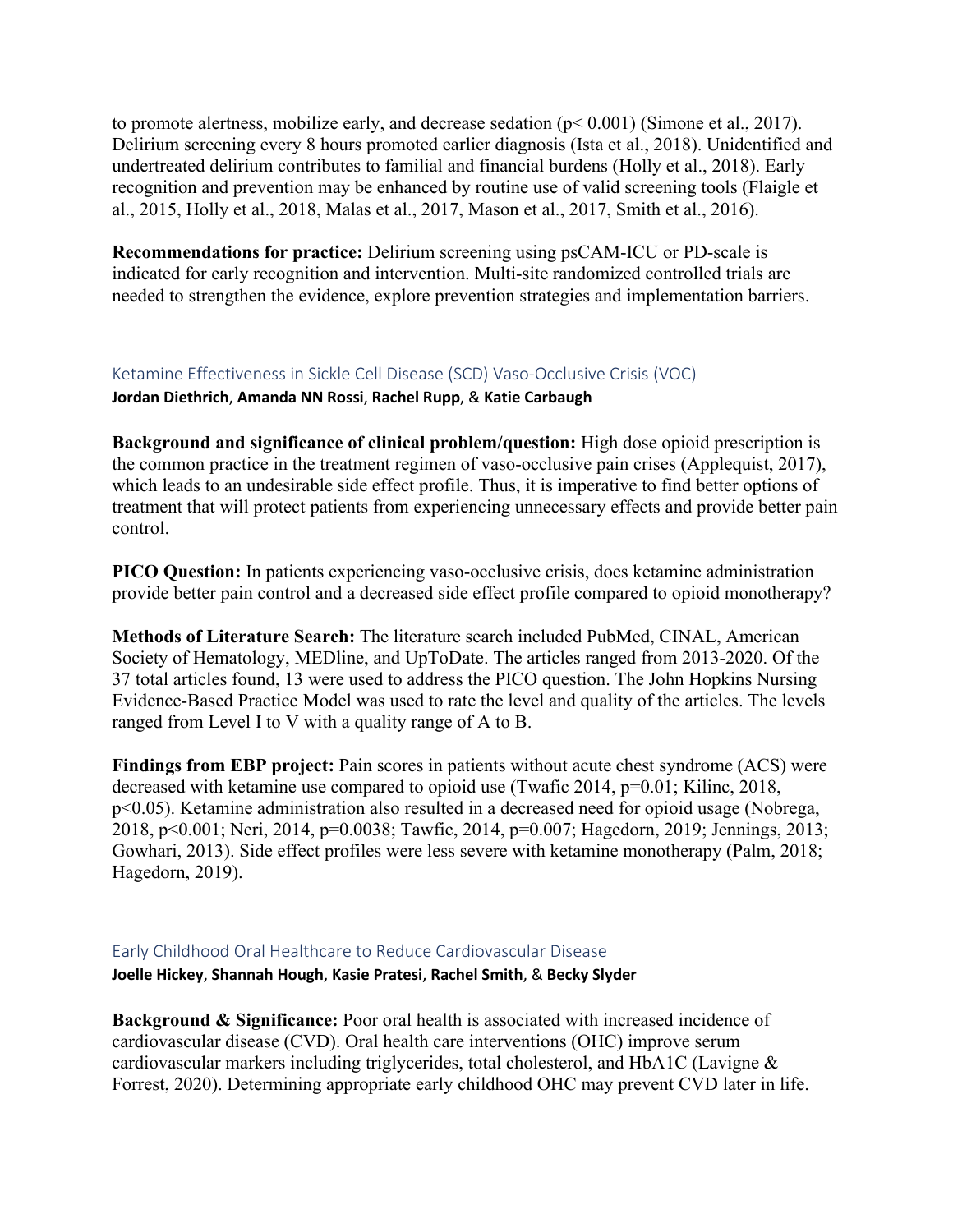to promote alertness, mobilize early, and decrease sedation ($p < 0.001$) (Simone et al., 2017). Delirium screening every 8 hours promoted earlier diagnosis (Ista et al., 2018). Unidentified and undertreated delirium contributes to familial and financial burdens (Holly et al., 2018). Early recognition and prevention may be enhanced by routine use of valid screening tools (Flaigle et al., 2015, Holly et al., 2018, Malas et al., 2017, Mason et al., 2017, Smith et al., 2016).

**Recommendations for practice:** Delirium screening using psCAM-ICU or PD-scale is indicated for early recognition and intervention. Multi-site randomized controlled trials are needed to strengthen the evidence, explore prevention strategies and implementation barriers.

## Ketamine Effectiveness in Sickle Cell Disease (SCD) Vaso-Occlusive Crisis (VOC)

**Jordan Diethrich**, **Amanda NN Rossi**, **Rachel Rupp**, & **Katie Carbaugh**

**Background and significance of clinical problem/question:** High dose opioid prescription is the common practice in the treatment regimen of vaso-occlusive pain crises (Applequist, 2017), which leads to an undesirable side effect profile. Thus, it is imperative to find better options of treatment that will protect patients from experiencing unnecessary effects and provide better pain control.

**PICO Question:** In patients experiencing vaso-occlusive crisis, does ketamine administration provide better pain control and a decreased side effect profile compared to opioid monotherapy?

**Methods of Literature Search:** The literature search included PubMed, CINAL, American Society of Hematology, MEDline, and UpToDate. The articles ranged from 2013-2020. Of the 37 total articles found, 13 were used to address the PICO question. The John Hopkins Nursing Evidence-Based Practice Model was used to rate the level and quality of the articles. The levels ranged from Level I to V with a quality range of A to B.

**Findings from EBP project:** Pain scores in patients without acute chest syndrome (ACS) were decreased with ketamine use compared to opioid use (Twafic 2014, $p=0.01$; Kilinc, 2018, $p<0.05$). Ketamine administration also resulted in a decreased need for opioid usage (Nobrega, 2018, $p<0.001$; Neri, 2014, $p=0.0038$; Tawfic, 2014, $p=0.007$; Hagedorn, 2019; Jennings, 2013; Gowhari, 2013). Side effect profiles were less severe with ketamine monotherapy (Palm, 2018; Hagedorn, 2019).

## Early Childhood Oral Healthcare to Reduce Cardiovascular Disease

**Joelle Hickey**, **Shannah Hough**, **Kasie Pratesi**, **Rachel Smith**, & **Becky Slyder**

**Background & Significance:** Poor oral health is associated with increased incidence of cardiovascular disease (CVD). Oral health care interventions (OHC) improve serum cardiovascular markers including triglycerides, total cholesterol, and HbA1C (Lavigne & Forrest, 2020). Determining appropriate early childhood OHC may prevent CVD later in life.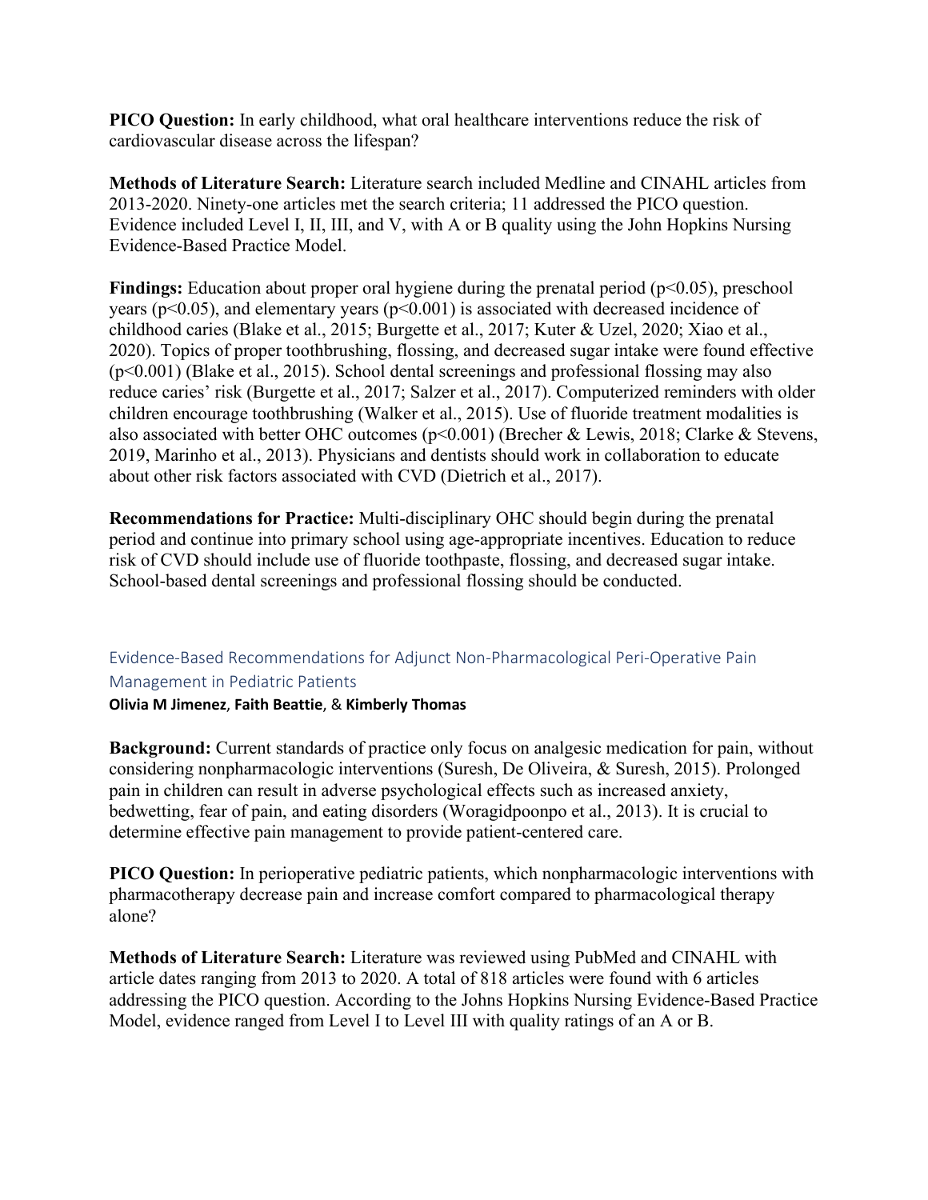**PICO Question:** In early childhood, what oral healthcare interventions reduce the risk of cardiovascular disease across the lifespan?

**Methods of Literature Search:** Literature search included Medline and CINAHL articles from 2013-2020. Ninety-one articles met the search criteria; 11 addressed the PICO question. Evidence included Level I, II, III, and V, with A or B quality using the John Hopkins Nursing Evidence-Based Practice Model.

**Findings:** Education about proper oral hygiene during the prenatal period ($p<0.05$), preschool years ($p<0.05$), and elementary years ($p<0.001$) is associated with decreased incidence of childhood caries (Blake et al., 2015; Burgette et al., 2017; Kuter & Uzel, 2020; Xiao et al., 2020). Topics of proper toothbrushing, flossing, and decreased sugar intake were found effective ($p<0.001$) (Blake et al., 2015). School dental screenings and professional flossing may also reduce caries' risk (Burgette et al., 2017; Salzer et al., 2017). Computerized reminders with older children encourage toothbrushing (Walker et al., 2015). Use of fluoride treatment modalities is also associated with better OHC outcomes ($p<0.001$) (Brecher & Lewis, 2018; Clarke & Stevens, 2019, Marinho et al., 2013). Physicians and dentists should work in collaboration to educate about other risk factors associated with CVD (Dietrich et al., 2017).

**Recommendations for Practice:** Multi-disciplinary OHC should begin during the prenatal period and continue into primary school using age-appropriate incentives. Education to reduce risk of CVD should include use of fluoride toothpaste, flossing, and decreased sugar intake. School-based dental screenings and professional flossing should be conducted.

## Evidence-Based Recommendations for Adjunct Non-Pharmacological Peri-Operative Pain Management in Pediatric Patients

**Olivia M Jimenez**, **Faith Beattie**, & **Kimberly Thomas**

**Background:** Current standards of practice only focus on analgesic medication for pain, without considering nonpharmacologic interventions (Suresh, De Oliveira, & Suresh, 2015). Prolonged pain in children can result in adverse psychological effects such as increased anxiety, bedwetting, fear of pain, and eating disorders (Woragidpoonpo et al., 2013). It is crucial to determine effective pain management to provide patient-centered care.

**PICO Question:** In perioperative pediatric patients, which nonpharmacologic interventions with pharmacotherapy decrease pain and increase comfort compared to pharmacological therapy alone?

**Methods of Literature Search:** Literature was reviewed using PubMed and CINAHL with article dates ranging from 2013 to 2020. A total of 818 articles were found with 6 articles addressing the PICO question. According to the Johns Hopkins Nursing Evidence-Based Practice Model, evidence ranged from Level I to Level III with quality ratings of an A or B.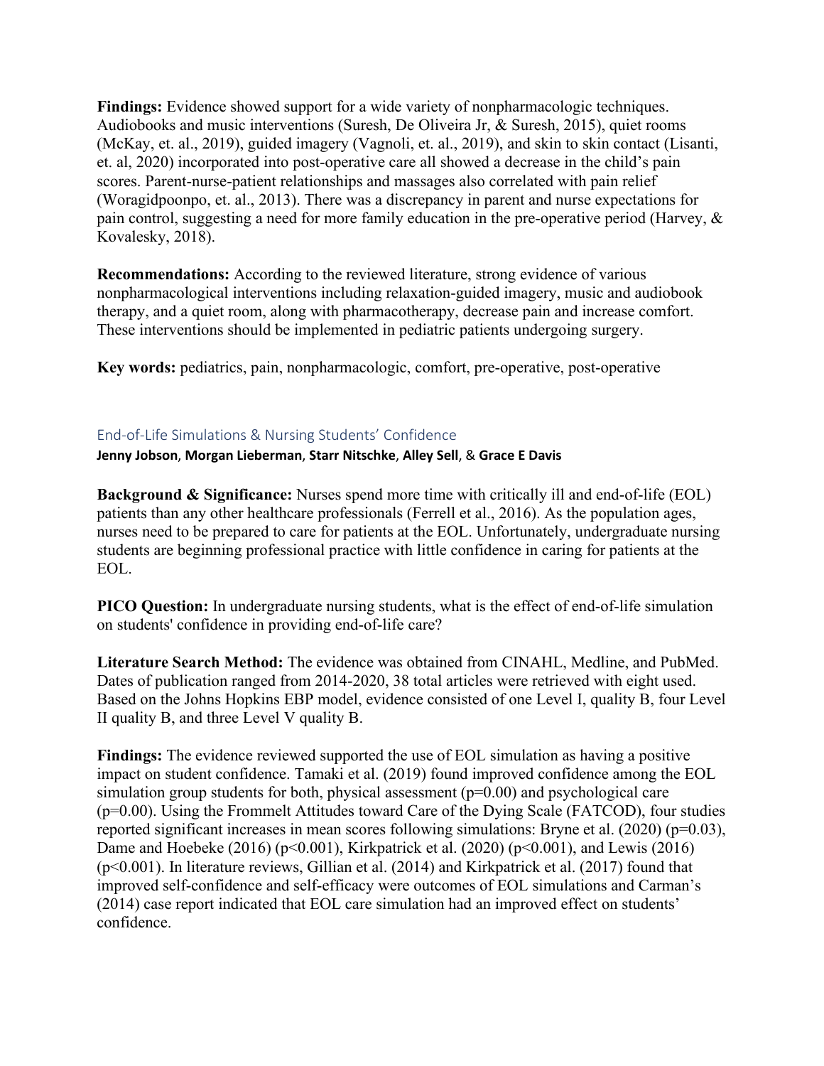**Findings:** Evidence showed support for a wide variety of nonpharmacologic techniques. Audiobooks and music interventions (Suresh, De Oliveira Jr, & Suresh, 2015), quiet rooms (McKay, et. al., 2019), guided imagery (Vagnoli, et. al., 2019), and skin to skin contact (Lisanti, et. al, 2020) incorporated into post-operative care all showed a decrease in the child's pain scores. Parent-nurse-patient relationships and massages also correlated with pain relief (Woragidpoonpo, et. al., 2013). There was a discrepancy in parent and nurse expectations for pain control, suggesting a need for more family education in the pre-operative period (Harvey, & Kovalesky, 2018).

**Recommendations:** According to the reviewed literature, strong evidence of various nonpharmacological interventions including relaxation-guided imagery, music and audiobook therapy, and a quiet room, along with pharmacotherapy, decrease pain and increase comfort. These interventions should be implemented in pediatric patients undergoing surgery.

**Key words:** pediatrics, pain, nonpharmacologic, comfort, pre-operative, post-operative

## End-of-Life Simulations & Nursing Students' Confidence

**Jenny Jobson**, **Morgan Lieberman**, **Starr Nitschke**, **Alley Sell**, & **Grace E Davis**

**Background & Significance:** Nurses spend more time with critically ill and end-of-life (EOL) patients than any other healthcare professionals (Ferrell et al., 2016). As the population ages, nurses need to be prepared to care for patients at the EOL. Unfortunately, undergraduate nursing students are beginning professional practice with little confidence in caring for patients at the EOL.

**PICO Question:** In undergraduate nursing students, what is the effect of end-of-life simulation on students' confidence in providing end-of-life care?

**Literature Search Method:** The evidence was obtained from CINAHL, Medline, and PubMed. Dates of publication ranged from 2014-2020, 38 total articles were retrieved with eight used. Based on the Johns Hopkins EBP model, evidence consisted of one Level I, quality B, four Level II quality B, and three Level V quality B.

**Findings:** The evidence reviewed supported the use of EOL simulation as having a positive impact on student confidence. Tamaki et al. (2019) found improved confidence among the EOL simulation group students for both, physical assessment ($p=0.00$) and psychological care ($p=0.00$). Using the Frommelt Attitudes toward Care of the Dying Scale (FATCOD), four studies reported significant increases in mean scores following simulations: Bryne et al. (2020) ($p=0.03$), Dame and Hoebeke (2016) ($p<0.001$), Kirkpatrick et al. (2020) ($p<0.001$), and Lewis (2016) ($p<0.001$). In literature reviews, Gillian et al. (2014) and Kirkpatrick et al. (2017) found that improved self-confidence and self-efficacy were outcomes of EOL simulations and Carman's (2014) case report indicated that EOL care simulation had an improved effect on students' confidence.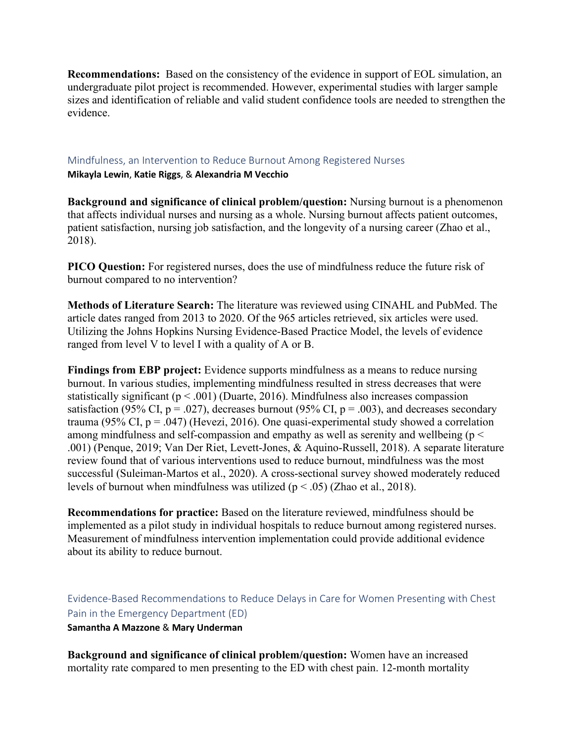**Recommendations:** Based on the consistency of the evidence in support of EOL simulation, an undergraduate pilot project is recommended. However, experimental studies with larger sample sizes and identification of reliable and valid student confidence tools are needed to strengthen the evidence.

### Mindfulness, an Intervention to Reduce Burnout Among Registered Nurses

**Mikayla Lewin**, **Katie Riggs**, & **Alexandria M Vecchio**

**Background and significance of clinical problem/question:** Nursing burnout is a phenomenon that affects individual nurses and nursing as a whole. Nursing burnout affects patient outcomes, patient satisfaction, nursing job satisfaction, and the longevity of a nursing career (Zhao et al., 2018).

**PICO Question:** For registered nurses, does the use of mindfulness reduce the future risk of burnout compared to no intervention?

**Methods of Literature Search:** The literature was reviewed using CINAHL and PubMed. The article dates ranged from 2013 to 2020. Of the 965 articles retrieved, six articles were used. Utilizing the Johns Hopkins Nursing Evidence-Based Practice Model, the levels of evidence ranged from level V to level I with a quality of A or B.

**Findings from EBP project:** Evidence supports mindfulness as a means to reduce nursing burnout. In various studies, implementing mindfulness resulted in stress decreases that were statistically significant ($p < .001$) (Duarte, 2016). Mindfulness also increases compassion satisfaction (95% CI, $p = .027$), decreases burnout (95% CI, $p = .003$), and decreases secondary trauma (95% CI, $p = .047$) (Hevezi, 2016). One quasi-experimental study showed a correlation among mindfulness and self-compassion and empathy as well as serenity and wellbeing ($p < .001$) (Penque, 2019; Van Der Riet, Levett-Jones, & Aquino-Russell, 2018). A separate literature review found that of various interventions used to reduce burnout, mindfulness was the most successful (Suleiman-Martos et al., 2020). A cross-sectional survey showed moderately reduced levels of burnout when mindfulness was utilized ($p < .05$) (Zhao et al., 2018).

**Recommendations for practice:** Based on the literature reviewed, mindfulness should be implemented as a pilot study in individual hospitals to reduce burnout among registered nurses. Measurement of mindfulness intervention implementation could provide additional evidence about its ability to reduce burnout.

### Evidence-Based Recommendations to Reduce Delays in Care for Women Presenting with Chest Pain in the Emergency Department (ED)

**Samantha A Mazzone** & **Mary Underman**

**Background and significance of clinical problem/question:** Women have an increased mortality rate compared to men presenting to the ED with chest pain. 12-month mortality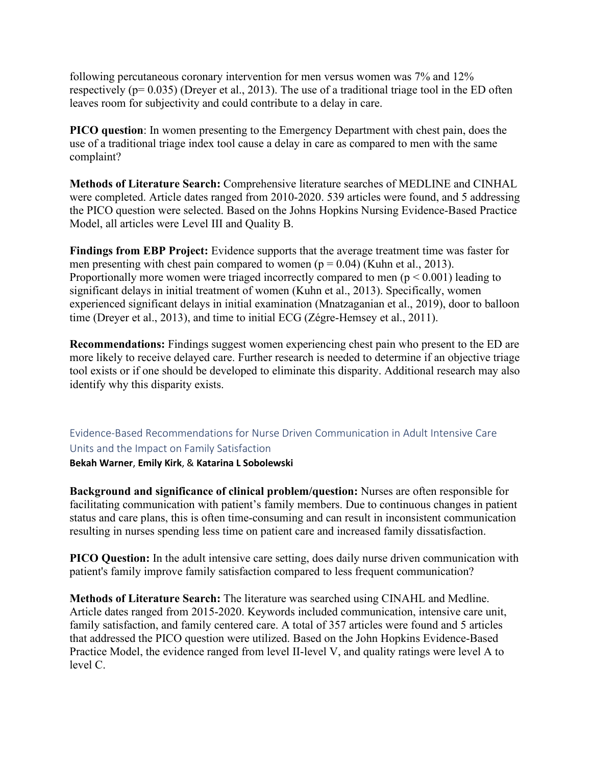following percutaneous coronary intervention for men versus women was 7% and 12% respectively ($p = 0.035$) (Dreyer et al., 2013). The use of a traditional triage tool in the ED often leaves room for subjectivity and could contribute to a delay in care.

**PICO question**: In women presenting to the Emergency Department with chest pain, does the use of a traditional triage index tool cause a delay in care as compared to men with the same complaint?

**Methods of Literature Search:** Comprehensive literature searches of MEDLINE and CINHAL were completed. Article dates ranged from 2010-2020. 539 articles were found, and 5 addressing the PICO question were selected. Based on the Johns Hopkins Nursing Evidence-Based Practice Model, all articles were Level III and Quality B.

**Findings from EBP Project:** Evidence supports that the average treatment time was faster for men presenting with chest pain compared to women ($p = 0.04$) (Kuhn et al., 2013). Proportionally more women were triaged incorrectly compared to men ($p < 0.001$) leading to significant delays in initial treatment of women (Kuhn et al., 2013). Specifically, women experienced significant delays in initial examination (Mnatzaganian et al., 2019), door to balloon time (Dreyer et al., 2013), and time to initial ECG (Zégre-Hemsey et al., 2011).

**Recommendations:** Findings suggest women experiencing chest pain who present to the ED are more likely to receive delayed care. Further research is needed to determine if an objective triage tool exists or if one should be developed to eliminate this disparity. Additional research may also identify why this disparity exists.

## Evidence-Based Recommendations for Nurse Driven Communication in Adult Intensive Care Units and the Impact on Family Satisfaction

**Bekah Warner**, **Emily Kirk**, & **Katarina L Sobolewski**

**Background and significance of clinical problem/question:** Nurses are often responsible for facilitating communication with patient's family members. Due to continuous changes in patient status and care plans, this is often time-consuming and can result in inconsistent communication resulting in nurses spending less time on patient care and increased family dissatisfaction.

**PICO Question:** In the adult intensive care setting, does daily nurse driven communication with patient's family improve family satisfaction compared to less frequent communication?

**Methods of Literature Search:** The literature was searched using CINAHL and Medline. Article dates ranged from 2015-2020. Keywords included communication, intensive care unit, family satisfaction, and family centered care. A total of 357 articles were found and 5 articles that addressed the PICO question were utilized. Based on the John Hopkins Evidence-Based Practice Model, the evidence ranged from level II-level V, and quality ratings were level A to level C.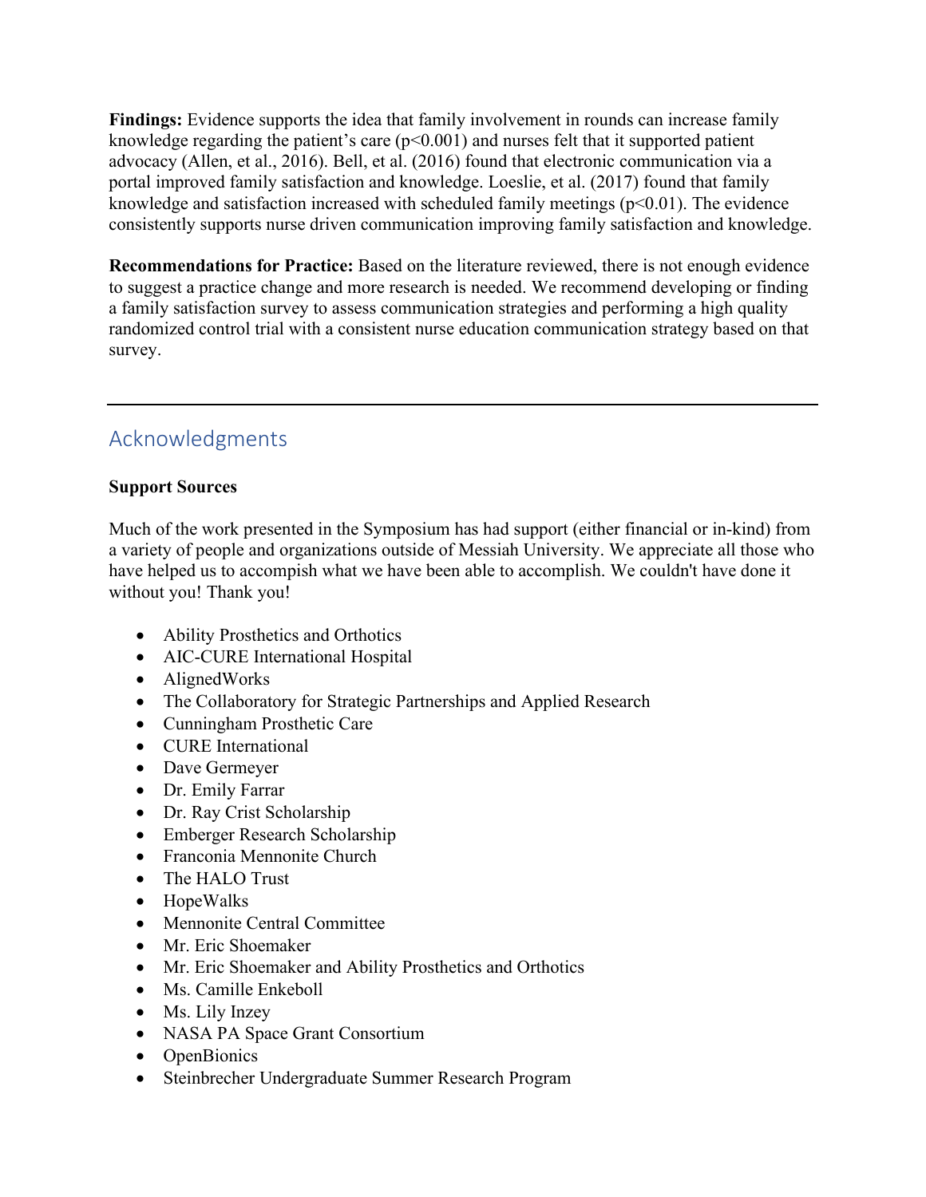**Findings:** Evidence supports the idea that family involvement in rounds can increase family knowledge regarding the patient's care ($p<0.001$) and nurses felt that it supported patient advocacy (Allen, et al., 2016). Bell, et al. (2016) found that electronic communication via a portal improved family satisfaction and knowledge. Loeslie, et al. (2017) found that family knowledge and satisfaction increased with scheduled family meetings ($p<0.01$). The evidence consistently supports nurse driven communication improving family satisfaction and knowledge.

**Recommendations for Practice:** Based on the literature reviewed, there is not enough evidence to suggest a practice change and more research is needed. We recommend developing or finding a family satisfaction survey to assess communication strategies and performing a high quality randomized control trial with a consistent nurse education communication strategy based on that survey.

---

## Acknowledgments

**Support Sources**

Much of the work presented in the Symposium has had support (either financial or in-kind) from a variety of people and organizations outside of Messiah University. We appreciate all those who have helped us to accompish what we have been able to accomplish. We couldn't have done it without you! Thank you!

- Ability Prosthetics and Orthotics
- AIC-CURE International Hospital
- AlignedWorks
- The Collaboratory for Strategic Partnerships and Applied Research
- Cunningham Prosthetic Care
- CURE International
- Dave Germeyer
- Dr. Emily Farrar
- Dr. Ray Crist Scholarship
- Emberger Research Scholarship
- Franconia Mennonite Church
- The HALO Trust
- HopeWalks
- Mennonite Central Committee
- Mr. Eric Shoemaker
- Mr. Eric Shoemaker and Ability Prosthetics and Orthotics
- Ms. Camille Enkeboll
- Ms. Lily Inzey
- NASA PA Space Grant Consortium
- OpenBionics
- Steinbrecher Undergraduate Summer Research Program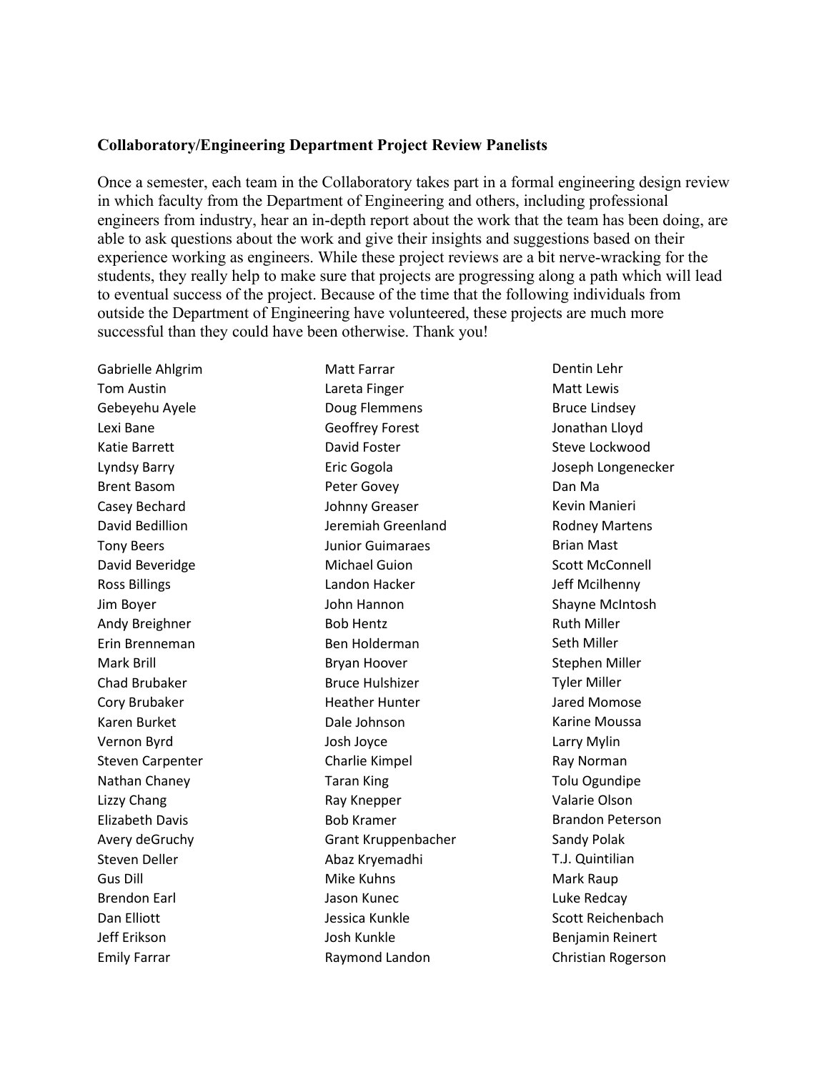**Collaboratory/Engineering Department Project Review Panelists**

Once a semester, each team in the Collaboratory takes part in a formal engineering design review in which faculty from the Department of Engineering and others, including professional engineers from industry, hear an in-depth report about the work that the team has been doing, are able to ask questions about the work and give their insights and suggestions based on their experience working as engineers. While these project reviews are a bit nerve-wracking for the students, they really help to make sure that projects are progressing along a path which will lead to eventual success of the project. Because of the time that the following individuals from outside the Department of Engineering have volunteered, these projects are much more successful than they could have been otherwise. Thank you!

Gabrielle Ahlgrim
Tom Austin
Gebeyehu Ayele
Lexi Bane
Katie Barrett
Lyndsy Barry
Brent Basom
Casey Bechard
David Bedillion
Tony Beers
David Beveridge
Ross Billings
Jim Boyer
Andy Breighner
Erin Brenneman
Mark Brill
Chad Brubaker
Cory Brubaker
Karen Burket
Vernon Byrd
Steven Carpenter
Nathan Chaney
Lizzy Chang
Elizabeth Davis
Avery deGruchy
Steven Deller
Gus Dill
Brendon Earl
Dan Elliott
Jeff Erikson
Emily Farrar
Matt Farrar
Lareta Finger
Doug Flemmens
Geoffrey Forest
David Foster
Eric Gogola
Peter Govey
Johnny Greaser
Jeremiah Greenland
Junior Guimaraes
Michael Guion
Landon Hacker
John Hannon
Bob Hentz
Ben Holderman
Bryan Hoover
Bruce Hulshizer
Heather Hunter
Dale Johnson
Josh Joyce
Charlie Kimpel
Taran King
Ray Knepper
Bob Kramer
Grant Kruppenbacher
Abaz Kryemadhi
Mike Kuhns
Jason Kunec
Jessica Kunkle
Josh Kunkle
Raymond Landon
Dentin Lehr
Matt Lewis
Bruce Lindsey
Jonathan Lloyd
Steve Lockwood
Joseph Longenecker
Dan Ma
Kevin Manieri
Rodney Martens
Brian Mast
Scott McConnell
Jeff Mcilhenny
Shayne McIntosh
Ruth Miller
Seth Miller
Stephen Miller
Tyler Miller
Jared Momose
Karine Moussa
Larry Mylin
Ray Norman
Tolu Ogundipe
Valarie Olson
Brandon Peterson
Sandy Polak
T.J. Quintilian
Mark Raup
Luke Redcay
Scott Reichenbach
Benjamin Reinert
Christian Rogerson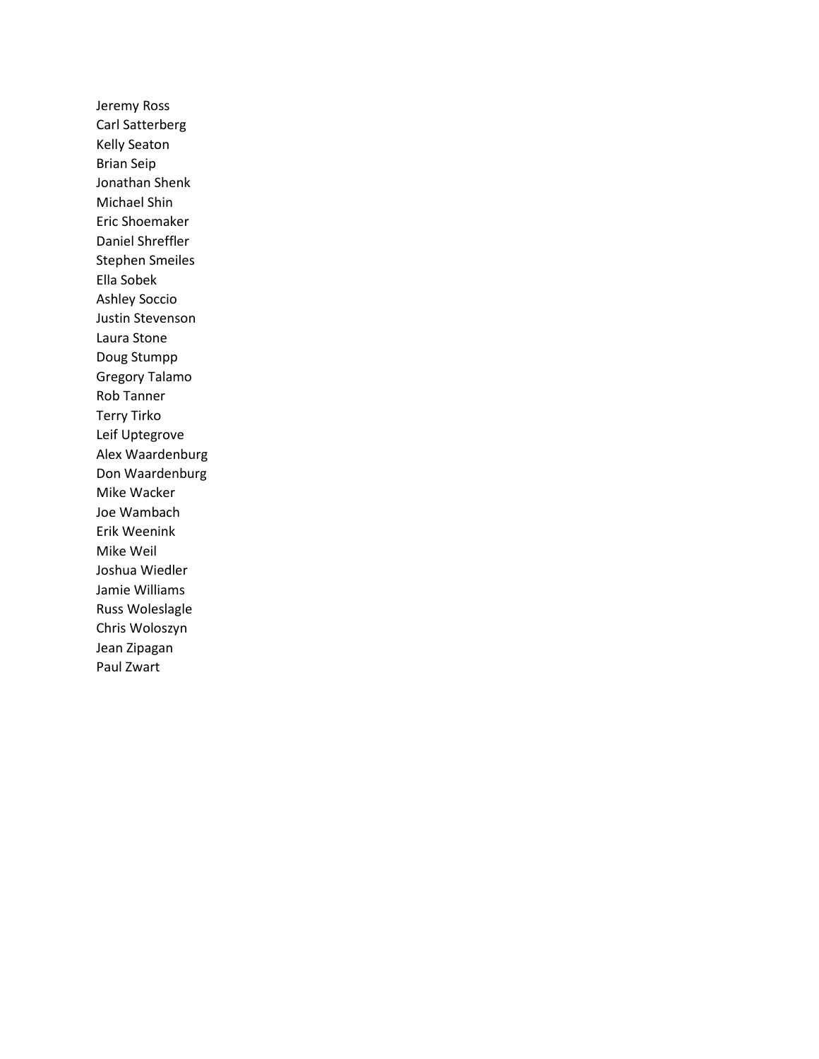Jeremy Ross
Carl Satterberg
Kelly Seaton
Brian Seip
Jonathan Shenk
Michael Shin
Eric Shoemaker
Daniel Shreffler
Stephen Smeiles
Ella Sobek
Ashley Soccio
Justin Stevenson
Laura Stone
Doug Stumpp
Gregory Talamo
Rob Tanner
Terry Tirko
Leif Uptegrove
Alex Waardenburg
Don Waardenburg
Mike Wacker
Joe Wambach
Erik Weenink
Mike Weil
Joshua Wiedler
Jamie Williams
Russ Woleslagle
Chris Woloszyn
Jean Zipagan
Paul Zwart